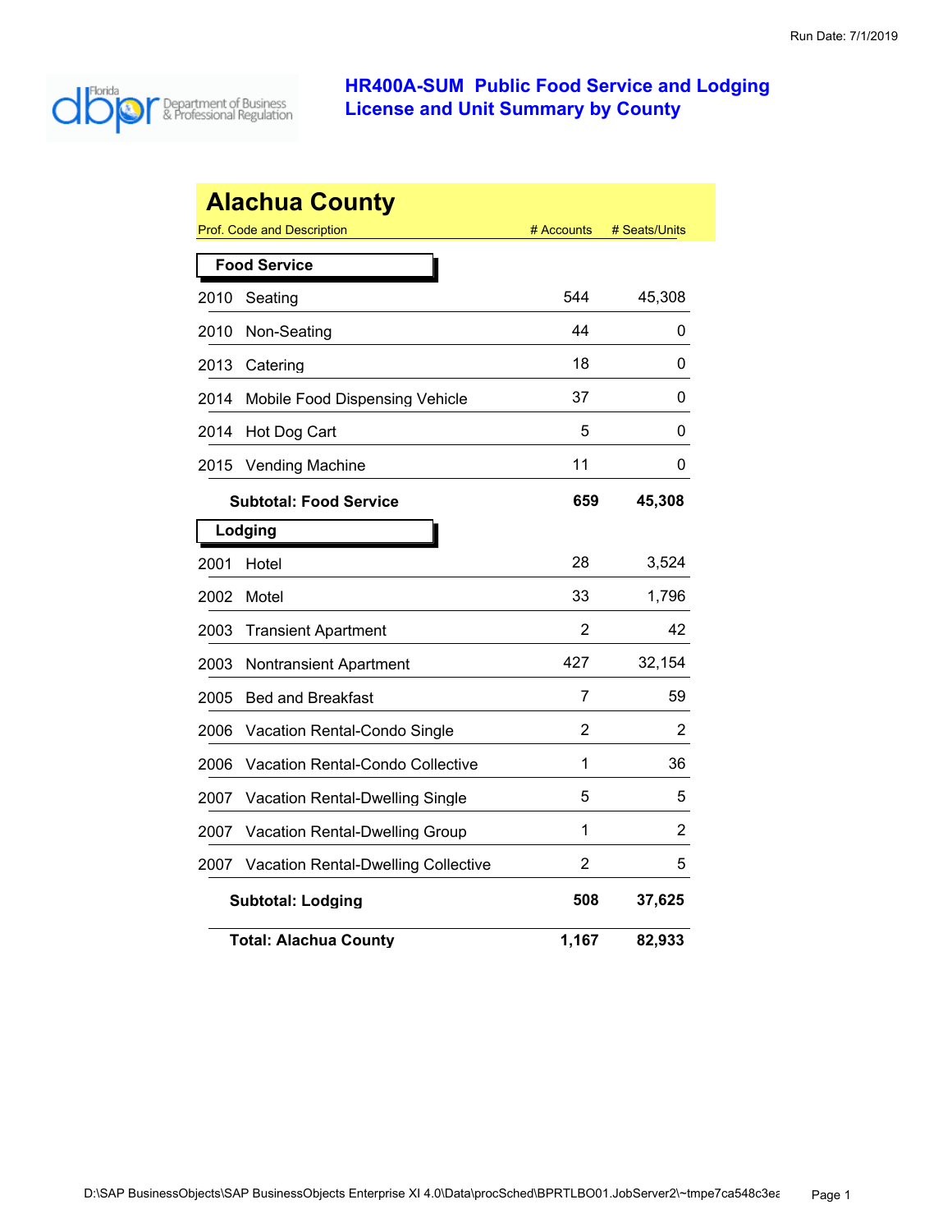# HR400A-SUM Public Food Service and Lodging License and Unit Summary by County

## Alachua County

| Prof. Code and Description | # Accounts | # Seats/Units |
|---|---|---|
| **Food Service** | | |
| 2010 Seating | 544 | 45,308 |
| 2010 Non-Seating | 44 | 0 |
| 2013 Catering | 18 | 0 |
| 2014 Mobile Food Dispensing Vehicle | 37 | 0 |
| 2014 Hot Dog Cart | 5 | 0 |
| 2015 Vending Machine | 11 | 0 |
| **Subtotal: Food Service** | **659** | **45,308** |
| **Lodging** | | |
| 2001 Hotel | 28 | 3,524 |
| 2002 Motel | 33 | 1,796 |
| 2003 Transient Apartment | 2 | 42 |
| 2003 Nontransient Apartment | 427 | 32,154 |
| 2005 Bed and Breakfast | 7 | 59 |
| 2006 Vacation Rental-Condo Single | 2 | 2 |
| 2006 Vacation Rental-Condo Collective | 1 | 36 |
| 2007 Vacation Rental-Dwelling Single | 5 | 5 |
| 2007 Vacation Rental-Dwelling Group | 1 | 2 |
| 2007 Vacation Rental-Dwelling Collective | 2 | 5 |
| **Subtotal: Lodging** | **508** | **37,625** |
| **Total: Alachua County** | **1,167** | **82,933** |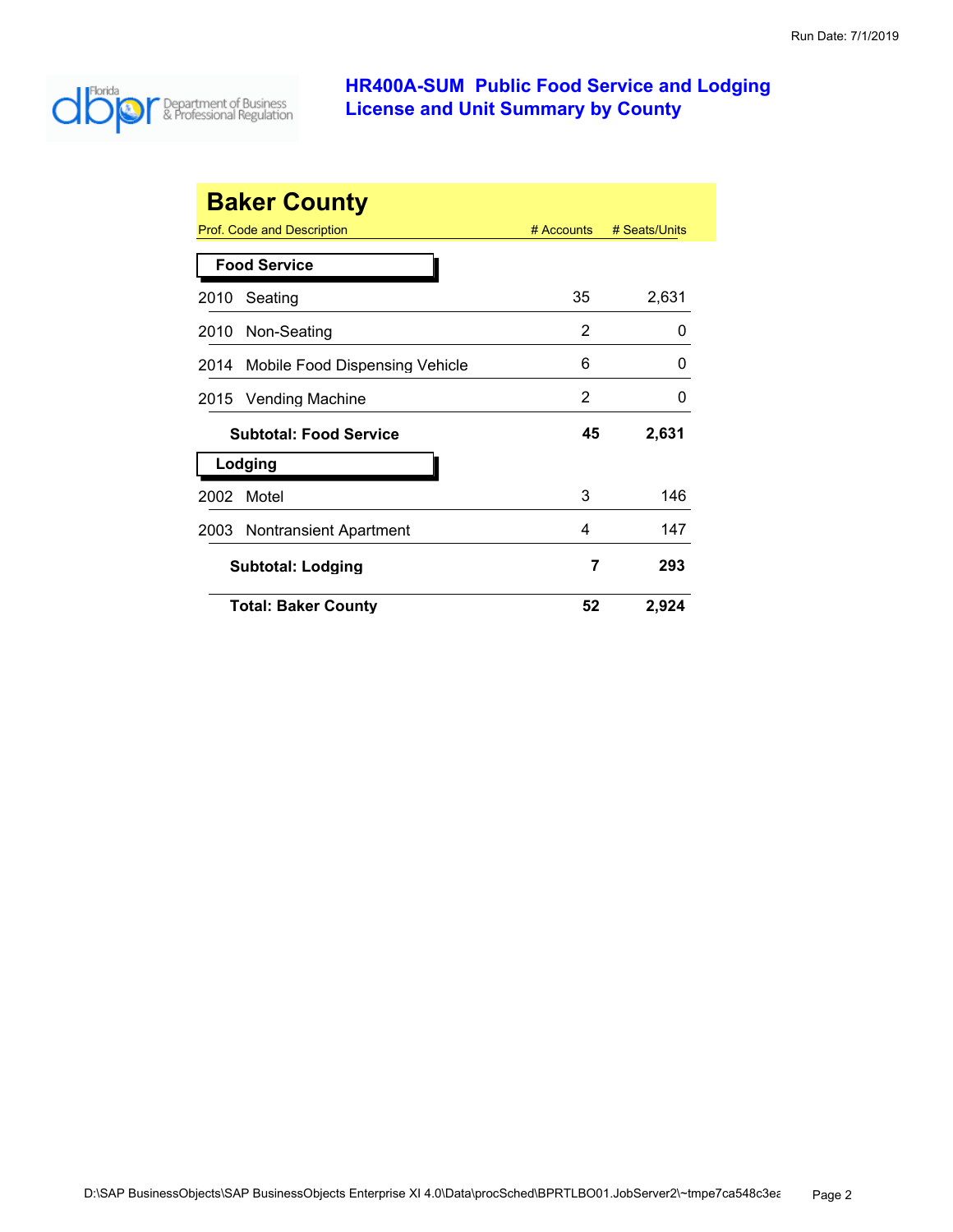# HR400A-SUM Public Food Service and Lodging License and Unit Summary by County

## Baker County

| Prof. Code and Description | # Accounts | # Seats/Units |
|---|---|---|
| **Food Service** | | |
| 2010 Seating | 35 | 2,631 |
| 2010 Non-Seating | 2 | 0 |
| 2014 Mobile Food Dispensing Vehicle | 6 | 0 |
| 2015 Vending Machine | 2 | 0 |
| **Subtotal: Food Service** | **45** | **2,631** |
| **Lodging** | | |
| 2002 Motel | 3 | 146 |
| 2003 Nontransient Apartment | 4 | 147 |
| **Subtotal: Lodging** | **7** | **293** |
| **Total: Baker County** | **52** | **2,924** |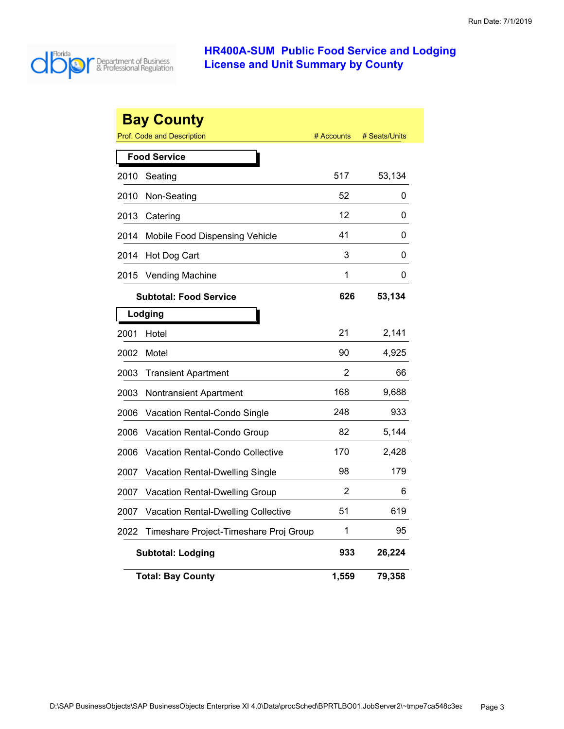# HR400A-SUM Public Food Service and Lodging License and Unit Summary by County

Run Date: 7/1/2019

## Bay County

| Prof. Code and Description | | # Accounts | # Seats/Units |
|---|---|---|---|
| **Food Service** | | | |
| 2010 | Seating | 517 | 53,134 |
| 2010 | Non-Seating | 52 | 0 |
| 2013 | Catering | 12 | 0 |
| 2014 | Mobile Food Dispensing Vehicle | 41 | 0 |
| 2014 | Hot Dog Cart | 3 | 0 |
| 2015 | Vending Machine | 1 | 0 |
| | **Subtotal: Food Service** | **626** | **53,134** |
| **Lodging** | | | |
| 2001 | Hotel | 21 | 2,141 |
| 2002 | Motel | 90 | 4,925 |
| 2003 | Transient Apartment | 2 | 66 |
| 2003 | Nontransient Apartment | 168 | 9,688 |
| 2006 | Vacation Rental-Condo Single | 248 | 933 |
| 2006 | Vacation Rental-Condo Group | 82 | 5,144 |
| 2006 | Vacation Rental-Condo Collective | 170 | 2,428 |
| 2007 | Vacation Rental-Dwelling Single | 98 | 179 |
| 2007 | Vacation Rental-Dwelling Group | 2 | 6 |
| 2007 | Vacation Rental-Dwelling Collective | 51 | 619 |
| 2022 | Timeshare Project-Timeshare Proj Group | 1 | 95 |
| | **Subtotal: Lodging** | **933** | **26,224** |
| | **Total: Bay County** | **1,559** | **79,358** |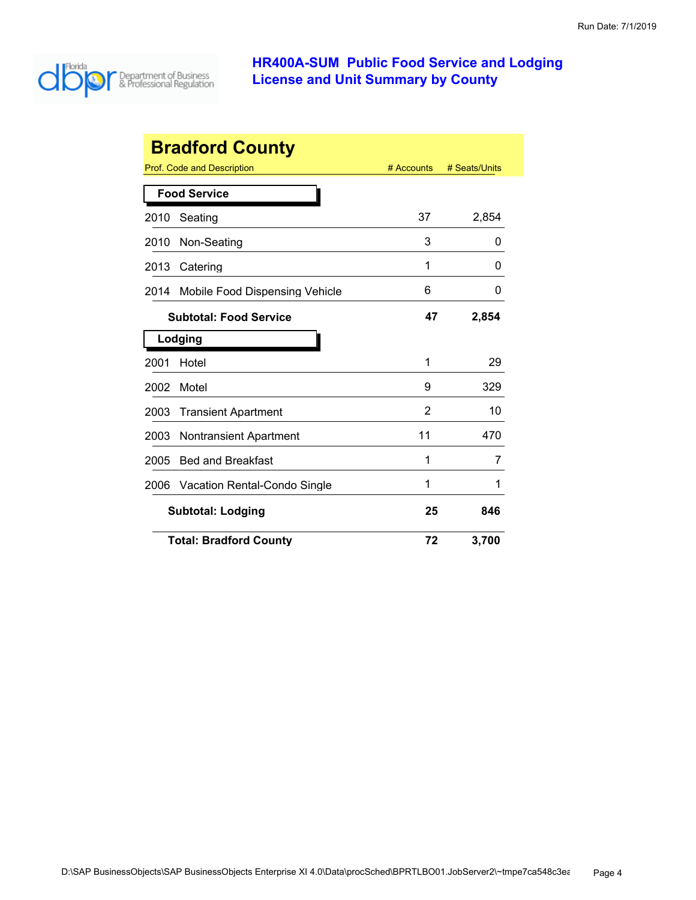# HR400A-SUM Public Food Service and Lodging License and Unit Summary by County

## Bradford County

| Prof. Code and Description | | # Accounts | # Seats/Units |
|---|---|---|---|
| **Food Service** | | | |
| 2010 | Seating | 37 | 2,854 |
| 2010 | Non-Seating | 3 | 0 |
| 2013 | Catering | 1 | 0 |
| 2014 | Mobile Food Dispensing Vehicle | 6 | 0 |
| | **Subtotal: Food Service** | **47** | **2,854** |
| **Lodging** | | | |
| 2001 | Hotel | 1 | 29 |
| 2002 | Motel | 9 | 329 |
| 2003 | Transient Apartment | 2 | 10 |
| 2003 | Nontransient Apartment | 11 | 470 |
| 2005 | Bed and Breakfast | 1 | 7 |
| 2006 | Vacation Rental-Condo Single | 1 | 1 |
| | **Subtotal: Lodging** | **25** | **846** |
| | **Total: Bradford County** | **72** | **3,700** |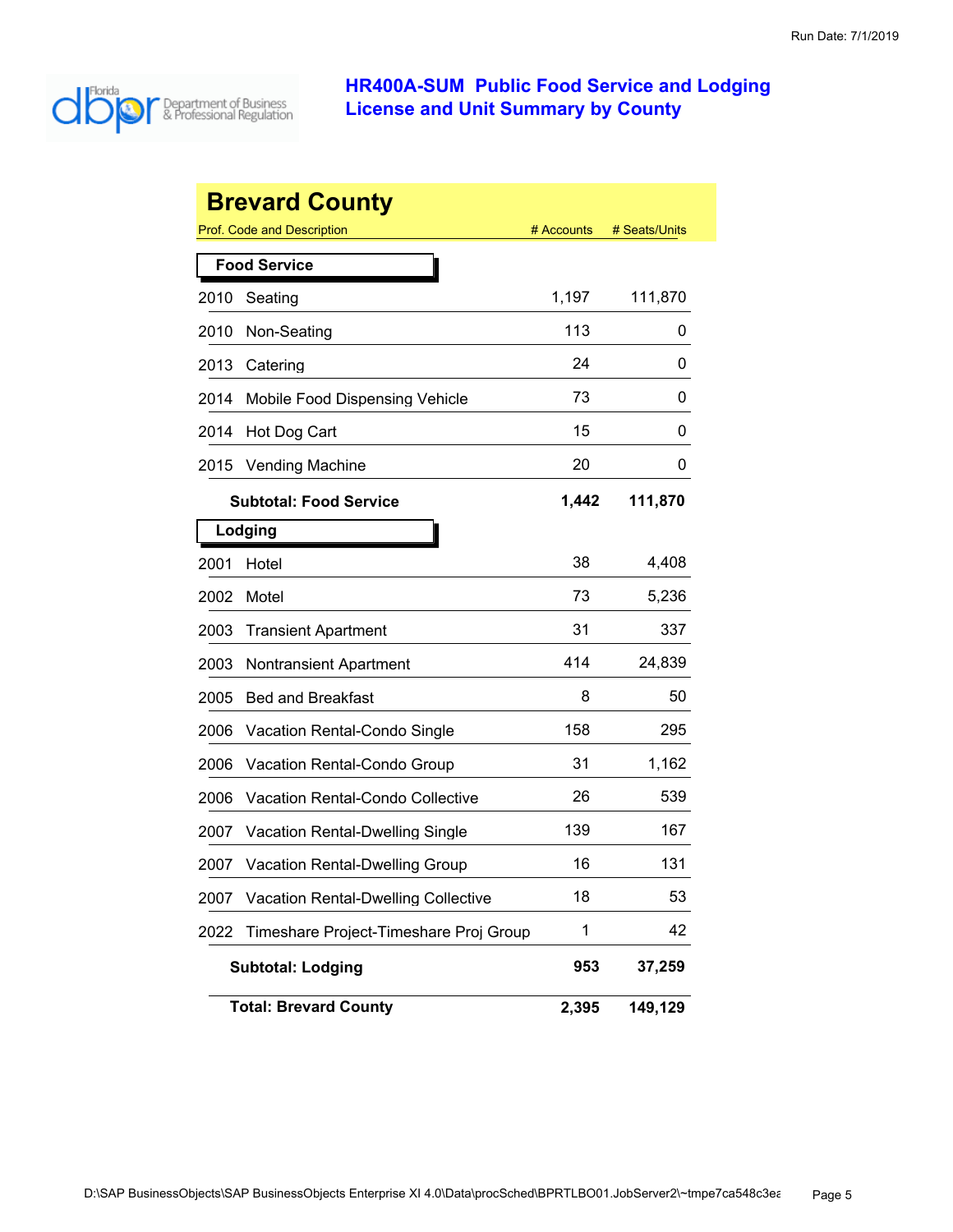# HR400A-SUM Public Food Service and Lodging License and Unit Summary by County

## Brevard County

| Prof. Code and Description | | # Accounts | # Seats/Units |
|---|---|---|---|
| **Food Service** | | | |
| 2010 | Seating | 1,197 | 111,870 |
| 2010 | Non-Seating | 113 | 0 |
| 2013 | Catering | 24 | 0 |
| 2014 | Mobile Food Dispensing Vehicle | 73 | 0 |
| 2014 | Hot Dog Cart | 15 | 0 |
| 2015 | Vending Machine | 20 | 0 |
| | **Subtotal: Food Service** | **1,442** | **111,870** |
| **Lodging** | | | |
| 2001 | Hotel | 38 | 4,408 |
| 2002 | Motel | 73 | 5,236 |
| 2003 | Transient Apartment | 31 | 337 |
| 2003 | Nontransient Apartment | 414 | 24,839 |
| 2005 | Bed and Breakfast | 8 | 50 |
| 2006 | Vacation Rental-Condo Single | 158 | 295 |
| 2006 | Vacation Rental-Condo Group | 31 | 1,162 |
| 2006 | Vacation Rental-Condo Collective | 26 | 539 |
| 2007 | Vacation Rental-Dwelling Single | 139 | 167 |
| 2007 | Vacation Rental-Dwelling Group | 16 | 131 |
| 2007 | Vacation Rental-Dwelling Collective | 18 | 53 |
| 2022 | Timeshare Project-Timeshare Proj Group | 1 | 42 |
| | **Subtotal: Lodging** | **953** | **37,259** |
| | **Total: Brevard County** | **2,395** | **149,129** |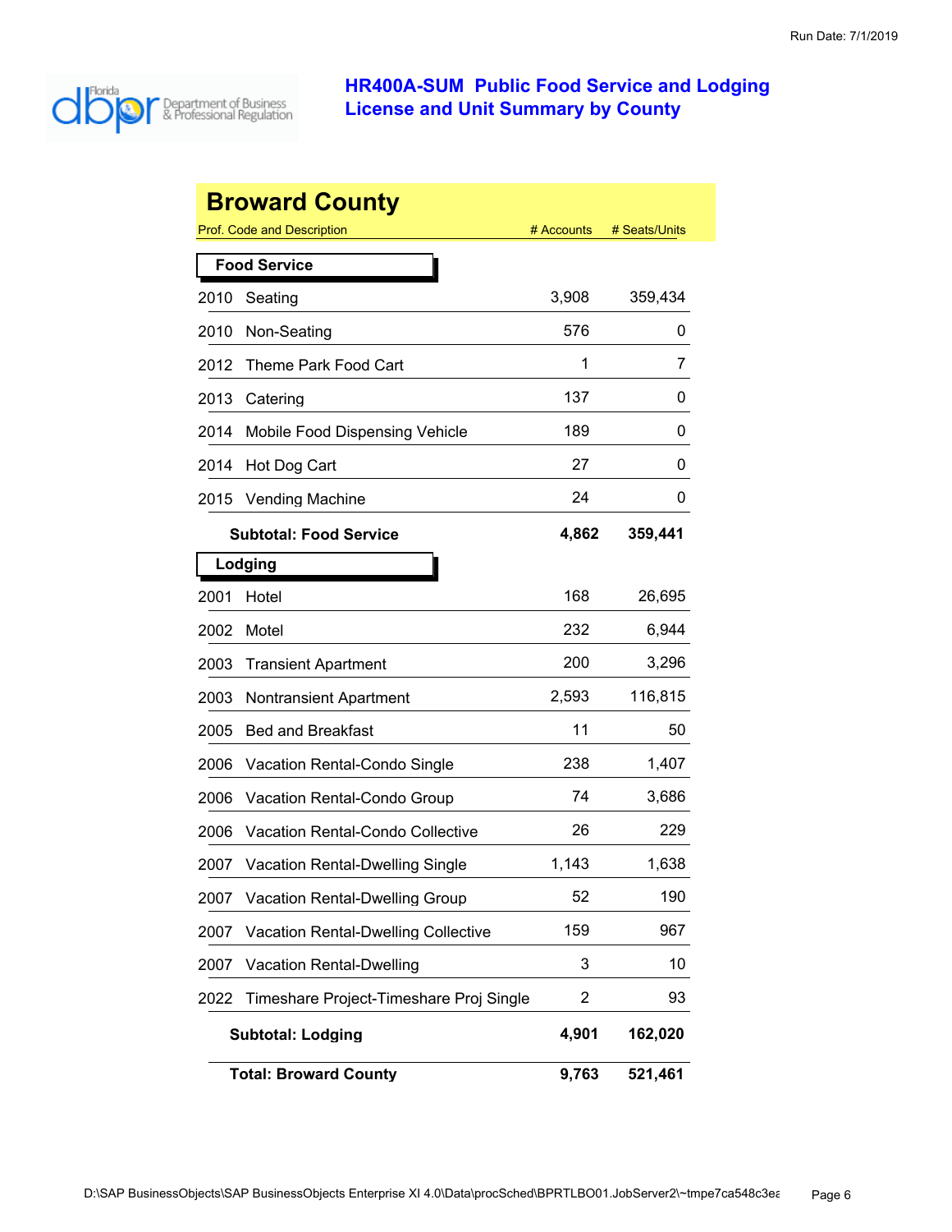# HR400A-SUM Public Food Service and Lodging License and Unit Summary by County

Run Date: 7/1/2019

## Broward County

| Prof. Code and Description | | # Accounts | # Seats/Units |
|---|---|---|---|
| **Food Service** | | | |
| 2010 | Seating | 3,908 | 359,434 |
| 2010 | Non-Seating | 576 | 0 |
| 2012 | Theme Park Food Cart | 1 | 7 |
| 2013 | Catering | 137 | 0 |
| 2014 | Mobile Food Dispensing Vehicle | 189 | 0 |
| 2014 | Hot Dog Cart | 27 | 0 |
| 2015 | Vending Machine | 24 | 0 |
| | **Subtotal: Food Service** | **4,862** | **359,441** |
| **Lodging** | | | |
| 2001 | Hotel | 168 | 26,695 |
| 2002 | Motel | 232 | 6,944 |
| 2003 | Transient Apartment | 200 | 3,296 |
| 2003 | Nontransient Apartment | 2,593 | 116,815 |
| 2005 | Bed and Breakfast | 11 | 50 |
| 2006 | Vacation Rental-Condo Single | 238 | 1,407 |
| 2006 | Vacation Rental-Condo Group | 74 | 3,686 |
| 2006 | Vacation Rental-Condo Collective | 26 | 229 |
| 2007 | Vacation Rental-Dwelling Single | 1,143 | 1,638 |
| 2007 | Vacation Rental-Dwelling Group | 52 | 190 |
| 2007 | Vacation Rental-Dwelling Collective | 159 | 967 |
| 2007 | Vacation Rental-Dwelling | 3 | 10 |
| 2022 | Timeshare Project-Timeshare Proj Single | 2 | 93 |
| | **Subtotal: Lodging** | **4,901** | **162,020** |
| | **Total: Broward County** | **9,763** | **521,461** |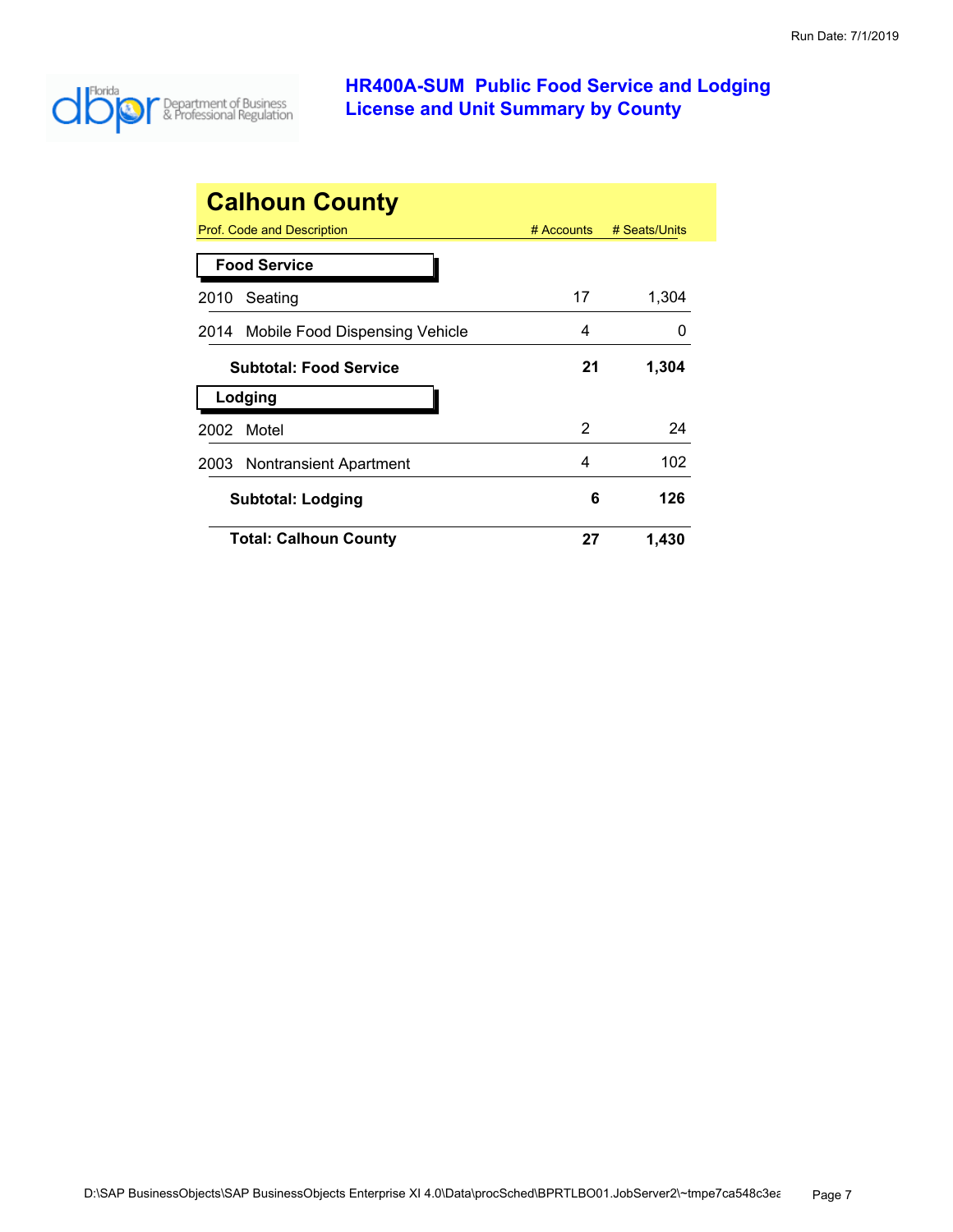# HR400A-SUM Public Food Service and Lodging License and Unit Summary by County

## Calhoun County

| Prof. Code and Description | # Accounts | # Seats/Units |
|---|---|---|
| **Food Service** | | |
| 2010 Seating | 17 | 1,304 |
| 2014 Mobile Food Dispensing Vehicle | 4 | 0 |
| **Subtotal: Food Service** | **21** | **1,304** |
| **Lodging** | | |
| 2002 Motel | 2 | 24 |
| 2003 Nontransient Apartment | 4 | 102 |
| **Subtotal: Lodging** | **6** | **126** |
| **Total: Calhoun County** | **27** | **1,430** |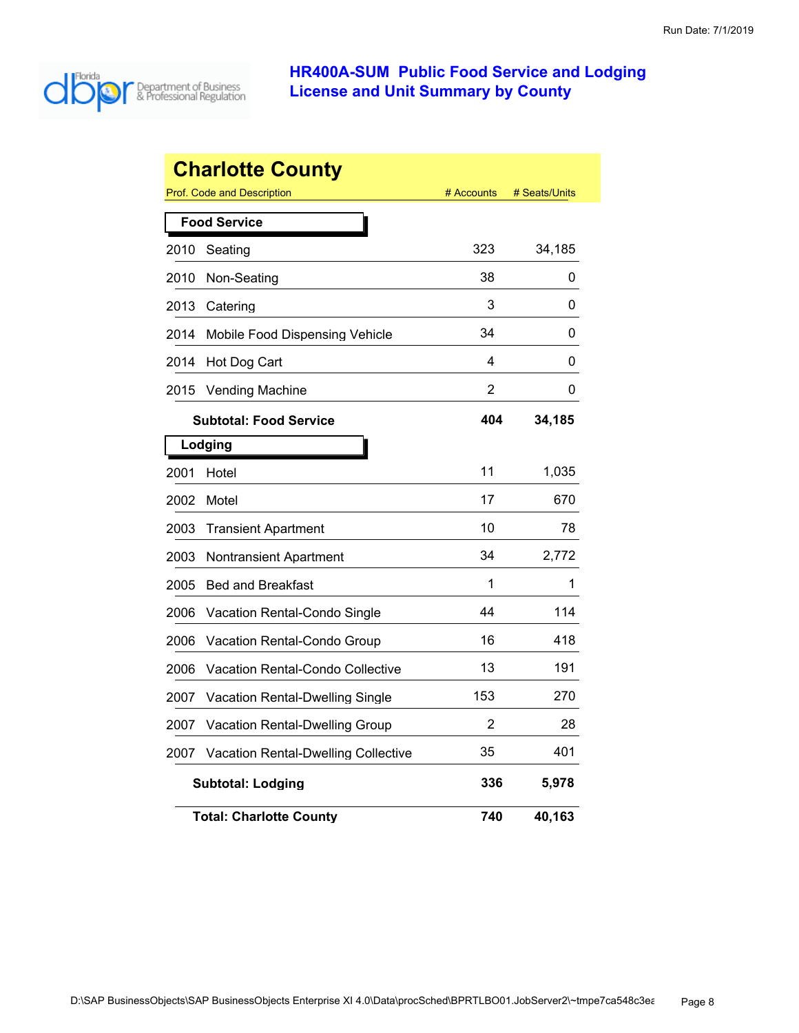# HR400A-SUM Public Food Service and Lodging License and Unit Summary by County

Run Date: 7/1/2019

## Charlotte County

| Prof. Code and Description | # Accounts | # Seats/Units |
|---|---|---|
| **Food Service** | | |
| 2010 Seating | 323 | 34,185 |
| 2010 Non-Seating | 38 | 0 |
| 2013 Catering | 3 | 0 |
| 2014 Mobile Food Dispensing Vehicle | 34 | 0 |
| 2014 Hot Dog Cart | 4 | 0 |
| 2015 Vending Machine | 2 | 0 |
| **Subtotal: Food Service** | **404** | **34,185** |
| **Lodging** | | |
| 2001 Hotel | 11 | 1,035 |
| 2002 Motel | 17 | 670 |
| 2003 Transient Apartment | 10 | 78 |
| 2003 Nontransient Apartment | 34 | 2,772 |
| 2005 Bed and Breakfast | 1 | 1 |
| 2006 Vacation Rental-Condo Single | 44 | 114 |
| 2006 Vacation Rental-Condo Group | 16 | 418 |
| 2006 Vacation Rental-Condo Collective | 13 | 191 |
| 2007 Vacation Rental-Dwelling Single | 153 | 270 |
| 2007 Vacation Rental-Dwelling Group | 2 | 28 |
| 2007 Vacation Rental-Dwelling Collective | 35 | 401 |
| **Subtotal: Lodging** | **336** | **5,978** |
| **Total: Charlotte County** | **740** | **40,163** |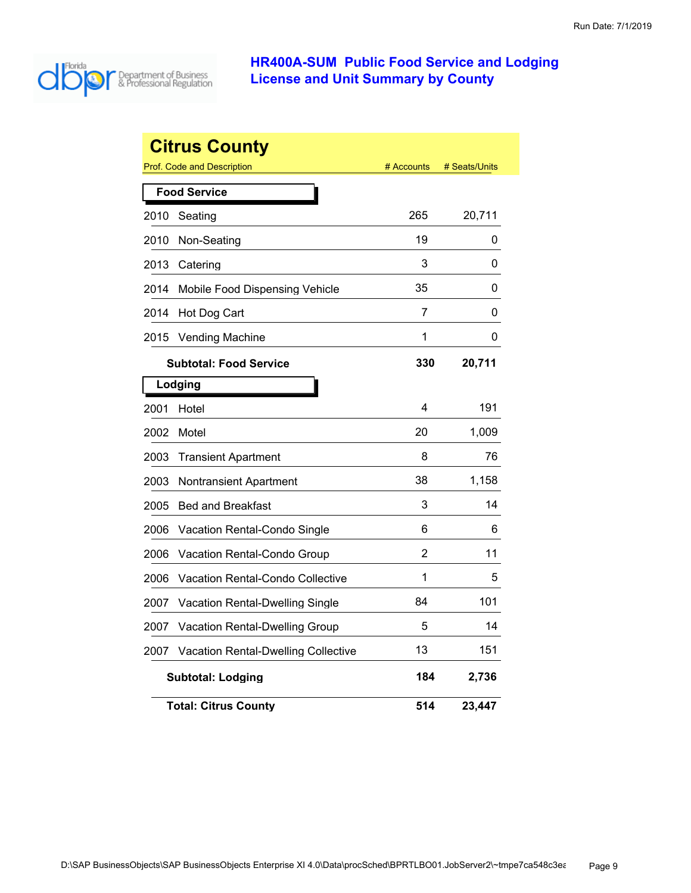# HR400A-SUM Public Food Service and Lodging License and Unit Summary by County

## Citrus County

| Prof. Code and Description | | # Accounts | # Seats/Units |
|---|---|---|---|
| **Food Service** | | | |
| 2010 | Seating | 265 | 20,711 |
| 2010 | Non-Seating | 19 | 0 |
| 2013 | Catering | 3 | 0 |
| 2014 | Mobile Food Dispensing Vehicle | 35 | 0 |
| 2014 | Hot Dog Cart | 7 | 0 |
| 2015 | Vending Machine | 1 | 0 |
| | **Subtotal: Food Service** | **330** | **20,711** |
| **Lodging** | | | |
| 2001 | Hotel | 4 | 191 |
| 2002 | Motel | 20 | 1,009 |
| 2003 | Transient Apartment | 8 | 76 |
| 2003 | Nontransient Apartment | 38 | 1,158 |
| 2005 | Bed and Breakfast | 3 | 14 |
| 2006 | Vacation Rental-Condo Single | 6 | 6 |
| 2006 | Vacation Rental-Condo Group | 2 | 11 |
| 2006 | Vacation Rental-Condo Collective | 1 | 5 |
| 2007 | Vacation Rental-Dwelling Single | 84 | 101 |
| 2007 | Vacation Rental-Dwelling Group | 5 | 14 |
| 2007 | Vacation Rental-Dwelling Collective | 13 | 151 |
| | **Subtotal: Lodging** | **184** | **2,736** |
| | **Total: Citrus County** | **514** | **23,447** |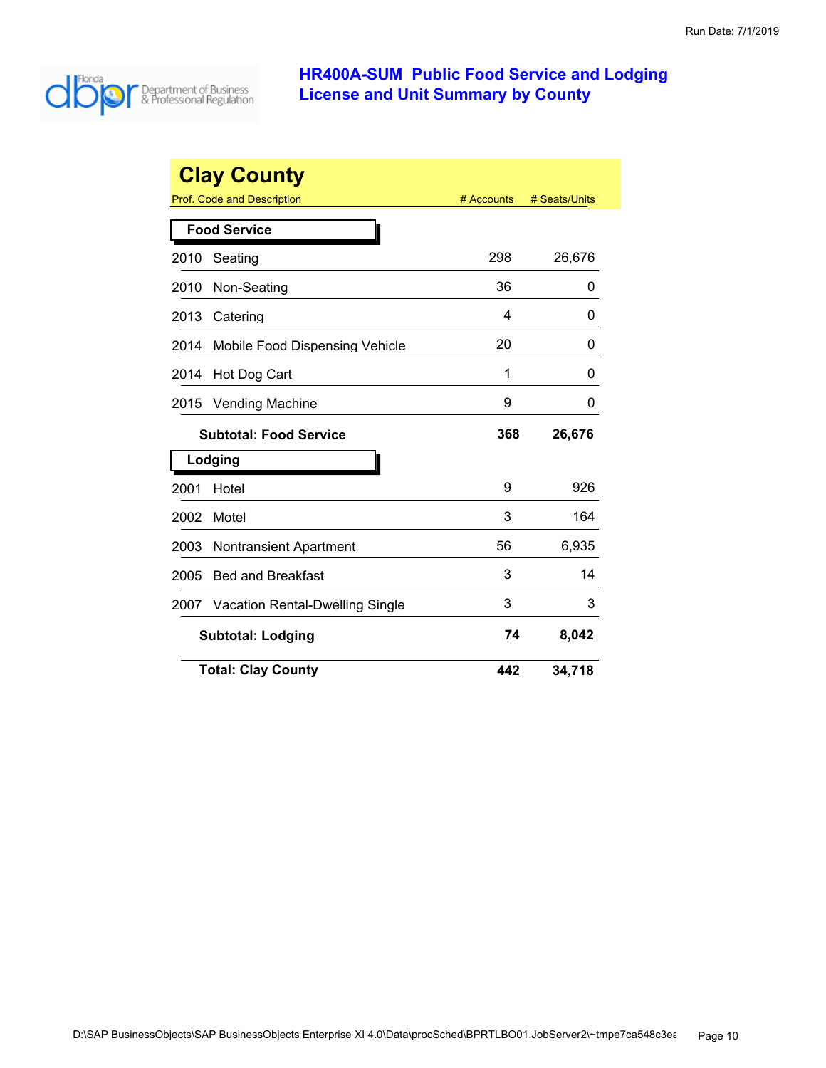# HR400A-SUM Public Food Service and Lodging License and Unit Summary by County

## Clay County

| Prof. Code and Description | | # Accounts | # Seats/Units |
|---|---|---|---|
| **Food Service** | | | |
| 2010 | Seating | 298 | 26,676 |
| 2010 | Non-Seating | 36 | 0 |
| 2013 | Catering | 4 | 0 |
| 2014 | Mobile Food Dispensing Vehicle | 20 | 0 |
| 2014 | Hot Dog Cart | 1 | 0 |
| 2015 | Vending Machine | 9 | 0 |
| | **Subtotal: Food Service** | **368** | **26,676** |
| **Lodging** | | | |
| 2001 | Hotel | 9 | 926 |
| 2002 | Motel | 3 | 164 |
| 2003 | Nontransient Apartment | 56 | 6,935 |
| 2005 | Bed and Breakfast | 3 | 14 |
| 2007 | Vacation Rental-Dwelling Single | 3 | 3 |
| | **Subtotal: Lodging** | **74** | **8,042** |
| | **Total: Clay County** | **442** | **34,718** |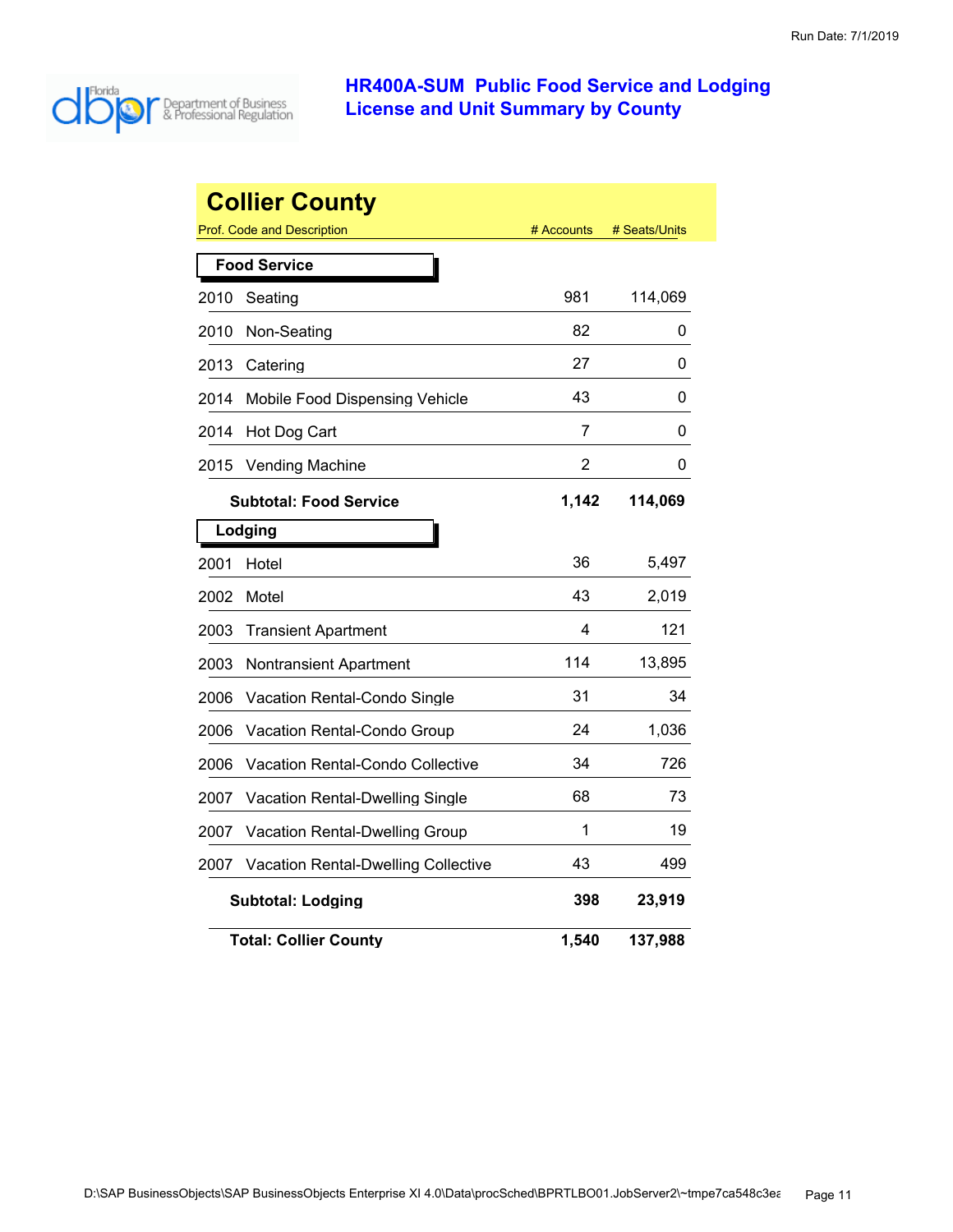# HR400A-SUM Public Food Service and Lodging License and Unit Summary by County

## Collier County

| Prof. Code and Description | # Accounts | # Seats/Units |
|---|---|---|
| **Food Service** | | |
| 2010 Seating | 981 | 114,069 |
| 2010 Non-Seating | 82 | 0 |
| 2013 Catering | 27 | 0 |
| 2014 Mobile Food Dispensing Vehicle | 43 | 0 |
| 2014 Hot Dog Cart | 7 | 0 |
| 2015 Vending Machine | 2 | 0 |
| **Subtotal: Food Service** | **1,142** | **114,069** |
| **Lodging** | | |
| 2001 Hotel | 36 | 5,497 |
| 2002 Motel | 43 | 2,019 |
| 2003 Transient Apartment | 4 | 121 |
| 2003 Nontransient Apartment | 114 | 13,895 |
| 2006 Vacation Rental-Condo Single | 31 | 34 |
| 2006 Vacation Rental-Condo Group | 24 | 1,036 |
| 2006 Vacation Rental-Condo Collective | 34 | 726 |
| 2007 Vacation Rental-Dwelling Single | 68 | 73 |
| 2007 Vacation Rental-Dwelling Group | 1 | 19 |
| 2007 Vacation Rental-Dwelling Collective | 43 | 499 |
| **Subtotal: Lodging** | **398** | **23,919** |
| **Total: Collier County** | **1,540** | **137,988** |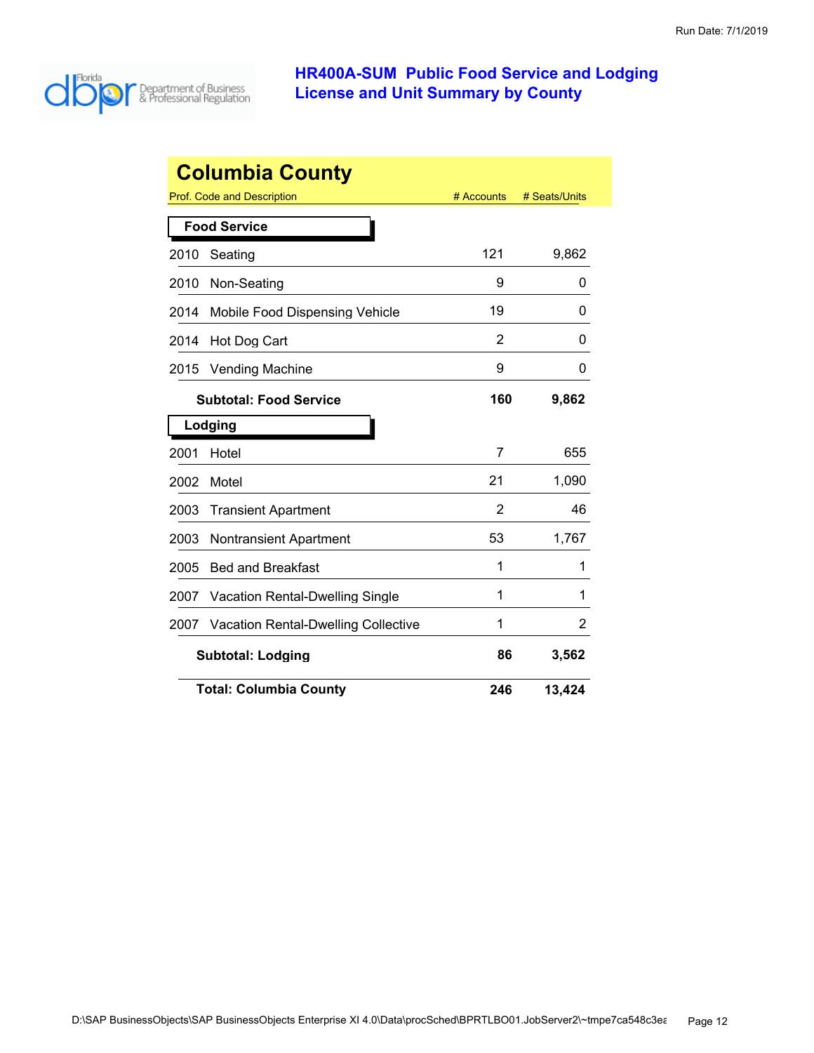Run Date: 7/1/2019

# HR400A-SUM Public Food Service and Lodging License and Unit Summary by County

## Columbia County

| Prof. Code and Description | | # Accounts | # Seats/Units |
|---|---|---|---|
| **Food Service** | | | |
| 2010 | Seating | 121 | 9,862 |
| 2010 | Non-Seating | 9 | 0 |
| 2014 | Mobile Food Dispensing Vehicle | 19 | 0 |
| 2014 | Hot Dog Cart | 2 | 0 |
| 2015 | Vending Machine | 9 | 0 |
| | **Subtotal: Food Service** | **160** | **9,862** |
| **Lodging** | | | |
| 2001 | Hotel | 7 | 655 |
| 2002 | Motel | 21 | 1,090 |
| 2003 | Transient Apartment | 2 | 46 |
| 2003 | Nontransient Apartment | 53 | 1,767 |
| 2005 | Bed and Breakfast | 1 | 1 |
| 2007 | Vacation Rental-Dwelling Single | 1 | 1 |
| 2007 | Vacation Rental-Dwelling Collective | 1 | 2 |
| | **Subtotal: Lodging** | **86** | **3,562** |
| | **Total: Columbia County** | **246** | **13,424** |

D:\SAP BusinessObjects\SAP BusinessObjects Enterprise XI 4.0\Data\procSched\BPRTLBO01.JobServer2\~tmpe7ca548c3ea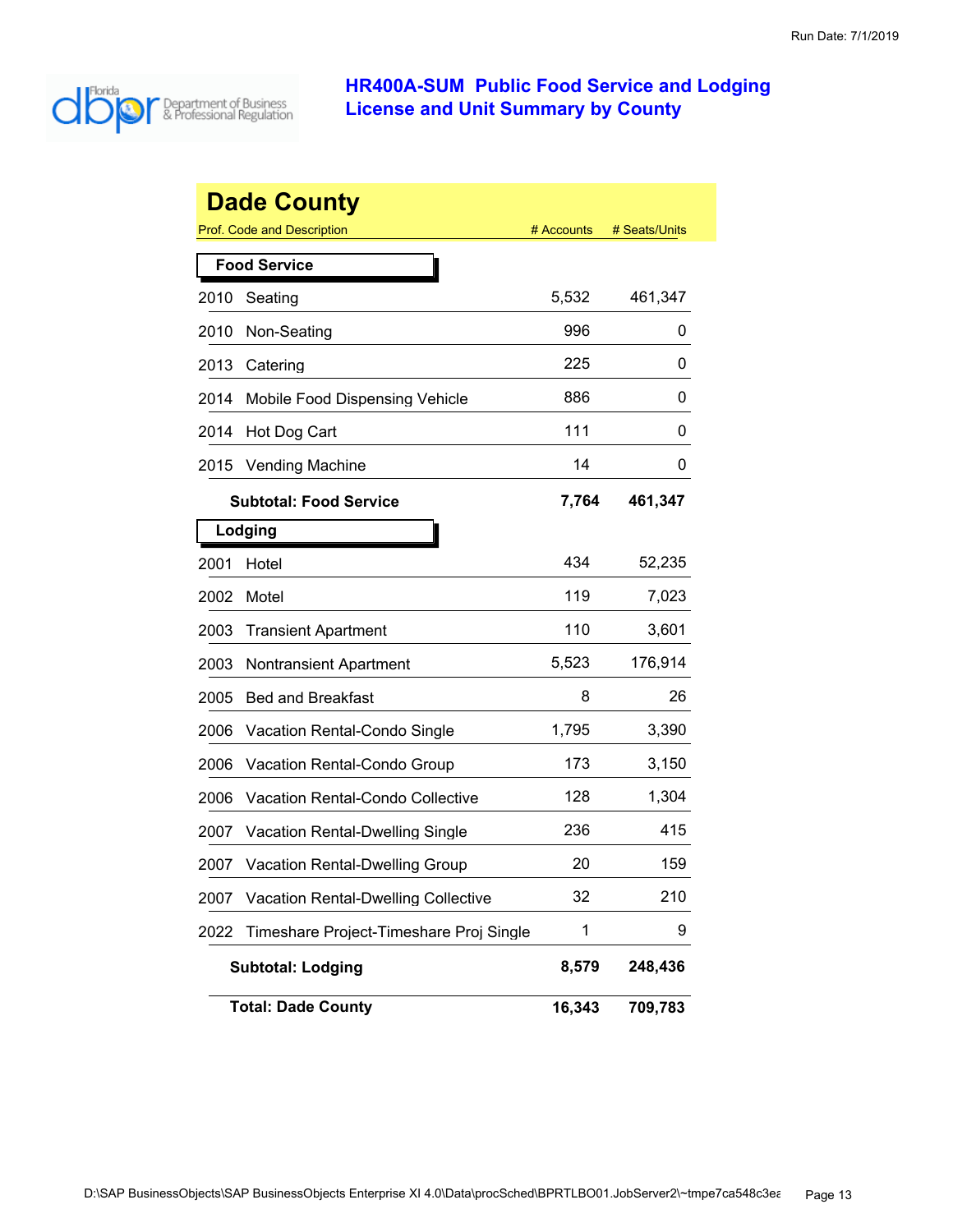# HR400A-SUM Public Food Service and Lodging License and Unit Summary by County

## Dade County

| Prof. Code and Description | | # Accounts | # Seats/Units |
|---|---|---|---|
| **Food Service** | | | |
| 2010 | Seating | 5,532 | 461,347 |
| 2010 | Non-Seating | 996 | 0 |
| 2013 | Catering | 225 | 0 |
| 2014 | Mobile Food Dispensing Vehicle | 886 | 0 |
| 2014 | Hot Dog Cart | 111 | 0 |
| 2015 | Vending Machine | 14 | 0 |
| | **Subtotal: Food Service** | **7,764** | **461,347** |
| **Lodging** | | | |
| 2001 | Hotel | 434 | 52,235 |
| 2002 | Motel | 119 | 7,023 |
| 2003 | Transient Apartment | 110 | 3,601 |
| 2003 | Nontransient Apartment | 5,523 | 176,914 |
| 2005 | Bed and Breakfast | 8 | 26 |
| 2006 | Vacation Rental-Condo Single | 1,795 | 3,390 |
| 2006 | Vacation Rental-Condo Group | 173 | 3,150 |
| 2006 | Vacation Rental-Condo Collective | 128 | 1,304 |
| 2007 | Vacation Rental-Dwelling Single | 236 | 415 |
| 2007 | Vacation Rental-Dwelling Group | 20 | 159 |
| 2007 | Vacation Rental-Dwelling Collective | 32 | 210 |
| 2022 | Timeshare Project-Timeshare Proj Single | 1 | 9 |
| | **Subtotal: Lodging** | **8,579** | **248,436** |
| | **Total: Dade County** | **16,343** | **709,783** |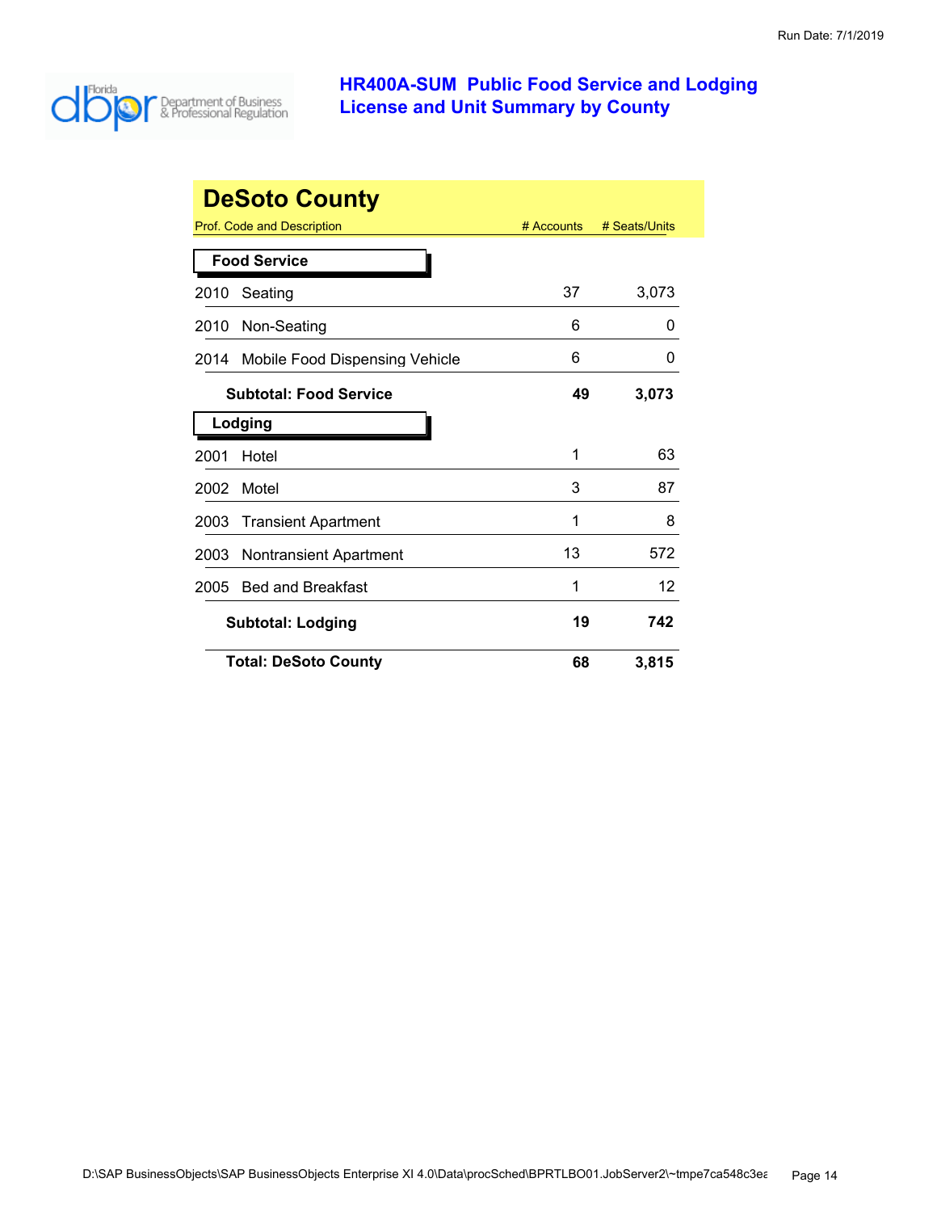Run Date: 7/1/2019

# HR400A-SUM Public Food Service and Lodging License and Unit Summary by County

## DeSoto County

| Prof. Code and Description | # Accounts | # Seats/Units |
|---|---|---|
| **Food Service** | | |
| 2010 Seating | 37 | 3,073 |
| 2010 Non-Seating | 6 | 0 |
| 2014 Mobile Food Dispensing Vehicle | 6 | 0 |
| **Subtotal: Food Service** | **49** | **3,073** |
| **Lodging** | | |
| 2001 Hotel | 1 | 63 |
| 2002 Motel | 3 | 87 |
| 2003 Transient Apartment | 1 | 8 |
| 2003 Nontransient Apartment | 13 | 572 |
| 2005 Bed and Breakfast | 1 | 12 |
| **Subtotal: Lodging** | **19** | **742** |
| **Total: DeSoto County** | **68** | **3,815** |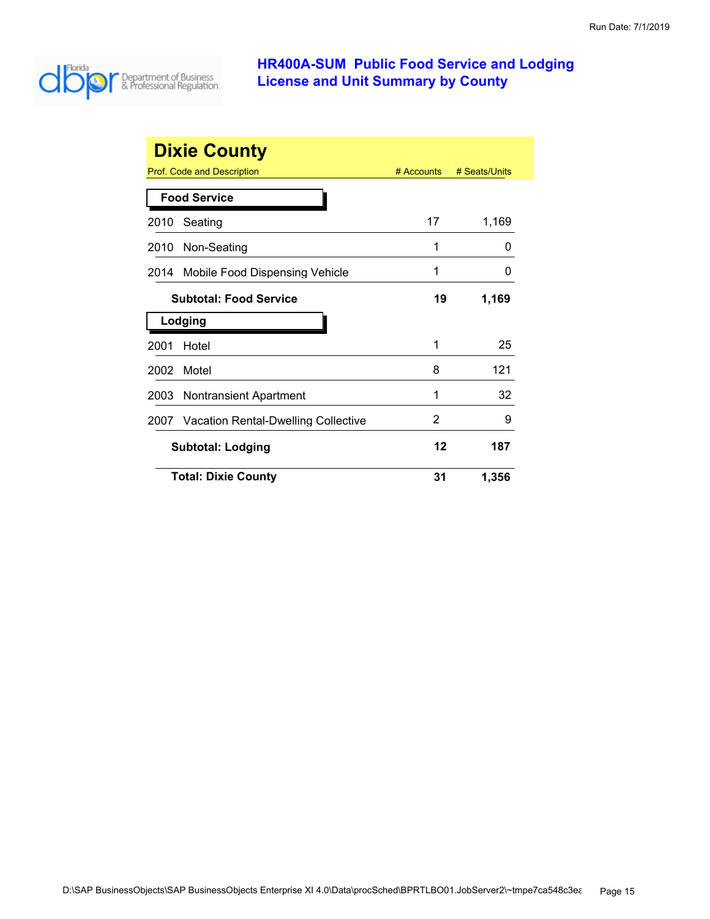# HR400A-SUM Public Food Service and Lodging License and Unit Summary by County

## Dixie County

| Prof. Code and Description | # Accounts | # Seats/Units |
|---|---|---|
| **Food Service** | | |
| 2010 Seating | 17 | 1,169 |
| 2010 Non-Seating | 1 | 0 |
| 2014 Mobile Food Dispensing Vehicle | 1 | 0 |
| **Subtotal: Food Service** | **19** | **1,169** |
| **Lodging** | | |
| 2001 Hotel | 1 | 25 |
| 2002 Motel | 8 | 121 |
| 2003 Nontransient Apartment | 1 | 32 |
| 2007 Vacation Rental-Dwelling Collective | 2 | 9 |
| **Subtotal: Lodging** | **12** | **187** |
| **Total: Dixie County** | **31** | **1,356** |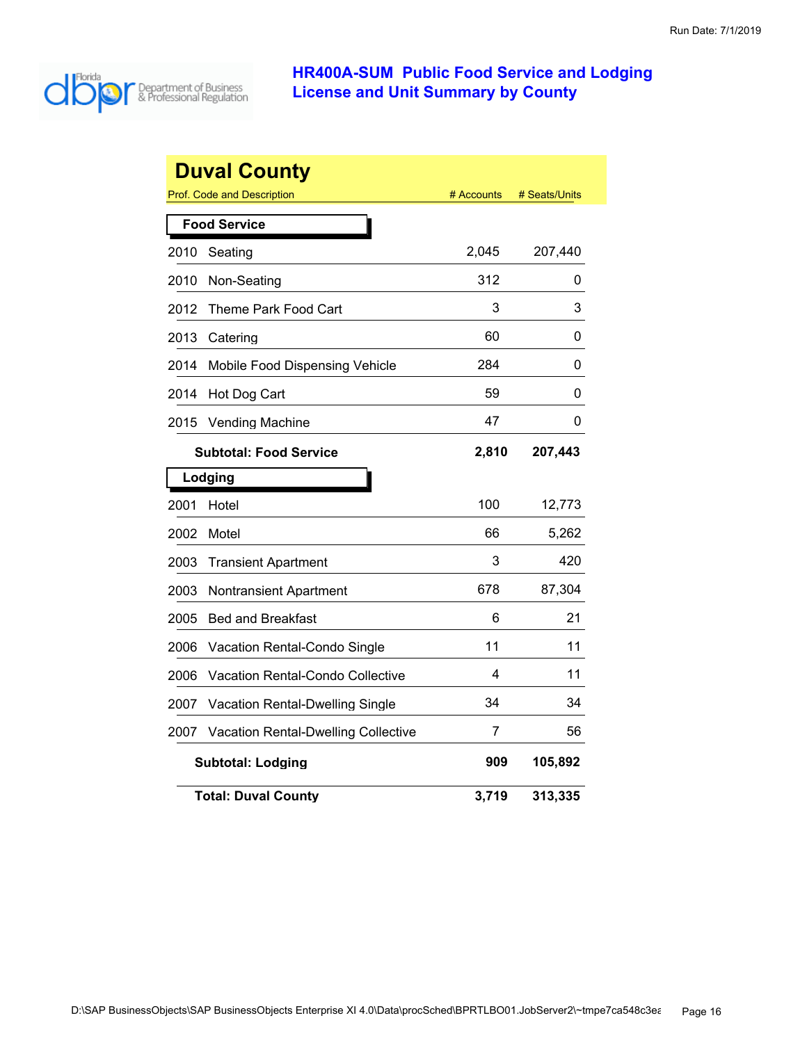# HR400A-SUM Public Food Service and Lodging License and Unit Summary by County

Run Date: 7/1/2019

## Duval County

| Prof. Code and Description | # Accounts | # Seats/Units |
|---|---|---|
| **Food Service** | | |
| 2010 Seating | 2,045 | 207,440 |
| 2010 Non-Seating | 312 | 0 |
| 2012 Theme Park Food Cart | 3 | 3 |
| 2013 Catering | 60 | 0 |
| 2014 Mobile Food Dispensing Vehicle | 284 | 0 |
| 2014 Hot Dog Cart | 59 | 0 |
| 2015 Vending Machine | 47 | 0 |
| **Subtotal: Food Service** | **2,810** | **207,443** |
| **Lodging** | | |
| 2001 Hotel | 100 | 12,773 |
| 2002 Motel | 66 | 5,262 |
| 2003 Transient Apartment | 3 | 420 |
| 2003 Nontransient Apartment | 678 | 87,304 |
| 2005 Bed and Breakfast | 6 | 21 |
| 2006 Vacation Rental-Condo Single | 11 | 11 |
| 2006 Vacation Rental-Condo Collective | 4 | 11 |
| 2007 Vacation Rental-Dwelling Single | 34 | 34 |
| 2007 Vacation Rental-Dwelling Collective | 7 | 56 |
| **Subtotal: Lodging** | **909** | **105,892** |
| **Total: Duval County** | **3,719** | **313,335** |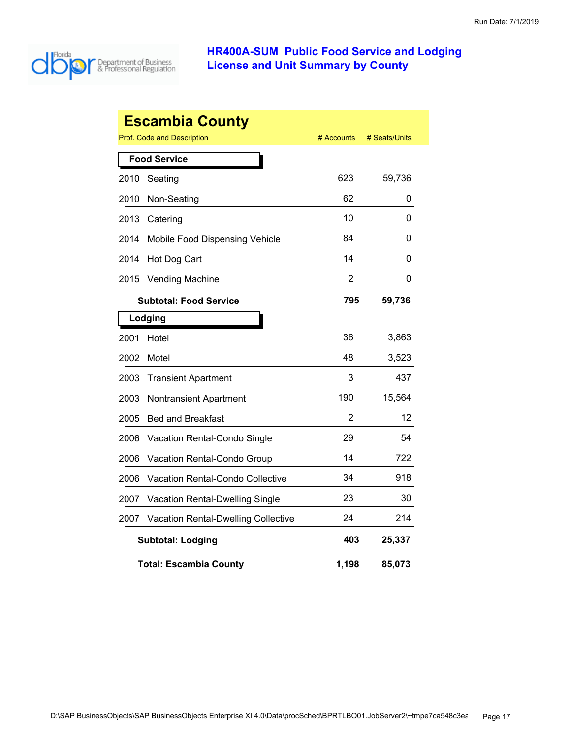# HR400A-SUM Public Food Service and Lodging License and Unit Summary by County

Run Date: 7/1/2019

## Escambia County

| Prof. Code and Description | # Accounts | # Seats/Units |
|---|---|---|
| **Food Service** | | |
| 2010 Seating | 623 | 59,736 |
| 2010 Non-Seating | 62 | 0 |
| 2013 Catering | 10 | 0 |
| 2014 Mobile Food Dispensing Vehicle | 84 | 0 |
| 2014 Hot Dog Cart | 14 | 0 |
| 2015 Vending Machine | 2 | 0 |
| **Subtotal: Food Service** | **795** | **59,736** |
| **Lodging** | | |
| 2001 Hotel | 36 | 3,863 |
| 2002 Motel | 48 | 3,523 |
| 2003 Transient Apartment | 3 | 437 |
| 2003 Nontransient Apartment | 190 | 15,564 |
| 2005 Bed and Breakfast | 2 | 12 |
| 2006 Vacation Rental-Condo Single | 29 | 54 |
| 2006 Vacation Rental-Condo Group | 14 | 722 |
| 2006 Vacation Rental-Condo Collective | 34 | 918 |
| 2007 Vacation Rental-Dwelling Single | 23 | 30 |
| 2007 Vacation Rental-Dwelling Collective | 24 | 214 |
| **Subtotal: Lodging** | **403** | **25,337** |
| **Total: Escambia County** | **1,198** | **85,073** |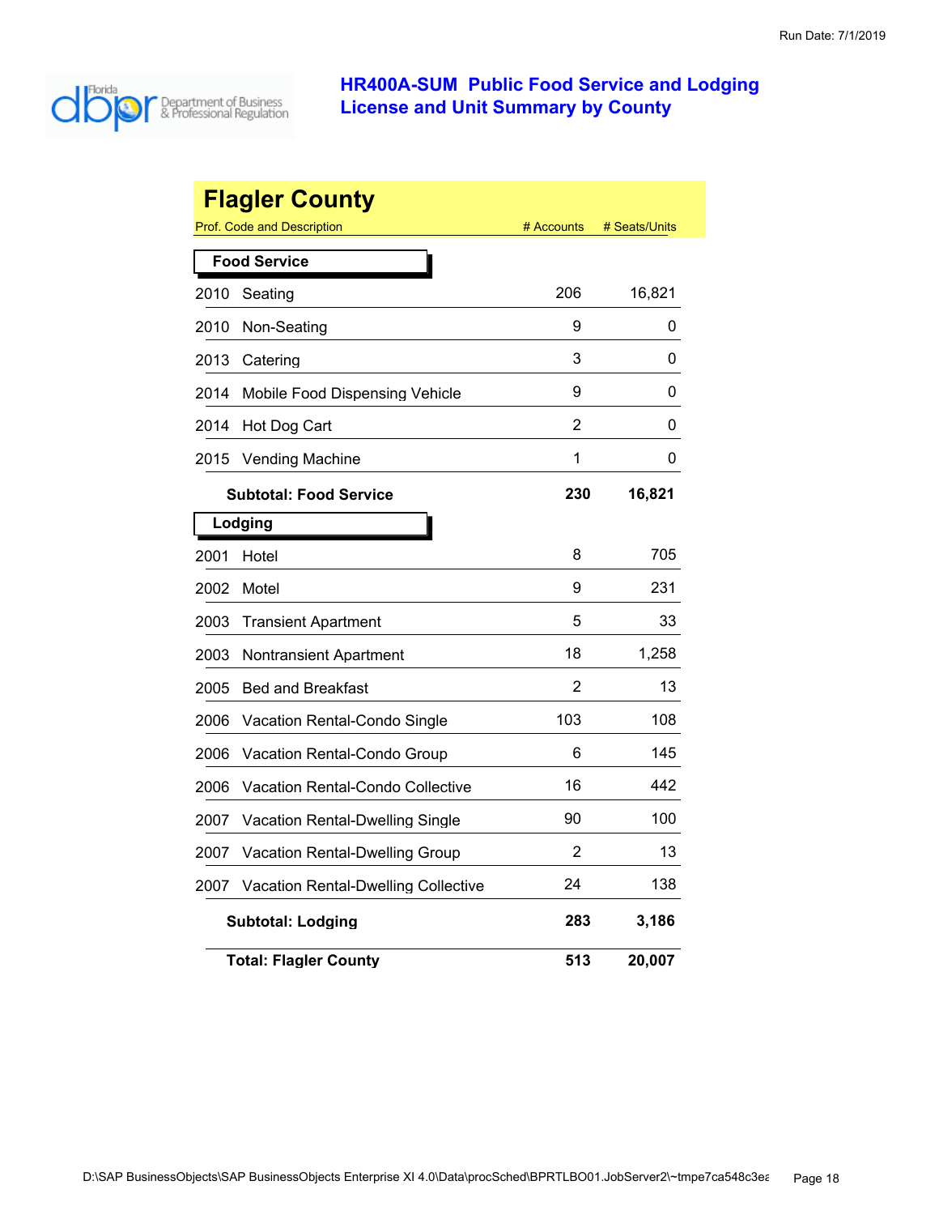# HR400A-SUM Public Food Service and Lodging License and Unit Summary by County

## Flagler County

| Prof. Code and Description | | # Accounts | # Seats/Units |
|---|---|---|---|
| **Food Service** | | | |
| 2010 | Seating | 206 | 16,821 |
| 2010 | Non-Seating | 9 | 0 |
| 2013 | Catering | 3 | 0 |
| 2014 | Mobile Food Dispensing Vehicle | 9 | 0 |
| 2014 | Hot Dog Cart | 2 | 0 |
| 2015 | Vending Machine | 1 | 0 |
| **Subtotal: Food Service** | | **230** | **16,821** |
| **Lodging** | | | |
| 2001 | Hotel | 8 | 705 |
| 2002 | Motel | 9 | 231 |
| 2003 | Transient Apartment | 5 | 33 |
| 2003 | Nontransient Apartment | 18 | 1,258 |
| 2005 | Bed and Breakfast | 2 | 13 |
| 2006 | Vacation Rental-Condo Single | 103 | 108 |
| 2006 | Vacation Rental-Condo Group | 6 | 145 |
| 2006 | Vacation Rental-Condo Collective | 16 | 442 |
| 2007 | Vacation Rental-Dwelling Single | 90 | 100 |
| 2007 | Vacation Rental-Dwelling Group | 2 | 13 |
| 2007 | Vacation Rental-Dwelling Collective | 24 | 138 |
| **Subtotal: Lodging** | | **283** | **3,186** |
| **Total: Flagler County** | | **513** | **20,007** |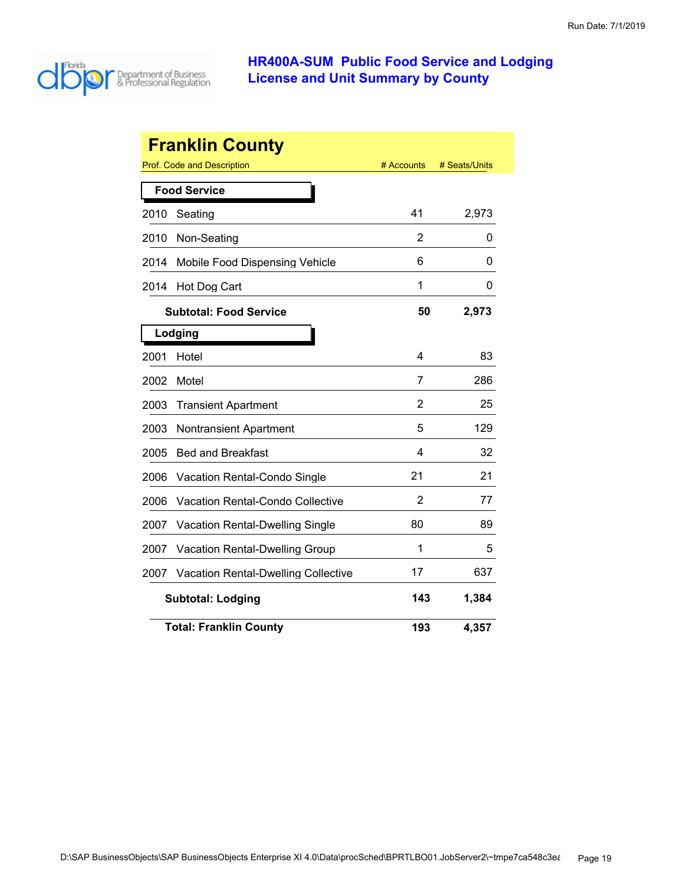# HR400A-SUM Public Food Service and Lodging License and Unit Summary by County

## Franklin County

| Prof. Code and Description | # Accounts | # Seats/Units |
|---|---|---|
| **Food Service** | | |
| 2010 Seating | 41 | 2,973 |
| 2010 Non-Seating | 2 | 0 |
| 2014 Mobile Food Dispensing Vehicle | 6 | 0 |
| 2014 Hot Dog Cart | 1 | 0 |
| **Subtotal: Food Service** | **50** | **2,973** |
| **Lodging** | | |
| 2001 Hotel | 4 | 83 |
| 2002 Motel | 7 | 286 |
| 2003 Transient Apartment | 2 | 25 |
| 2003 Nontransient Apartment | 5 | 129 |
| 2005 Bed and Breakfast | 4 | 32 |
| 2006 Vacation Rental-Condo Single | 21 | 21 |
| 2006 Vacation Rental-Condo Collective | 2 | 77 |
| 2007 Vacation Rental-Dwelling Single | 80 | 89 |
| 2007 Vacation Rental-Dwelling Group | 1 | 5 |
| 2007 Vacation Rental-Dwelling Collective | 17 | 637 |
| **Subtotal: Lodging** | **143** | **1,384** |
| **Total: Franklin County** | **193** | **4,357** |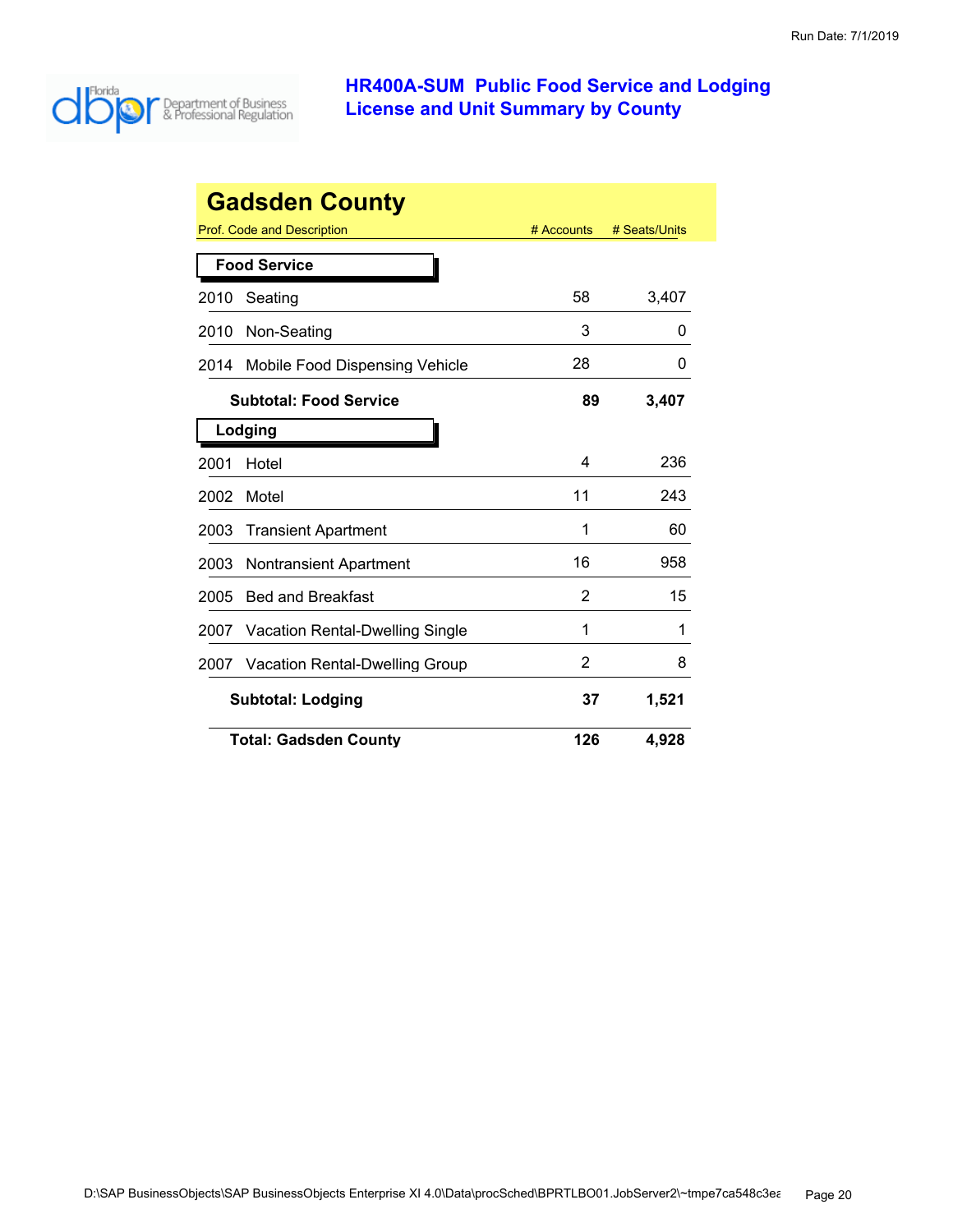# HR400A-SUM Public Food Service and Lodging License and Unit Summary by County

## Gadsden County

| Prof. Code and Description | # Accounts | # Seats/Units |
|---|---|---|
| **Food Service** | | |
| 2010 Seating | 58 | 3,407 |
| 2010 Non-Seating | 3 | 0 |
| 2014 Mobile Food Dispensing Vehicle | 28 | 0 |
| **Subtotal: Food Service** | **89** | **3,407** |
| **Lodging** | | |
| 2001 Hotel | 4 | 236 |
| 2002 Motel | 11 | 243 |
| 2003 Transient Apartment | 1 | 60 |
| 2003 Nontransient Apartment | 16 | 958 |
| 2005 Bed and Breakfast | 2 | 15 |
| 2007 Vacation Rental-Dwelling Single | 1 | 1 |
| 2007 Vacation Rental-Dwelling Group | 2 | 8 |
| **Subtotal: Lodging** | **37** | **1,521** |
| **Total: Gadsden County** | **126** | **4,928** |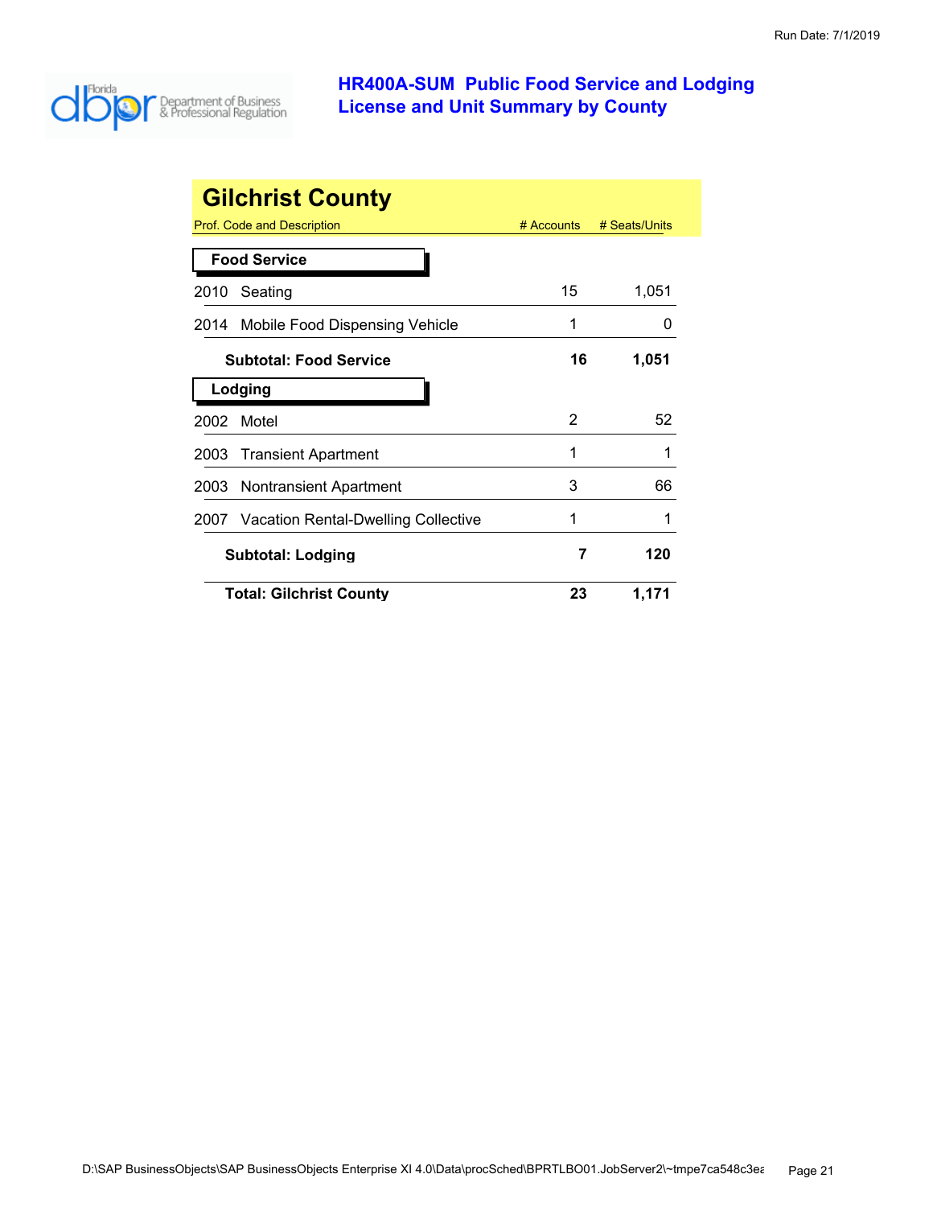# HR400A-SUM Public Food Service and Lodging License and Unit Summary by County

Run Date: 7/1/2019

## Gilchrist County

| Prof. Code and Description | # Accounts | # Seats/Units |
|---|---|---|
| **Food Service** | | |
| 2010 Seating | 15 | 1,051 |
| 2014 Mobile Food Dispensing Vehicle | 1 | 0 |
| **Subtotal: Food Service** | **16** | **1,051** |
| **Lodging** | | |
| 2002 Motel | 2 | 52 |
| 2003 Transient Apartment | 1 | 1 |
| 2003 Nontransient Apartment | 3 | 66 |
| 2007 Vacation Rental-Dwelling Collective | 1 | 1 |
| **Subtotal: Lodging** | **7** | **120** |
| **Total: Gilchrist County** | **23** | **1,171** |

D:\SAP BusinessObjects\SAP BusinessObjects Enterprise XI 4.0\Data\procSched\BPRTLBO01.JobServer2\~tmpe7ca548c3ea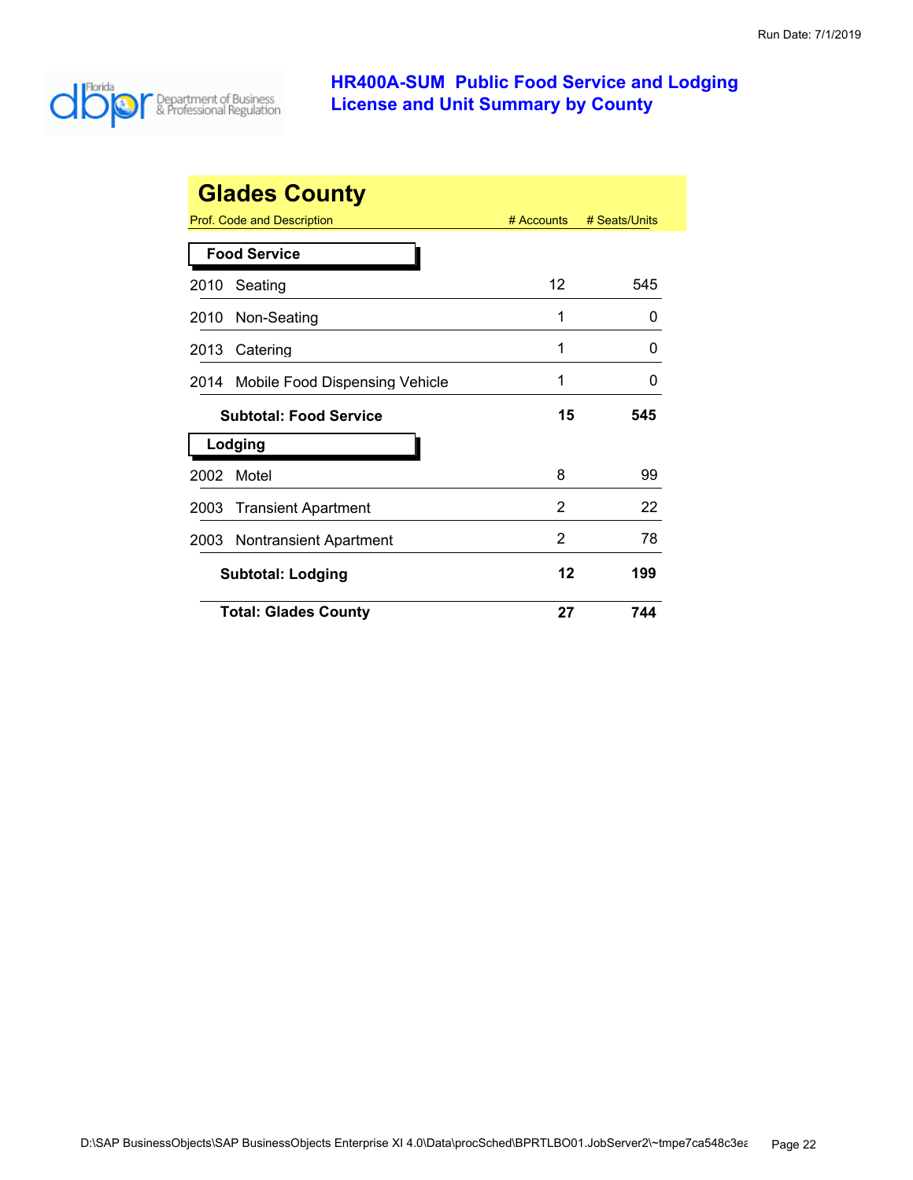# HR400A-SUM Public Food Service and Lodging License and Unit Summary by County

## Glades County

| Prof. Code and Description | # Accounts | # Seats/Units |
|---|---|---|
| **Food Service** | | |
| 2010 Seating | 12 | 545 |
| 2010 Non-Seating | 1 | 0 |
| 2013 Catering | 1 | 0 |
| 2014 Mobile Food Dispensing Vehicle | 1 | 0 |
| **Subtotal: Food Service** | **15** | **545** |
| **Lodging** | | |
| 2002 Motel | 8 | 99 |
| 2003 Transient Apartment | 2 | 22 |
| 2003 Nontransient Apartment | 2 | 78 |
| **Subtotal: Lodging** | **12** | **199** |
| **Total: Glades County** | **27** | **744** |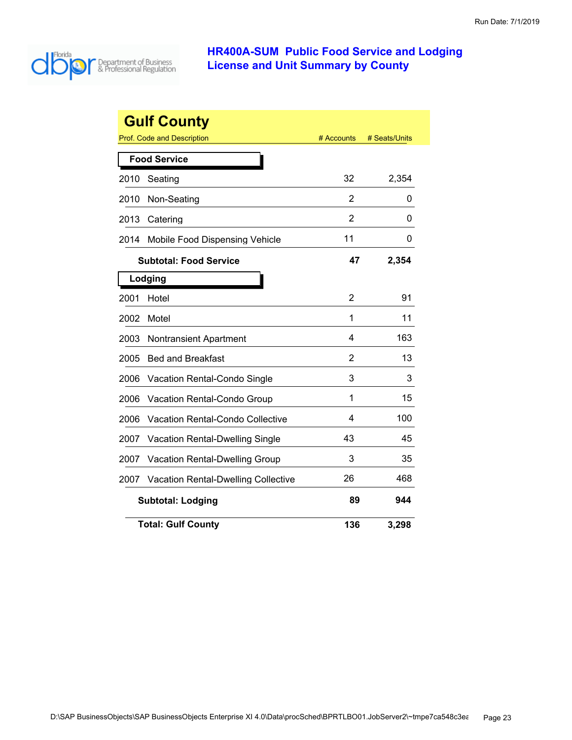# HR400A-SUM Public Food Service and Lodging License and Unit Summary by County

Run Date: 7/1/2019

## Gulf County

| Prof. Code and Description | # Accounts | # Seats/Units |
|---|---|---|
| **Food Service** | | |
| 2010 Seating | 32 | 2,354 |
| 2010 Non-Seating | 2 | 0 |
| 2013 Catering | 2 | 0 |
| 2014 Mobile Food Dispensing Vehicle | 11 | 0 |
| **Subtotal: Food Service** | **47** | **2,354** |
| **Lodging** | | |
| 2001 Hotel | 2 | 91 |
| 2002 Motel | 1 | 11 |
| 2003 Nontransient Apartment | 4 | 163 |
| 2005 Bed and Breakfast | 2 | 13 |
| 2006 Vacation Rental-Condo Single | 3 | 3 |
| 2006 Vacation Rental-Condo Group | 1 | 15 |
| 2006 Vacation Rental-Condo Collective | 4 | 100 |
| 2007 Vacation Rental-Dwelling Single | 43 | 45 |
| 2007 Vacation Rental-Dwelling Group | 3 | 35 |
| 2007 Vacation Rental-Dwelling Collective | 26 | 468 |
| **Subtotal: Lodging** | **89** | **944** |
| **Total: Gulf County** | **136** | **3,298** |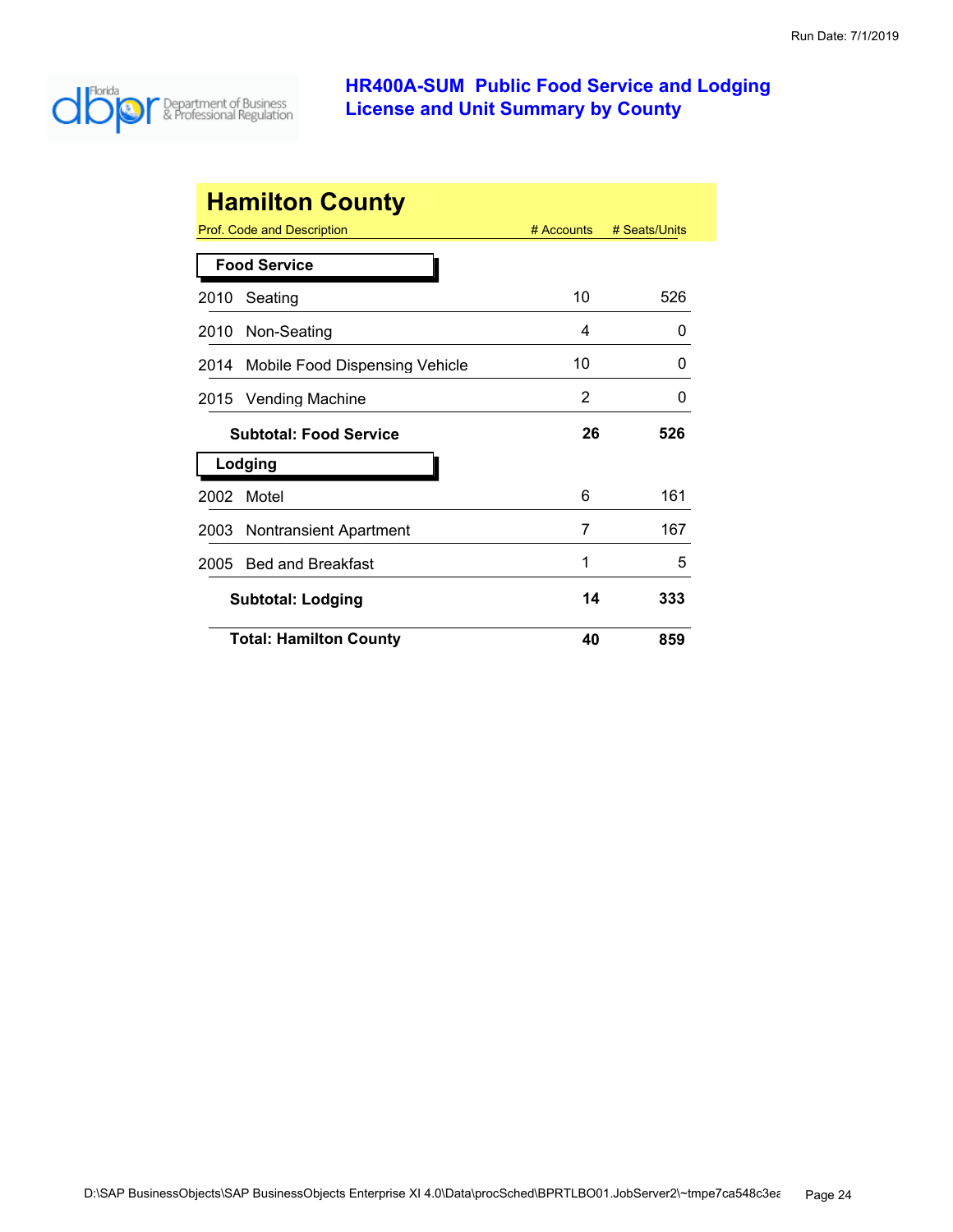# HR400A-SUM Public Food Service and Lodging License and Unit Summary by County

Run Date: 7/1/2019

## Hamilton County

| Prof. Code and Description | # Accounts | # Seats/Units |
|---|---|---|
| **Food Service** | | |
| 2010 Seating | 10 | 526 |
| 2010 Non-Seating | 4 | 0 |
| 2014 Mobile Food Dispensing Vehicle | 10 | 0 |
| 2015 Vending Machine | 2 | 0 |
| **Subtotal: Food Service** | **26** | **526** |
| **Lodging** | | |
| 2002 Motel | 6 | 161 |
| 2003 Nontransient Apartment | 7 | 167 |
| 2005 Bed and Breakfast | 1 | 5 |
| **Subtotal: Lodging** | **14** | **333** |
| **Total: Hamilton County** | **40** | **859** |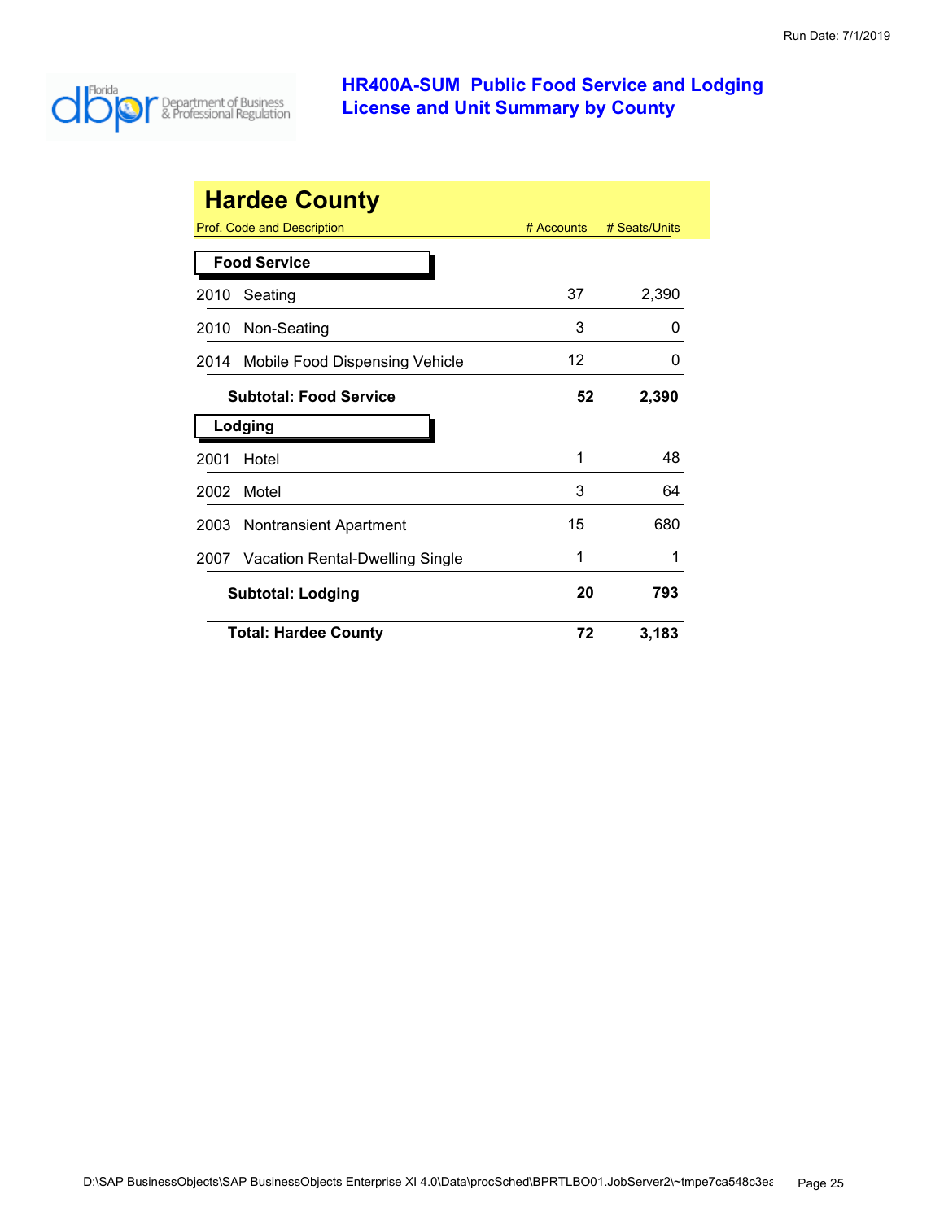# HR400A-SUM Public Food Service and Lodging License and Unit Summary by County

Run Date: 7/1/2019

## Hardee County

| Prof. Code and Description | # Accounts | # Seats/Units |
|---|---|---|
| **Food Service** | | |
| 2010 Seating | 37 | 2,390 |
| 2010 Non-Seating | 3 | 0 |
| 2014 Mobile Food Dispensing Vehicle | 12 | 0 |
| **Subtotal: Food Service** | **52** | **2,390** |
| **Lodging** | | |
| 2001 Hotel | 1 | 48 |
| 2002 Motel | 3 | 64 |
| 2003 Nontransient Apartment | 15 | 680 |
| 2007 Vacation Rental-Dwelling Single | 1 | 1 |
| **Subtotal: Lodging** | **20** | **793** |
| **Total: Hardee County** | **72** | **3,183** |

D:\SAP BusinessObjects\SAP BusinessObjects Enterprise XI 4.0\Data\procSched\BPRTLBO01.JobServer2\~tmpe7ca548c3ea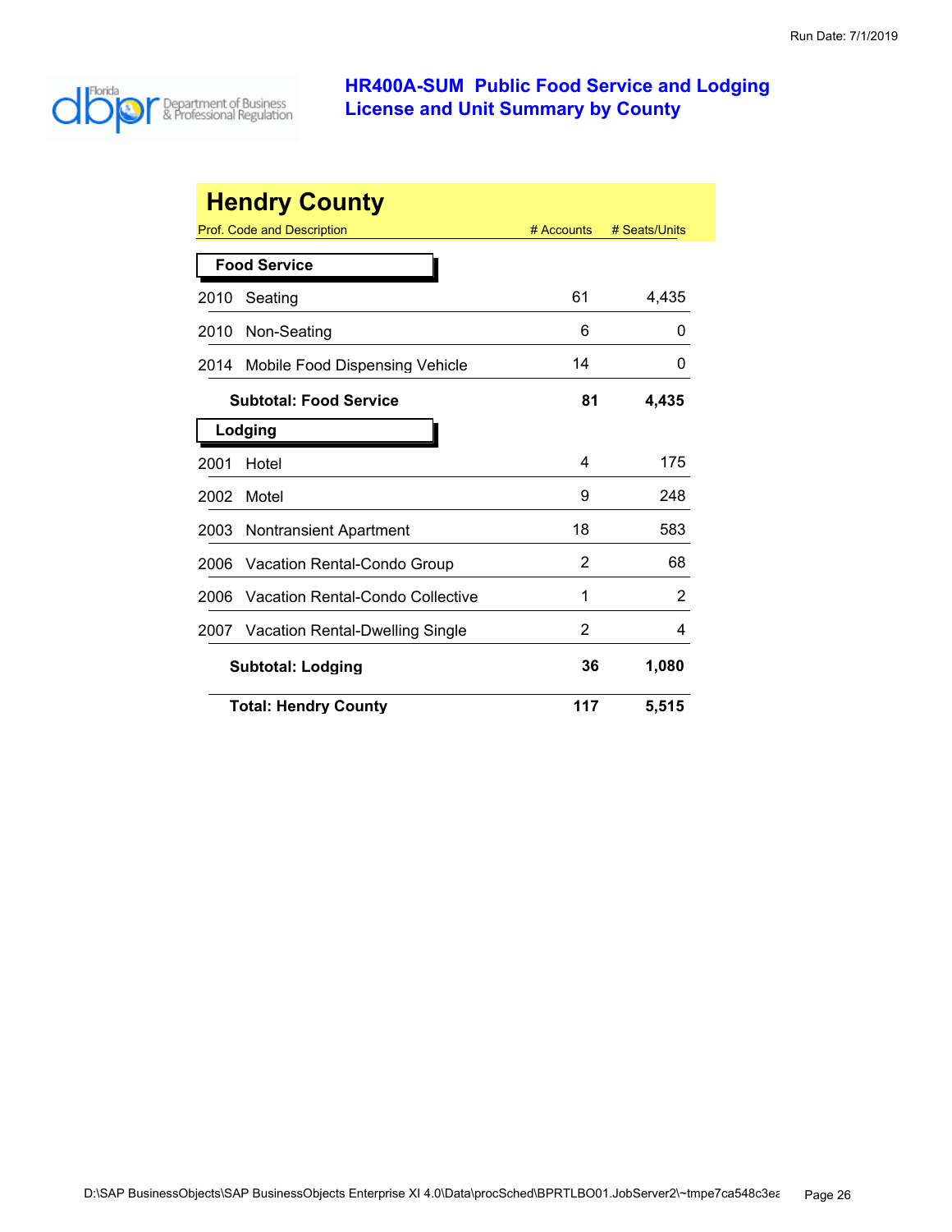# HR400A-SUM Public Food Service and Lodging License and Unit Summary by County

Run Date: 7/1/2019

Florida Department of Business & Professional Regulation

## Hendry County

| Prof. Code and Description | # Accounts | # Seats/Units |
|---|---|---|
| **Food Service** | | |
| 2010 Seating | 61 | 4,435 |
| 2010 Non-Seating | 6 | 0 |
| 2014 Mobile Food Dispensing Vehicle | 14 | 0 |
| **Subtotal: Food Service** | **81** | **4,435** |
| **Lodging** | | |
| 2001 Hotel | 4 | 175 |
| 2002 Motel | 9 | 248 |
| 2003 Nontransient Apartment | 18 | 583 |
| 2006 Vacation Rental-Condo Group | 2 | 68 |
| 2006 Vacation Rental-Condo Collective | 1 | 2 |
| 2007 Vacation Rental-Dwelling Single | 2 | 4 |
| **Subtotal: Lodging** | **36** | **1,080** |
| **Total: Hendry County** | **117** | **5,515** |

D:\SAP BusinessObjects\SAP BusinessObjects Enterprise XI 4.0\Data\procSched\BPRTLBO01.JobServer2\~tmpe7ca548c3ea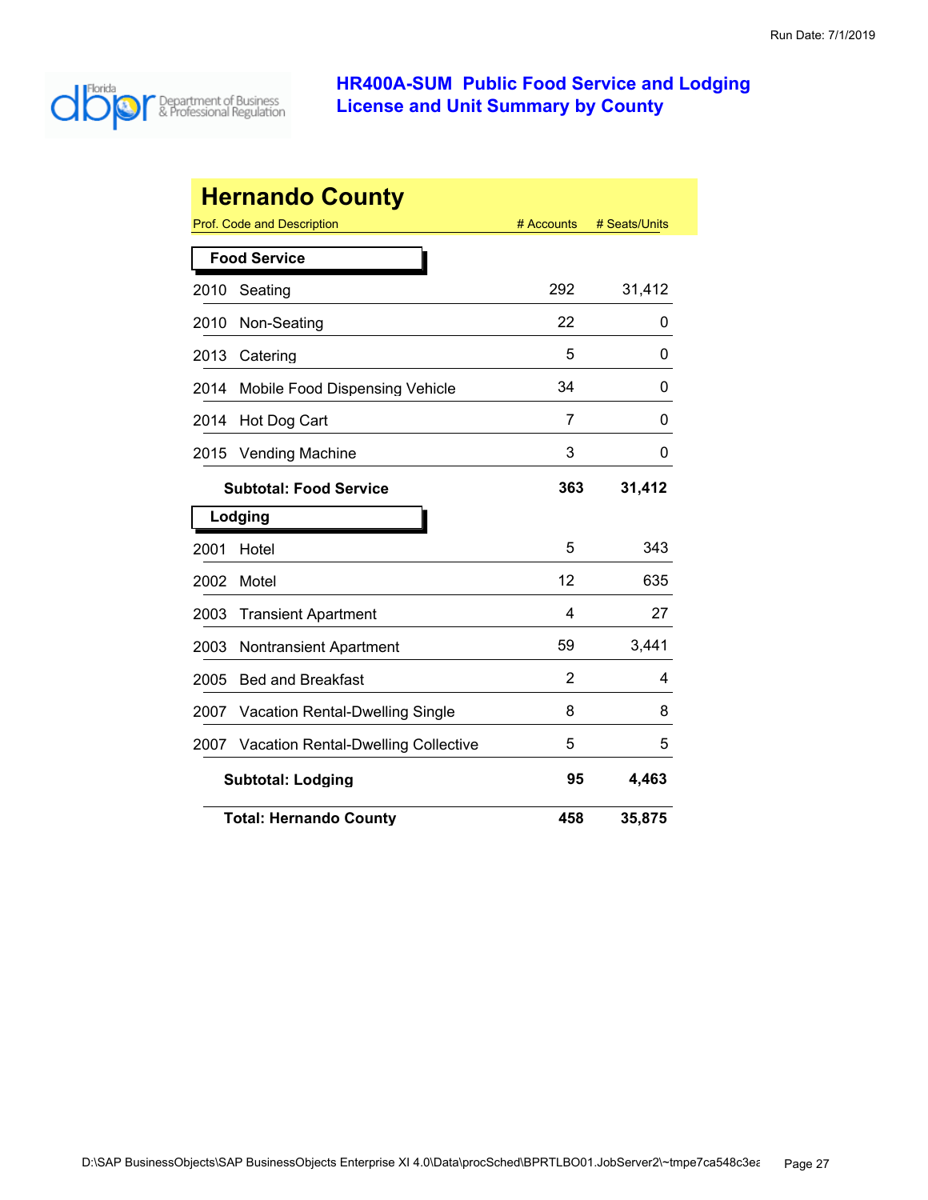# HR400A-SUM Public Food Service and Lodging License and Unit Summary by County

## Hernando County

| Prof. Code and Description | # Accounts | # Seats/Units |
|---|---|---|
| **Food Service** | | |
| 2010 Seating | 292 | 31,412 |
| 2010 Non-Seating | 22 | 0 |
| 2013 Catering | 5 | 0 |
| 2014 Mobile Food Dispensing Vehicle | 34 | 0 |
| 2014 Hot Dog Cart | 7 | 0 |
| 2015 Vending Machine | 3 | 0 |
| **Subtotal: Food Service** | **363** | **31,412** |
| **Lodging** | | |
| 2001 Hotel | 5 | 343 |
| 2002 Motel | 12 | 635 |
| 2003 Transient Apartment | 4 | 27 |
| 2003 Nontransient Apartment | 59 | 3,441 |
| 2005 Bed and Breakfast | 2 | 4 |
| 2007 Vacation Rental-Dwelling Single | 8 | 8 |
| 2007 Vacation Rental-Dwelling Collective | 5 | 5 |
| **Subtotal: Lodging** | **95** | **4,463** |
| **Total: Hernando County** | **458** | **35,875** |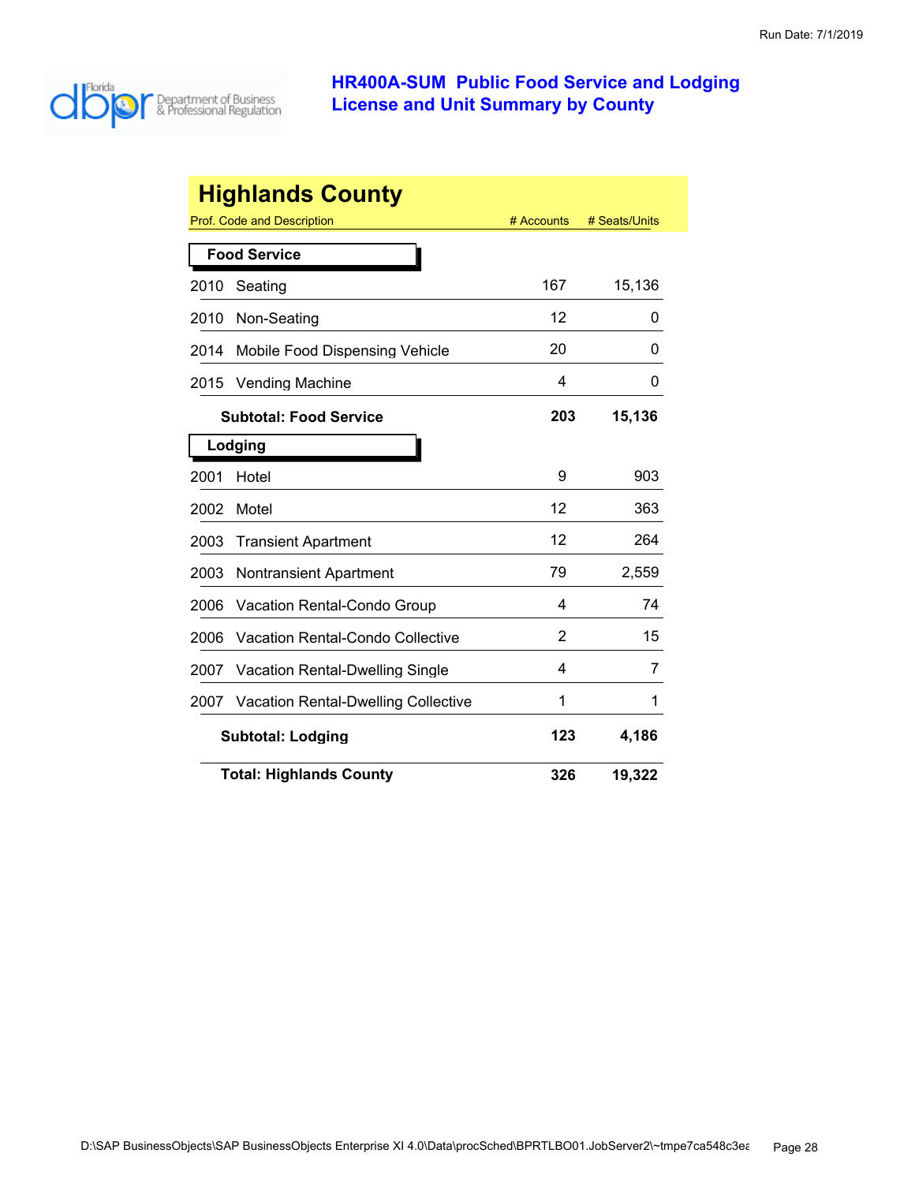Run Date: 7/1/2019

# HR400A-SUM Public Food Service and Lodging License and Unit Summary by County

## Highlands County

| Prof. Code and Description | # Accounts | # Seats/Units |
|---|---|---|
| **Food Service** | | |
| 2010 Seating | 167 | 15,136 |
| 2010 Non-Seating | 12 | 0 |
| 2014 Mobile Food Dispensing Vehicle | 20 | 0 |
| 2015 Vending Machine | 4 | 0 |
| **Subtotal: Food Service** | **203** | **15,136** |
| **Lodging** | | |
| 2001 Hotel | 9 | 903 |
| 2002 Motel | 12 | 363 |
| 2003 Transient Apartment | 12 | 264 |
| 2003 Nontransient Apartment | 79 | 2,559 |
| 2006 Vacation Rental-Condo Group | 4 | 74 |
| 2006 Vacation Rental-Condo Collective | 2 | 15 |
| 2007 Vacation Rental-Dwelling Single | 4 | 7 |
| 2007 Vacation Rental-Dwelling Collective | 1 | 1 |
| **Subtotal: Lodging** | **123** | **4,186** |
| **Total: Highlands County** | **326** | **19,322** |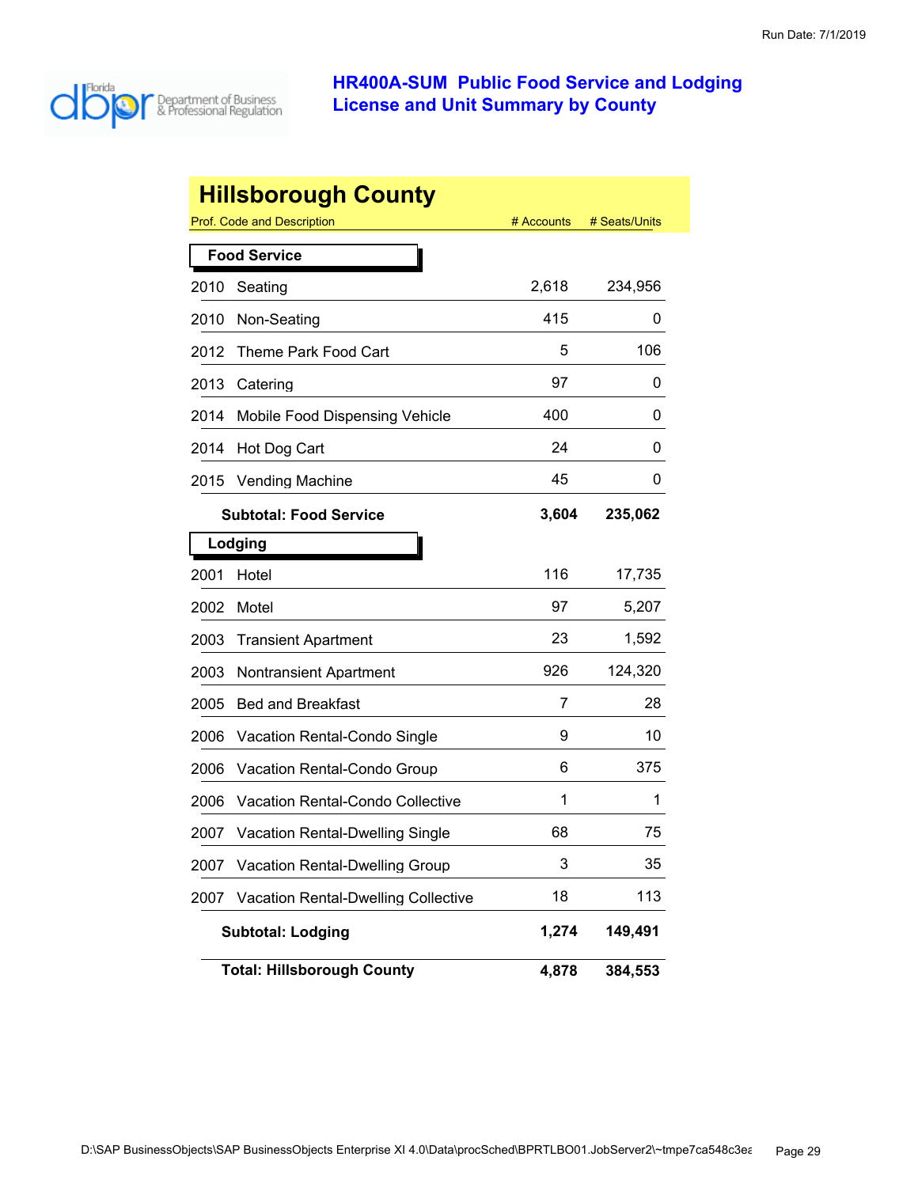# HR400A-SUM Public Food Service and Lodging License and Unit Summary by County

Run Date: 7/1/2019

## Hillsborough County

| Prof. Code and Description | # Accounts | # Seats/Units |
|---|---|---|
| **Food Service** | | |
| 2010 Seating | 2,618 | 234,956 |
| 2010 Non-Seating | 415 | 0 |
| 2012 Theme Park Food Cart | 5 | 106 |
| 2013 Catering | 97 | 0 |
| 2014 Mobile Food Dispensing Vehicle | 400 | 0 |
| 2014 Hot Dog Cart | 24 | 0 |
| 2015 Vending Machine | 45 | 0 |
| **Subtotal: Food Service** | **3,604** | **235,062** |
| **Lodging** | | |
| 2001 Hotel | 116 | 17,735 |
| 2002 Motel | 97 | 5,207 |
| 2003 Transient Apartment | 23 | 1,592 |
| 2003 Nontransient Apartment | 926 | 124,320 |
| 2005 Bed and Breakfast | 7 | 28 |
| 2006 Vacation Rental-Condo Single | 9 | 10 |
| 2006 Vacation Rental-Condo Group | 6 | 375 |
| 2006 Vacation Rental-Condo Collective | 1 | 1 |
| 2007 Vacation Rental-Dwelling Single | 68 | 75 |
| 2007 Vacation Rental-Dwelling Group | 3 | 35 |
| 2007 Vacation Rental-Dwelling Collective | 18 | 113 |
| **Subtotal: Lodging** | **1,274** | **149,491** |
| **Total: Hillsborough County** | **4,878** | **384,553** |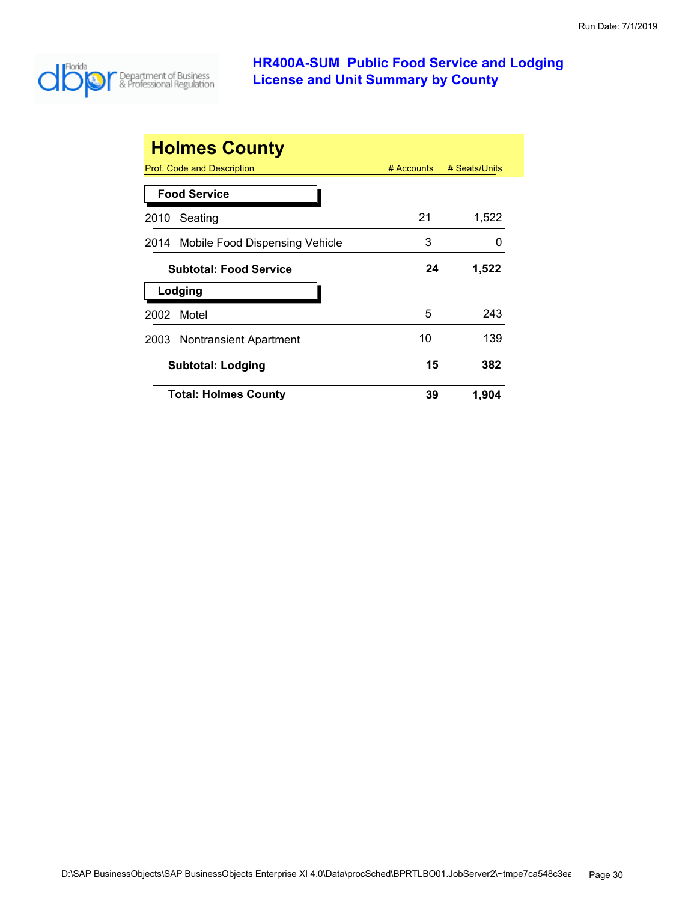# HR400A-SUM Public Food Service and Lodging License and Unit Summary by County

## Holmes County

| Prof. Code and Description | # Accounts | # Seats/Units |
|---|---|---|
| **Food Service** | | |
| 2010 Seating | 21 | 1,522 |
| 2014 Mobile Food Dispensing Vehicle | 3 | 0 |
| **Subtotal: Food Service** | **24** | **1,522** |
| **Lodging** | | |
| 2002 Motel | 5 | 243 |
| 2003 Nontransient Apartment | 10 | 139 |
| **Subtotal: Lodging** | **15** | **382** |
| **Total: Holmes County** | **39** | **1,904** |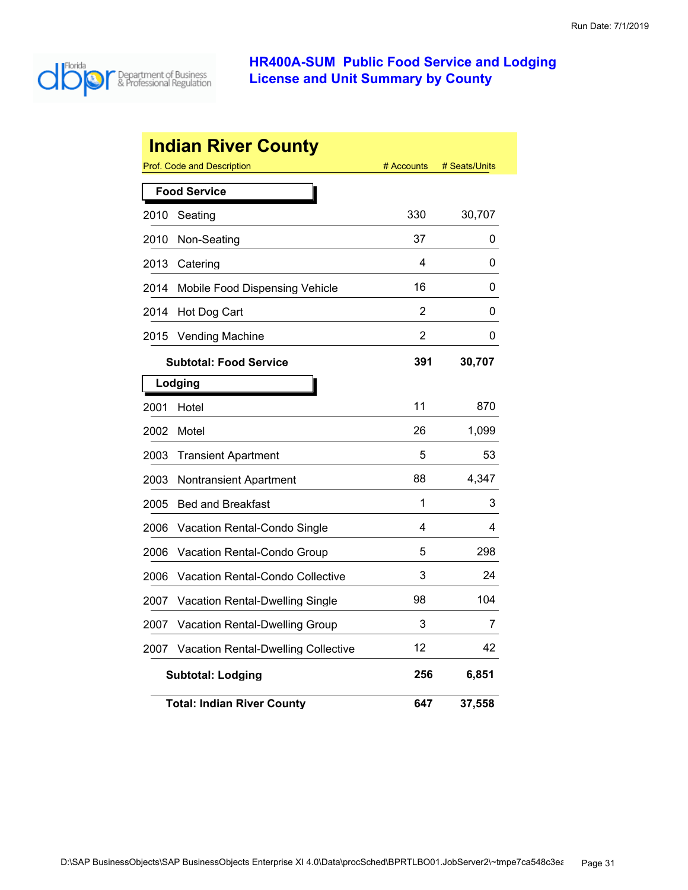# HR400A-SUM Public Food Service and Lodging License and Unit Summary by County

## Indian River County

| Prof. Code and Description | | # Accounts | # Seats/Units |
|---|---|---|---|
| **Food Service** | | | |
| 2010 | Seating | 330 | 30,707 |
| 2010 | Non-Seating | 37 | 0 |
| 2013 | Catering | 4 | 0 |
| 2014 | Mobile Food Dispensing Vehicle | 16 | 0 |
| 2014 | Hot Dog Cart | 2 | 0 |
| 2015 | Vending Machine | 2 | 0 |
| | **Subtotal: Food Service** | **391** | **30,707** |
| **Lodging** | | | |
| 2001 | Hotel | 11 | 870 |
| 2002 | Motel | 26 | 1,099 |
| 2003 | Transient Apartment | 5 | 53 |
| 2003 | Nontransient Apartment | 88 | 4,347 |
| 2005 | Bed and Breakfast | 1 | 3 |
| 2006 | Vacation Rental-Condo Single | 4 | 4 |
| 2006 | Vacation Rental-Condo Group | 5 | 298 |
| 2006 | Vacation Rental-Condo Collective | 3 | 24 |
| 2007 | Vacation Rental-Dwelling Single | 98 | 104 |
| 2007 | Vacation Rental-Dwelling Group | 3 | 7 |
| 2007 | Vacation Rental-Dwelling Collective | 12 | 42 |
| | **Subtotal: Lodging** | **256** | **6,851** |
| | **Total: Indian River County** | **647** | **37,558** |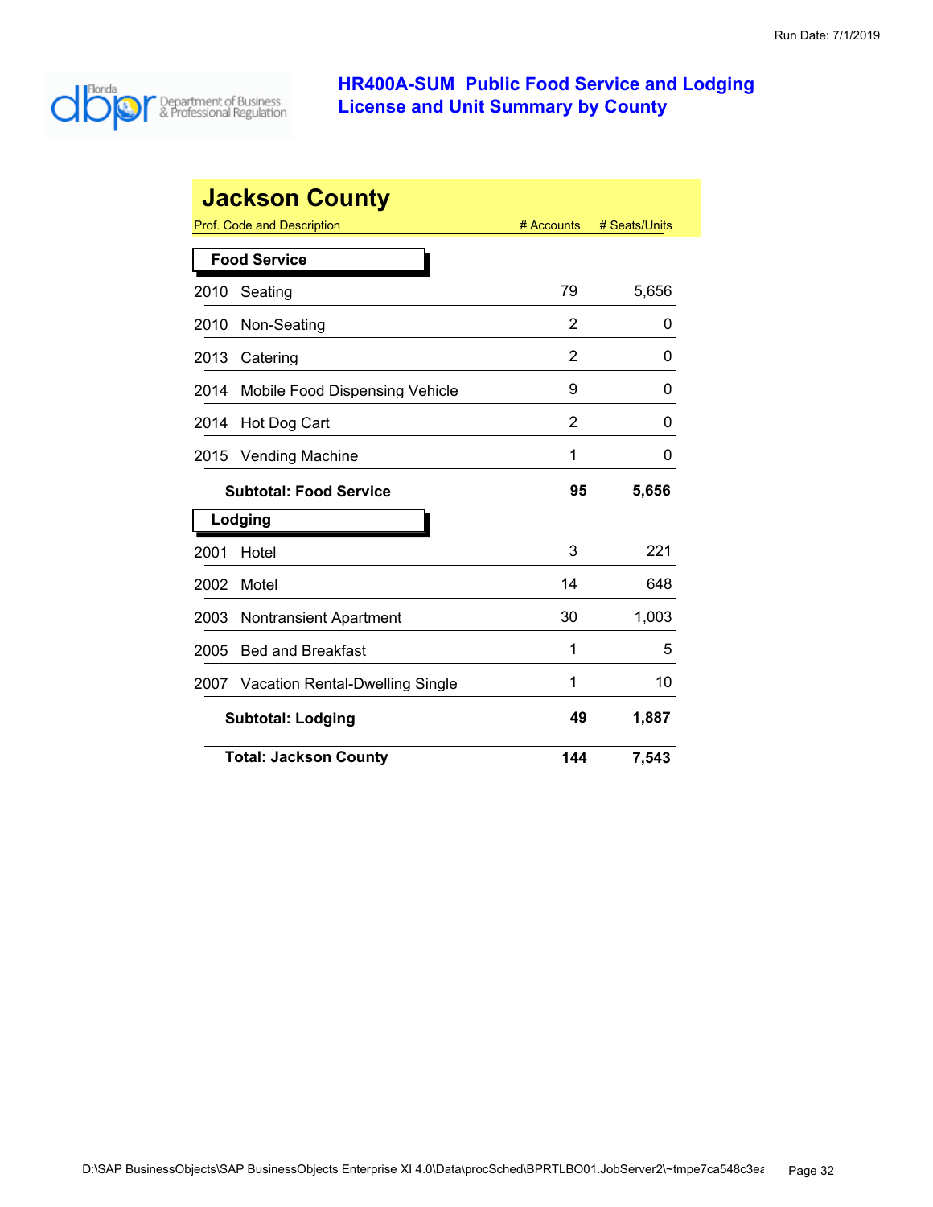# HR400A-SUM Public Food Service and Lodging License and Unit Summary by County

## Jackson County

| Prof. Code and Description | # Accounts | # Seats/Units |
|---|---|---|
| **Food Service** | | |
| 2010 Seating | 79 | 5,656 |
| 2010 Non-Seating | 2 | 0 |
| 2013 Catering | 2 | 0 |
| 2014 Mobile Food Dispensing Vehicle | 9 | 0 |
| 2014 Hot Dog Cart | 2 | 0 |
| 2015 Vending Machine | 1 | 0 |
| **Subtotal: Food Service** | **95** | **5,656** |
| **Lodging** | | |
| 2001 Hotel | 3 | 221 |
| 2002 Motel | 14 | 648 |
| 2003 Nontransient Apartment | 30 | 1,003 |
| 2005 Bed and Breakfast | 1 | 5 |
| 2007 Vacation Rental-Dwelling Single | 1 | 10 |
| **Subtotal: Lodging** | **49** | **1,887** |
| **Total: Jackson County** | **144** | **7,543** |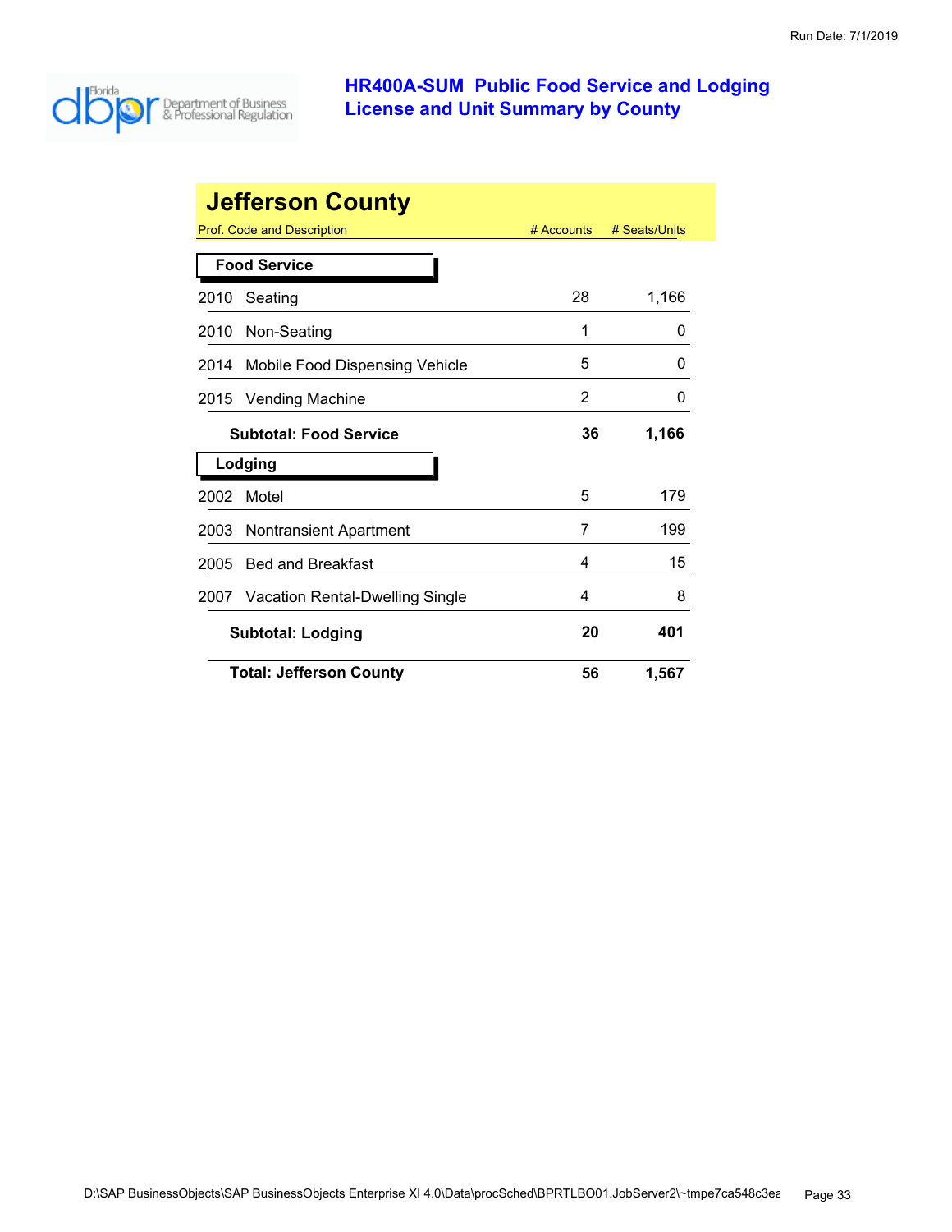# HR400A-SUM Public Food Service and Lodging License and Unit Summary by County

Run Date: 7/1/2019

## Jefferson County

| Prof. Code and Description | # Accounts | # Seats/Units |
|---|---|---|
| **Food Service** | | |
| 2010 Seating | 28 | 1,166 |
| 2010 Non-Seating | 1 | 0 |
| 2014 Mobile Food Dispensing Vehicle | 5 | 0 |
| 2015 Vending Machine | 2 | 0 |
| **Subtotal: Food Service** | **36** | **1,166** |
| **Lodging** | | |
| 2002 Motel | 5 | 179 |
| 2003 Nontransient Apartment | 7 | 199 |
| 2005 Bed and Breakfast | 4 | 15 |
| 2007 Vacation Rental-Dwelling Single | 4 | 8 |
| **Subtotal: Lodging** | **20** | **401** |
| **Total: Jefferson County** | **56** | **1,567** |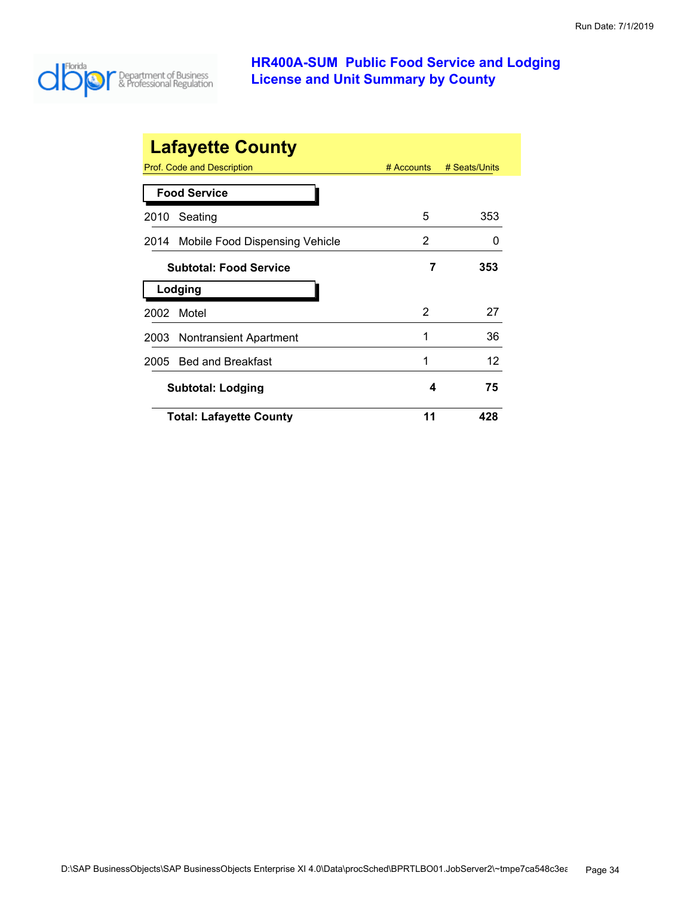# HR400A-SUM Public Food Service and Lodging License and Unit Summary by County

## Lafayette County

| Prof. Code and Description | # Accounts | # Seats/Units |
|---|---|---|
| **Food Service** | | |
| 2010 Seating | 5 | 353 |
| 2014 Mobile Food Dispensing Vehicle | 2 | 0 |
| **Subtotal: Food Service** | **7** | **353** |
| **Lodging** | | |
| 2002 Motel | 2 | 27 |
| 2003 Nontransient Apartment | 1 | 36 |
| 2005 Bed and Breakfast | 1 | 12 |
| **Subtotal: Lodging** | **4** | **75** |
| **Total: Lafayette County** | **11** | **428** |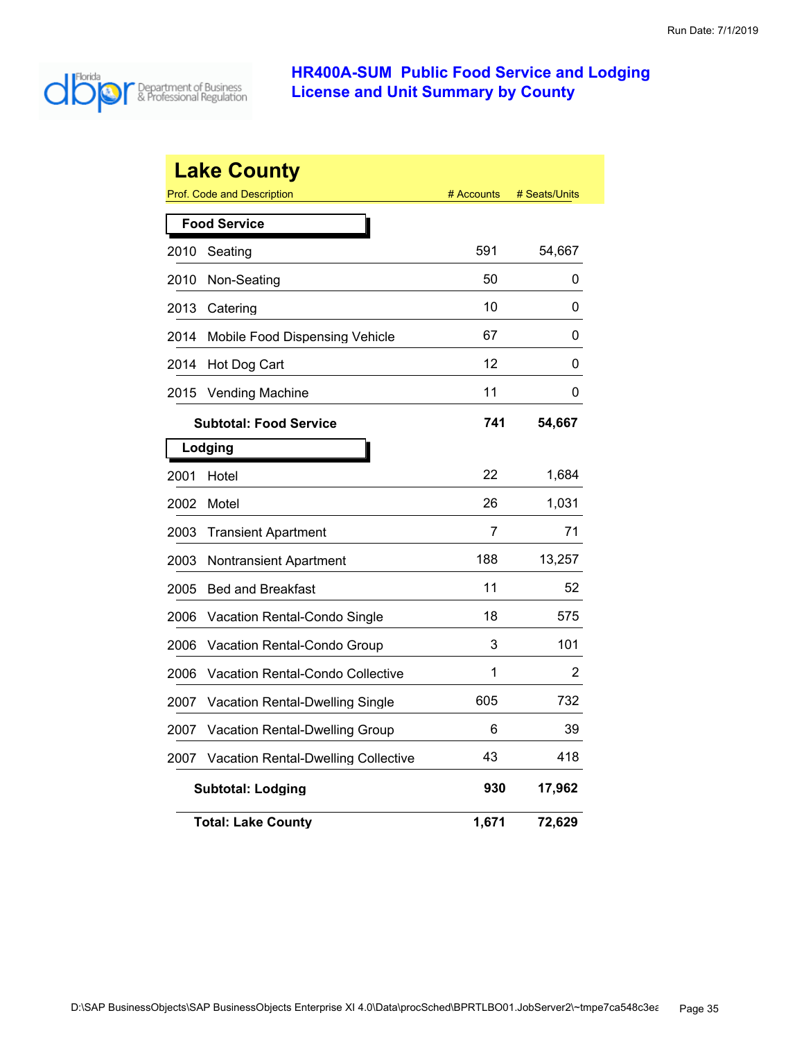# HR400A-SUM Public Food Service and Lodging License and Unit Summary by County

## Lake County

| Prof. Code and Description | # Accounts | # Seats/Units |
|---|---|---|
| **Food Service** | | |
| 2010 Seating | 591 | 54,667 |
| 2010 Non-Seating | 50 | 0 |
| 2013 Catering | 10 | 0 |
| 2014 Mobile Food Dispensing Vehicle | 67 | 0 |
| 2014 Hot Dog Cart | 12 | 0 |
| 2015 Vending Machine | 11 | 0 |
| **Subtotal: Food Service** | **741** | **54,667** |
| **Lodging** | | |
| 2001 Hotel | 22 | 1,684 |
| 2002 Motel | 26 | 1,031 |
| 2003 Transient Apartment | 7 | 71 |
| 2003 Nontransient Apartment | 188 | 13,257 |
| 2005 Bed and Breakfast | 11 | 52 |
| 2006 Vacation Rental-Condo Single | 18 | 575 |
| 2006 Vacation Rental-Condo Group | 3 | 101 |
| 2006 Vacation Rental-Condo Collective | 1 | 2 |
| 2007 Vacation Rental-Dwelling Single | 605 | 732 |
| 2007 Vacation Rental-Dwelling Group | 6 | 39 |
| 2007 Vacation Rental-Dwelling Collective | 43 | 418 |
| **Subtotal: Lodging** | **930** | **17,962** |
| **Total: Lake County** | **1,671** | **72,629** |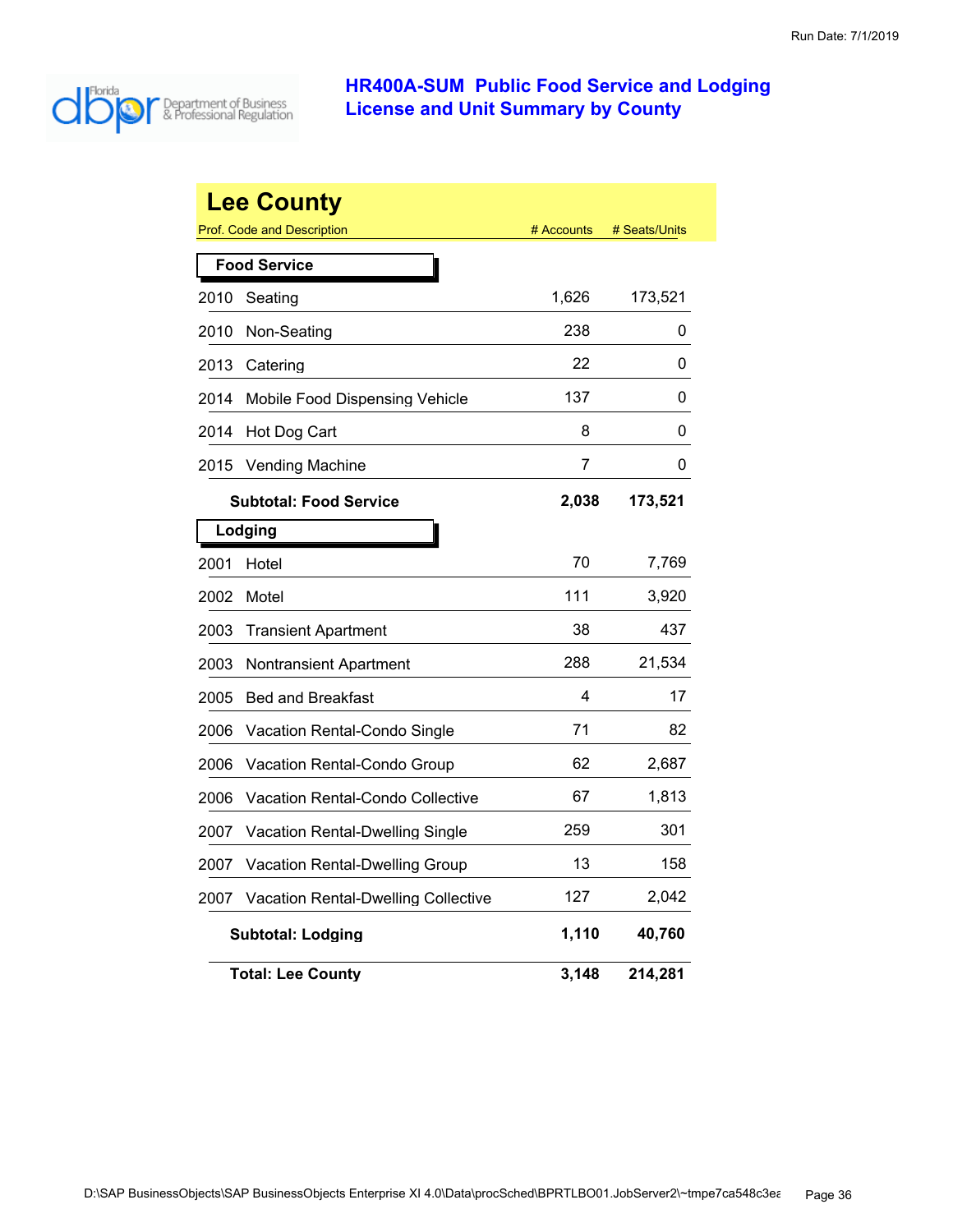# HR400A-SUM Public Food Service and Lodging License and Unit Summary by County

Run Date: 7/1/2019

## Lee County

| Prof. Code and Description | | # Accounts | # Seats/Units |
|---|---|---|---|
| **Food Service** | | | |
| 2010 | Seating | 1,626 | 173,521 |
| 2010 | Non-Seating | 238 | 0 |
| 2013 | Catering | 22 | 0 |
| 2014 | Mobile Food Dispensing Vehicle | 137 | 0 |
| 2014 | Hot Dog Cart | 8 | 0 |
| 2015 | Vending Machine | 7 | 0 |
| | **Subtotal: Food Service** | **2,038** | **173,521** |
| **Lodging** | | | |
| 2001 | Hotel | 70 | 7,769 |
| 2002 | Motel | 111 | 3,920 |
| 2003 | Transient Apartment | 38 | 437 |
| 2003 | Nontransient Apartment | 288 | 21,534 |
| 2005 | Bed and Breakfast | 4 | 17 |
| 2006 | Vacation Rental-Condo Single | 71 | 82 |
| 2006 | Vacation Rental-Condo Group | 62 | 2,687 |
| 2006 | Vacation Rental-Condo Collective | 67 | 1,813 |
| 2007 | Vacation Rental-Dwelling Single | 259 | 301 |
| 2007 | Vacation Rental-Dwelling Group | 13 | 158 |
| 2007 | Vacation Rental-Dwelling Collective | 127 | 2,042 |
| | **Subtotal: Lodging** | **1,110** | **40,760** |
| | **Total: Lee County** | **3,148** | **214,281** |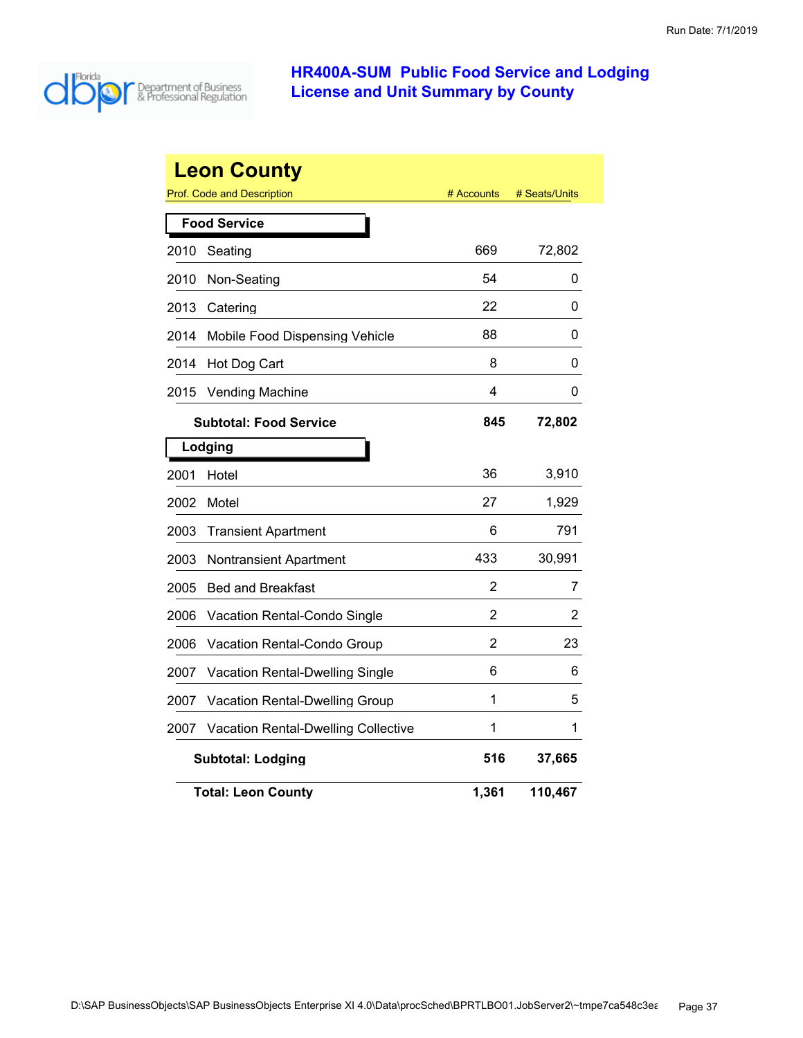Run Date: 7/1/2019

# HR400A-SUM Public Food Service and Lodging License and Unit Summary by County

## Leon County

| Prof. Code and Description | | # Accounts | # Seats/Units |
|---|---|---|---|
| **Food Service** | | | |
| 2010 | Seating | 669 | 72,802 |
| 2010 | Non-Seating | 54 | 0 |
| 2013 | Catering | 22 | 0 |
| 2014 | Mobile Food Dispensing Vehicle | 88 | 0 |
| 2014 | Hot Dog Cart | 8 | 0 |
| 2015 | Vending Machine | 4 | 0 |
| | **Subtotal: Food Service** | **845** | **72,802** |
| **Lodging** | | | |
| 2001 | Hotel | 36 | 3,910 |
| 2002 | Motel | 27 | 1,929 |
| 2003 | Transient Apartment | 6 | 791 |
| 2003 | Nontransient Apartment | 433 | 30,991 |
| 2005 | Bed and Breakfast | 2 | 7 |
| 2006 | Vacation Rental-Condo Single | 2 | 2 |
| 2006 | Vacation Rental-Condo Group | 2 | 23 |
| 2007 | Vacation Rental-Dwelling Single | 6 | 6 |
| 2007 | Vacation Rental-Dwelling Group | 1 | 5 |
| 2007 | Vacation Rental-Dwelling Collective | 1 | 1 |
| | **Subtotal: Lodging** | **516** | **37,665** |
| | **Total: Leon County** | **1,361** | **110,467** |

D:\SAP BusinessObjects\SAP BusinessObjects Enterprise XI 4.0\Data\procSched\BPRTLBO01.JobServer2\~tmpe7ca548c3ea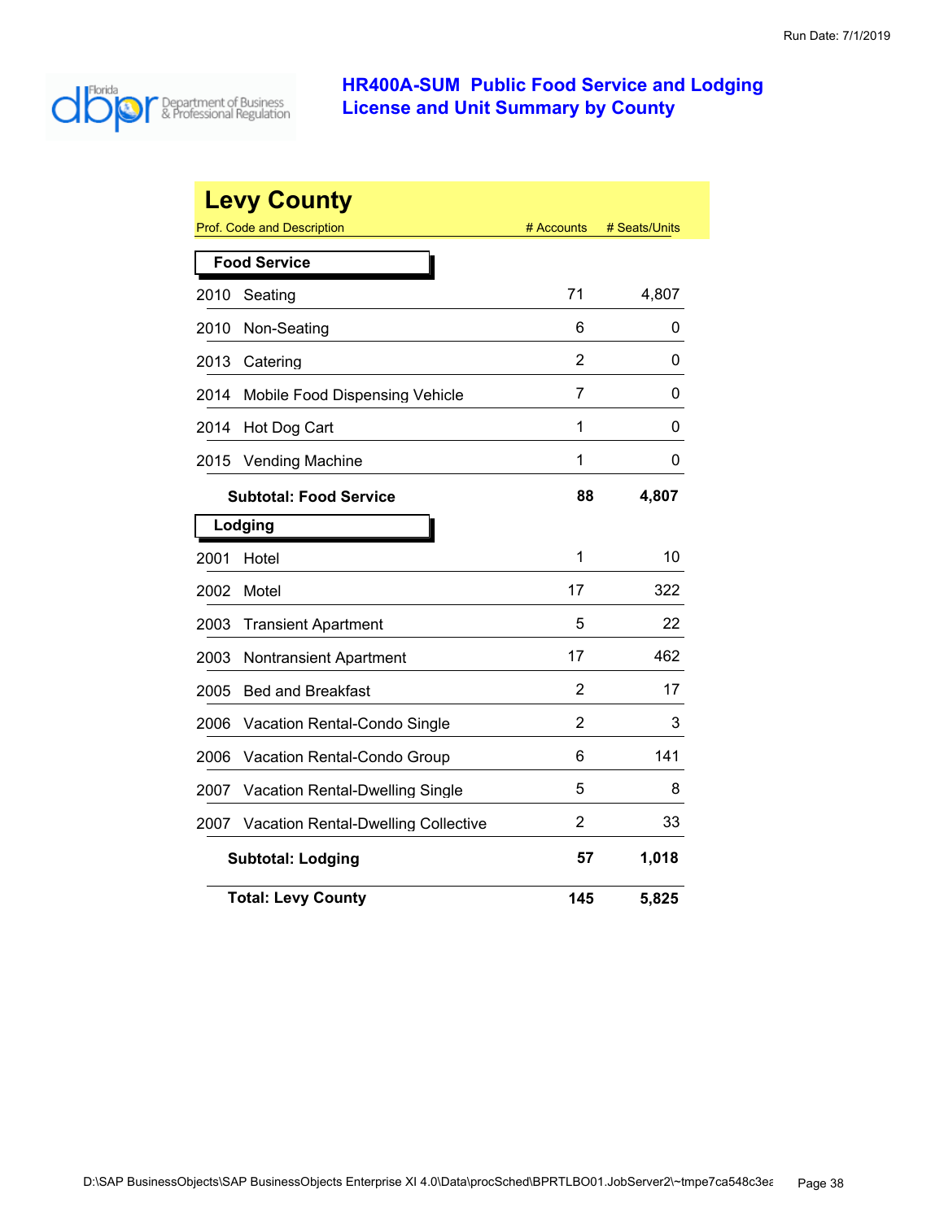# HR400A-SUM Public Food Service and Lodging License and Unit Summary by County

Run Date: 7/1/2019

## Levy County

| Prof. Code and Description | # Accounts | # Seats/Units |
|---|---|---|
| **Food Service** | | |
| 2010 Seating | 71 | 4,807 |
| 2010 Non-Seating | 6 | 0 |
| 2013 Catering | 2 | 0 |
| 2014 Mobile Food Dispensing Vehicle | 7 | 0 |
| 2014 Hot Dog Cart | 1 | 0 |
| 2015 Vending Machine | 1 | 0 |
| **Subtotal: Food Service** | **88** | **4,807** |
| **Lodging** | | |
| 2001 Hotel | 1 | 10 |
| 2002 Motel | 17 | 322 |
| 2003 Transient Apartment | 5 | 22 |
| 2003 Nontransient Apartment | 17 | 462 |
| 2005 Bed and Breakfast | 2 | 17 |
| 2006 Vacation Rental-Condo Single | 2 | 3 |
| 2006 Vacation Rental-Condo Group | 6 | 141 |
| 2007 Vacation Rental-Dwelling Single | 5 | 8 |
| 2007 Vacation Rental-Dwelling Collective | 2 | 33 |
| **Subtotal: Lodging** | **57** | **1,018** |
| **Total: Levy County** | **145** | **5,825** |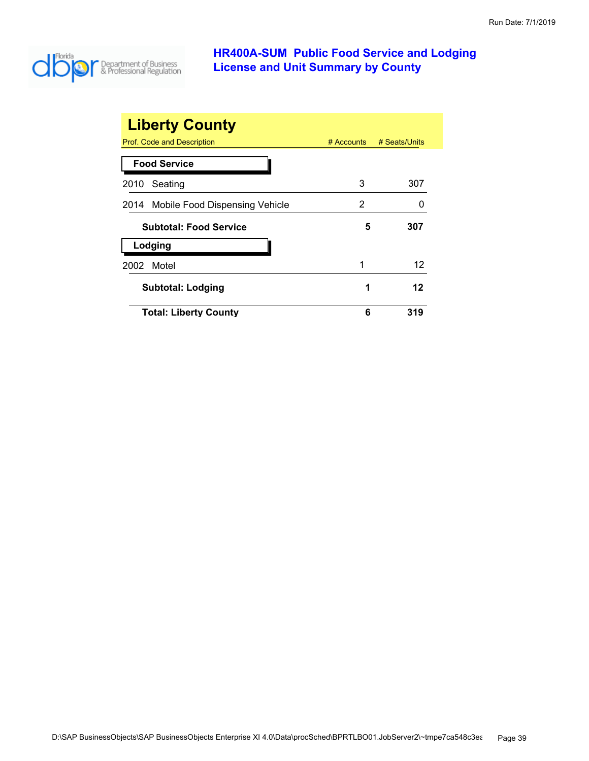# HR400A-SUM Public Food Service and Lodging License and Unit Summary by County

Run Date: 7/1/2019

## Liberty County

| Prof. Code and Description | # Accounts | # Seats/Units |
|---|---|---|
| **Food Service** | | |
| 2010 Seating | 3 | 307 |
| 2014 Mobile Food Dispensing Vehicle | 2 | 0 |
| **Subtotal: Food Service** | **5** | **307** |
| **Lodging** | | |
| 2002 Motel | 1 | 12 |
| **Subtotal: Lodging** | **1** | **12** |
| **Total: Liberty County** | **6** | **319** |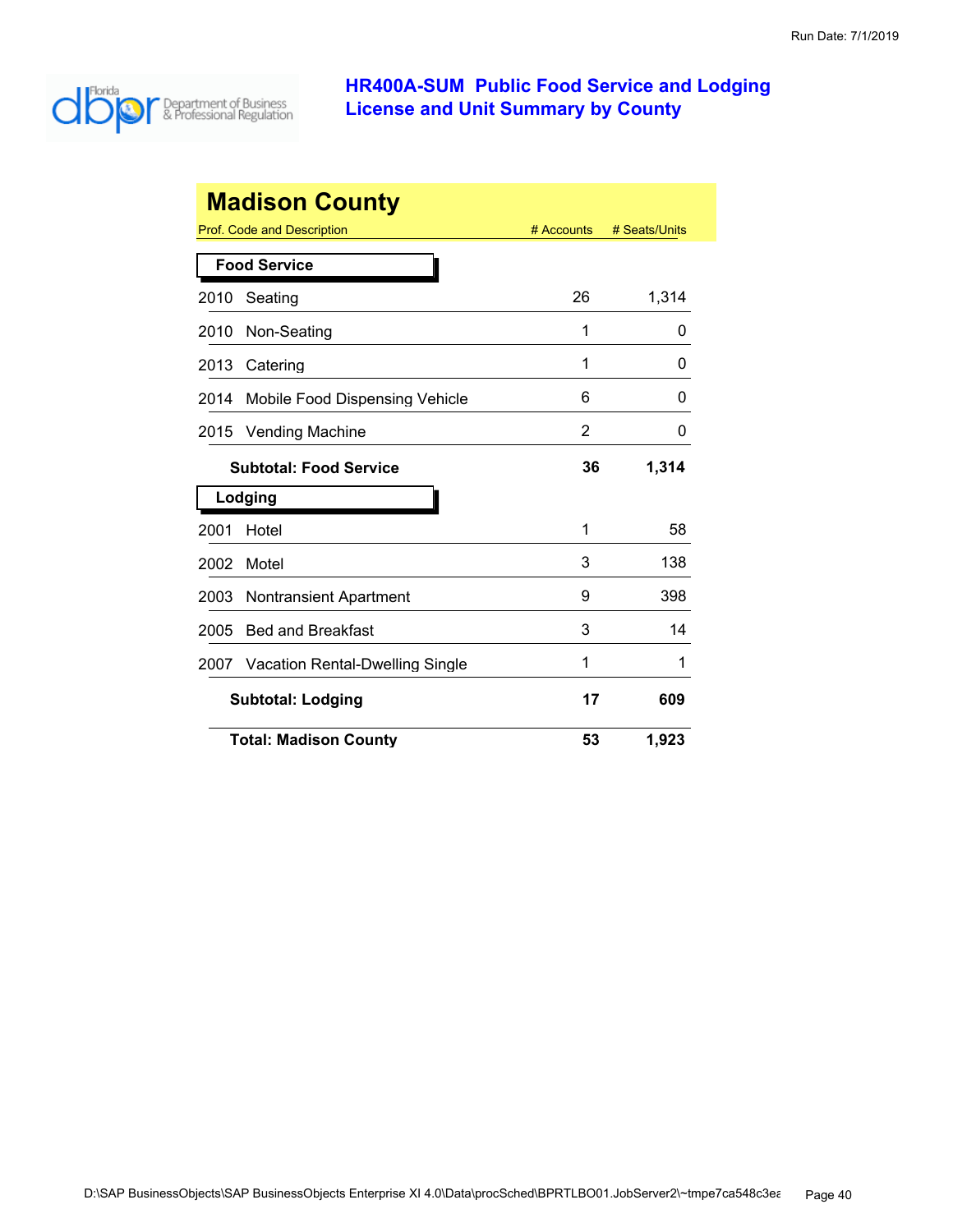Run Date: 7/1/2019

# HR400A-SUM Public Food Service and Lodging License and Unit Summary by County

## Madison County

| Prof. Code and Description | # Accounts | # Seats/Units |
|---|---|---|
| **Food Service** | | |
| 2010 Seating | 26 | 1,314 |
| 2010 Non-Seating | 1 | 0 |
| 2013 Catering | 1 | 0 |
| 2014 Mobile Food Dispensing Vehicle | 6 | 0 |
| 2015 Vending Machine | 2 | 0 |
| **Subtotal: Food Service** | **36** | **1,314** |
| **Lodging** | | |
| 2001 Hotel | 1 | 58 |
| 2002 Motel | 3 | 138 |
| 2003 Nontransient Apartment | 9 | 398 |
| 2005 Bed and Breakfast | 3 | 14 |
| 2007 Vacation Rental-Dwelling Single | 1 | 1 |
| **Subtotal: Lodging** | **17** | **609** |
| **Total: Madison County** | **53** | **1,923** |

D:\SAP BusinessObjects\SAP BusinessObjects Enterprise XI 4.0\Data\procSched\BPRTLBO01.JobServer2\~tmpe7ca548c3ea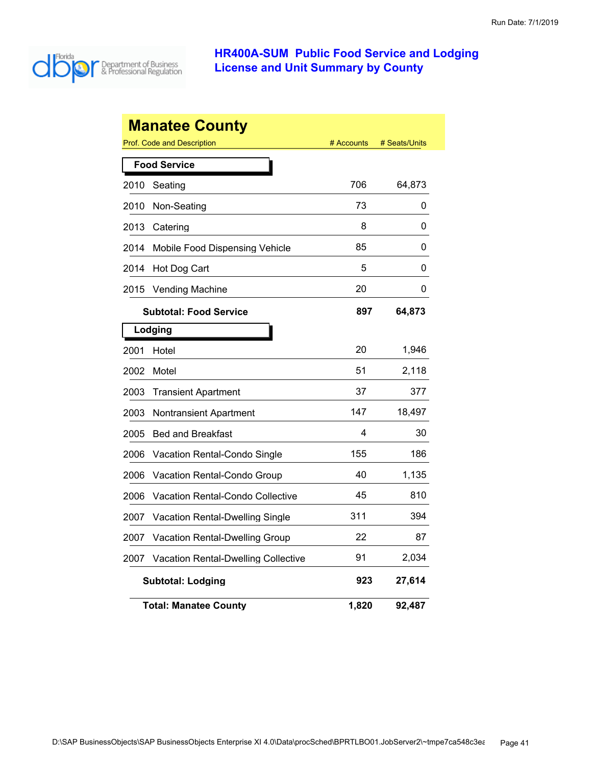Run Date: 7/1/2019

# HR400A-SUM Public Food Service and Lodging License and Unit Summary by County

## Manatee County

| Prof. Code and Description | | # Accounts | # Seats/Units |
|---|---|---|---|
| **Food Service** | | | |
| 2010 | Seating | 706 | 64,873 |
| 2010 | Non-Seating | 73 | 0 |
| 2013 | Catering | 8 | 0 |
| 2014 | Mobile Food Dispensing Vehicle | 85 | 0 |
| 2014 | Hot Dog Cart | 5 | 0 |
| 2015 | Vending Machine | 20 | 0 |
| | **Subtotal: Food Service** | **897** | **64,873** |
| **Lodging** | | | |
| 2001 | Hotel | 20 | 1,946 |
| 2002 | Motel | 51 | 2,118 |
| 2003 | Transient Apartment | 37 | 377 |
| 2003 | Nontransient Apartment | 147 | 18,497 |
| 2005 | Bed and Breakfast | 4 | 30 |
| 2006 | Vacation Rental-Condo Single | 155 | 186 |
| 2006 | Vacation Rental-Condo Group | 40 | 1,135 |
| 2006 | Vacation Rental-Condo Collective | 45 | 810 |
| 2007 | Vacation Rental-Dwelling Single | 311 | 394 |
| 2007 | Vacation Rental-Dwelling Group | 22 | 87 |
| 2007 | Vacation Rental-Dwelling Collective | 91 | 2,034 |
| | **Subtotal: Lodging** | **923** | **27,614** |
| | **Total: Manatee County** | **1,820** | **92,487** |

D:\SAP BusinessObjects\SAP BusinessObjects Enterprise XI 4.0\Data\procSched\BPRTLBO01.JobServer2\~tmpe7ca548c3ea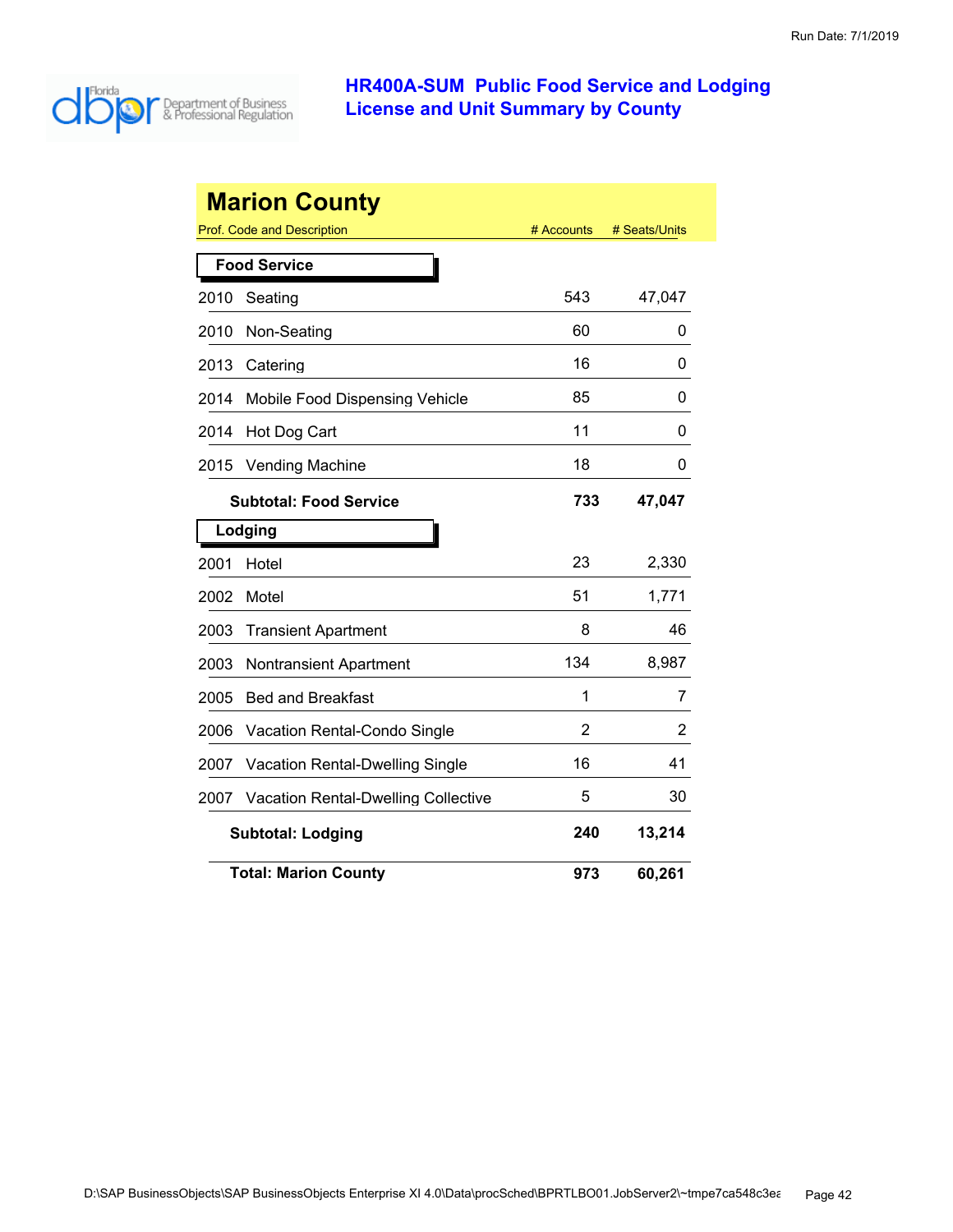# HR400A-SUM Public Food Service and Lodging License and Unit Summary by County

## Marion County

| Prof. Code and Description | | # Accounts | # Seats/Units |
|---|---|---|---|
| **Food Service** | | | |
| 2010 | Seating | 543 | 47,047 |
| 2010 | Non-Seating | 60 | 0 |
| 2013 | Catering | 16 | 0 |
| 2014 | Mobile Food Dispensing Vehicle | 85 | 0 |
| 2014 | Hot Dog Cart | 11 | 0 |
| 2015 | Vending Machine | 18 | 0 |
| | **Subtotal: Food Service** | **733** | **47,047** |
| **Lodging** | | | |
| 2001 | Hotel | 23 | 2,330 |
| 2002 | Motel | 51 | 1,771 |
| 2003 | Transient Apartment | 8 | 46 |
| 2003 | Nontransient Apartment | 134 | 8,987 |
| 2005 | Bed and Breakfast | 1 | 7 |
| 2006 | Vacation Rental-Condo Single | 2 | 2 |
| 2007 | Vacation Rental-Dwelling Single | 16 | 41 |
| 2007 | Vacation Rental-Dwelling Collective | 5 | 30 |
| | **Subtotal: Lodging** | **240** | **13,214** |
| | **Total: Marion County** | **973** | **60,261** |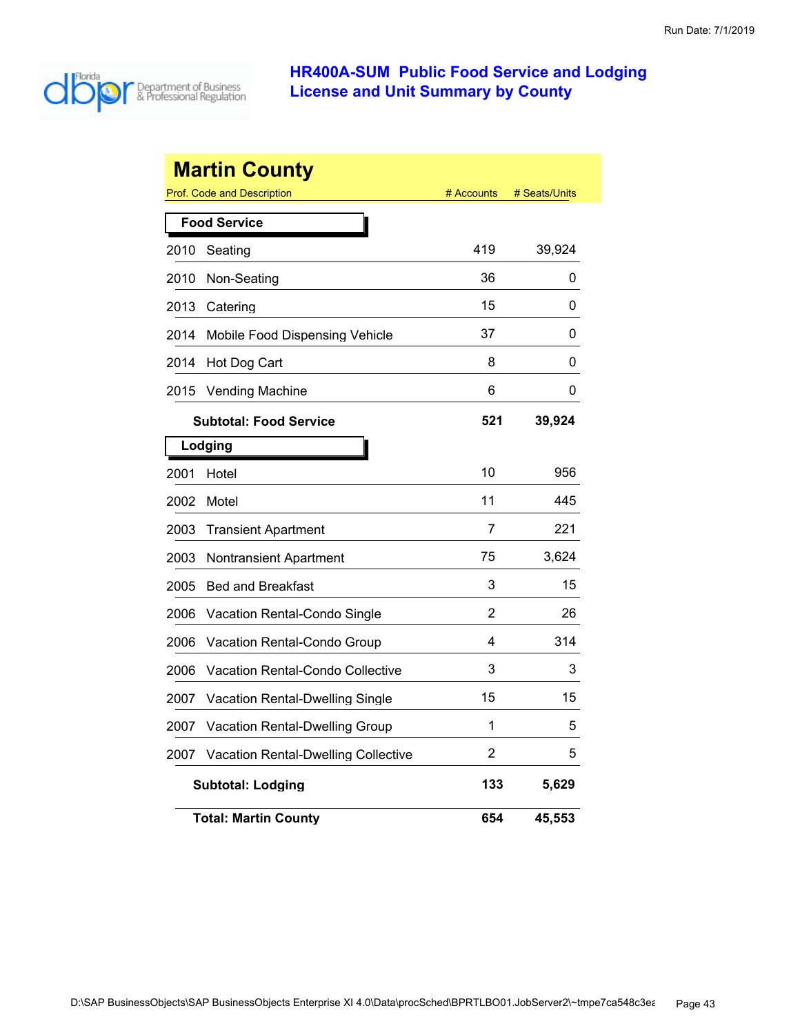# HR400A-SUM Public Food Service and Lodging License and Unit Summary by County

## Martin County

| Prof. Code and Description | | # Accounts | # Seats/Units |
|---|---|---|---|
| **Food Service** | | | |
| 2010 | Seating | 419 | 39,924 |
| 2010 | Non-Seating | 36 | 0 |
| 2013 | Catering | 15 | 0 |
| 2014 | Mobile Food Dispensing Vehicle | 37 | 0 |
| 2014 | Hot Dog Cart | 8 | 0 |
| 2015 | Vending Machine | 6 | 0 |
| | **Subtotal: Food Service** | **521** | **39,924** |
| **Lodging** | | | |
| 2001 | Hotel | 10 | 956 |
| 2002 | Motel | 11 | 445 |
| 2003 | Transient Apartment | 7 | 221 |
| 2003 | Nontransient Apartment | 75 | 3,624 |
| 2005 | Bed and Breakfast | 3 | 15 |
| 2006 | Vacation Rental-Condo Single | 2 | 26 |
| 2006 | Vacation Rental-Condo Group | 4 | 314 |
| 2006 | Vacation Rental-Condo Collective | 3 | 3 |
| 2007 | Vacation Rental-Dwelling Single | 15 | 15 |
| 2007 | Vacation Rental-Dwelling Group | 1 | 5 |
| 2007 | Vacation Rental-Dwelling Collective | 2 | 5 |
| | **Subtotal: Lodging** | **133** | **5,629** |
| | **Total: Martin County** | **654** | **45,553** |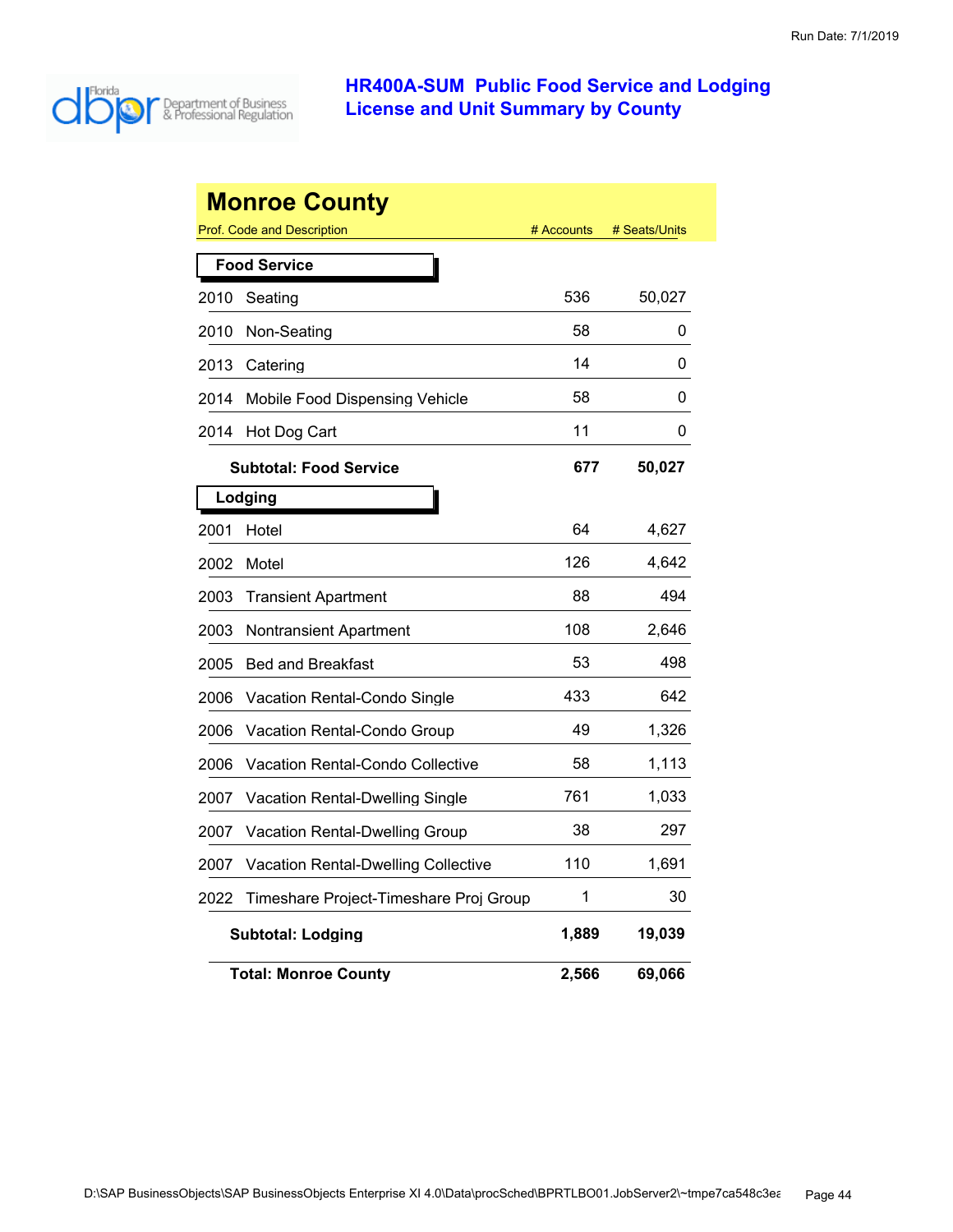# HR400A-SUM Public Food Service and Lodging License and Unit Summary by County

## Monroe County

| Prof. Code and Description | | # Accounts | # Seats/Units |
|---|---|---|---|
| **Food Service** | | | |
| 2010 | Seating | 536 | 50,027 |
| 2010 | Non-Seating | 58 | 0 |
| 2013 | Catering | 14 | 0 |
| 2014 | Mobile Food Dispensing Vehicle | 58 | 0 |
| 2014 | Hot Dog Cart | 11 | 0 |
| | **Subtotal: Food Service** | **677** | **50,027** |
| **Lodging** | | | |
| 2001 | Hotel | 64 | 4,627 |
| 2002 | Motel | 126 | 4,642 |
| 2003 | Transient Apartment | 88 | 494 |
| 2003 | Nontransient Apartment | 108 | 2,646 |
| 2005 | Bed and Breakfast | 53 | 498 |
| 2006 | Vacation Rental-Condo Single | 433 | 642 |
| 2006 | Vacation Rental-Condo Group | 49 | 1,326 |
| 2006 | Vacation Rental-Condo Collective | 58 | 1,113 |
| 2007 | Vacation Rental-Dwelling Single | 761 | 1,033 |
| 2007 | Vacation Rental-Dwelling Group | 38 | 297 |
| 2007 | Vacation Rental-Dwelling Collective | 110 | 1,691 |
| 2022 | Timeshare Project-Timeshare Proj Group | 1 | 30 |
| | **Subtotal: Lodging** | **1,889** | **19,039** |
| | **Total: Monroe County** | **2,566** | **69,066** |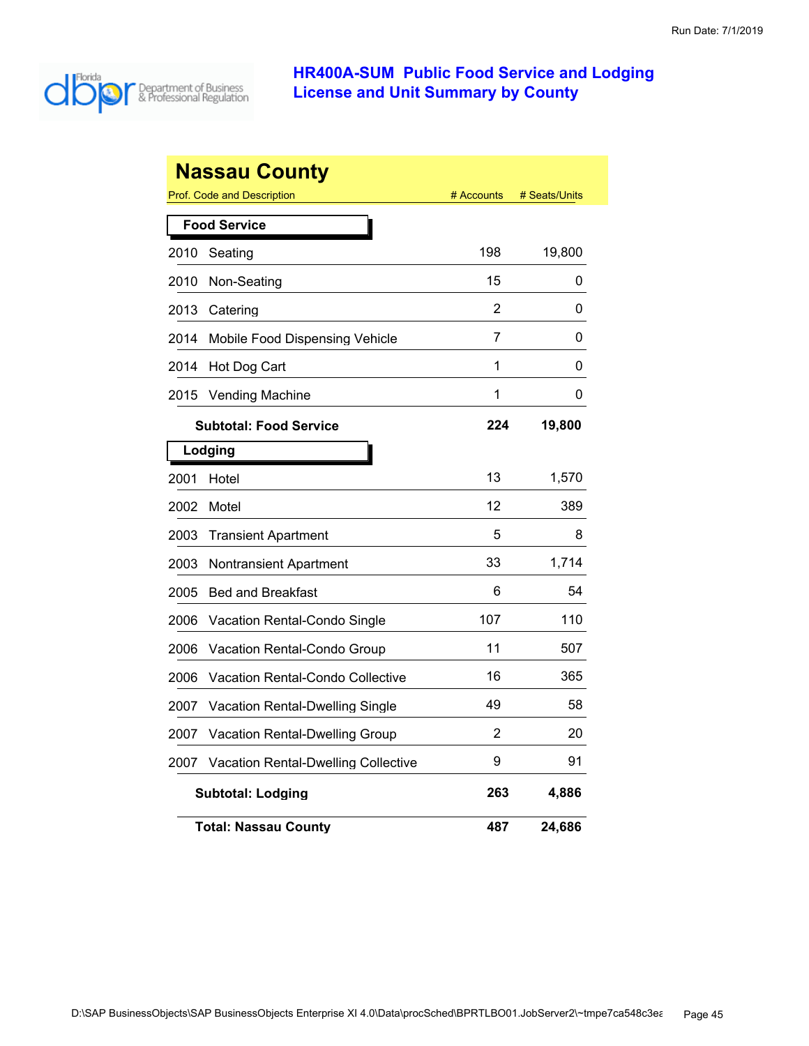# HR400A-SUM Public Food Service and Lodging License and Unit Summary by County

## Nassau County

| Prof. Code and Description | # Accounts | # Seats/Units |
|---|---|---|
| **Food Service** | | |
| 2010 Seating | 198 | 19,800 |
| 2010 Non-Seating | 15 | 0 |
| 2013 Catering | 2 | 0 |
| 2014 Mobile Food Dispensing Vehicle | 7 | 0 |
| 2014 Hot Dog Cart | 1 | 0 |
| 2015 Vending Machine | 1 | 0 |
| **Subtotal: Food Service** | **224** | **19,800** |
| **Lodging** | | |
| 2001 Hotel | 13 | 1,570 |
| 2002 Motel | 12 | 389 |
| 2003 Transient Apartment | 5 | 8 |
| 2003 Nontransient Apartment | 33 | 1,714 |
| 2005 Bed and Breakfast | 6 | 54 |
| 2006 Vacation Rental-Condo Single | 107 | 110 |
| 2006 Vacation Rental-Condo Group | 11 | 507 |
| 2006 Vacation Rental-Condo Collective | 16 | 365 |
| 2007 Vacation Rental-Dwelling Single | 49 | 58 |
| 2007 Vacation Rental-Dwelling Group | 2 | 20 |
| 2007 Vacation Rental-Dwelling Collective | 9 | 91 |
| **Subtotal: Lodging** | **263** | **4,886** |
| **Total: Nassau County** | **487** | **24,686** |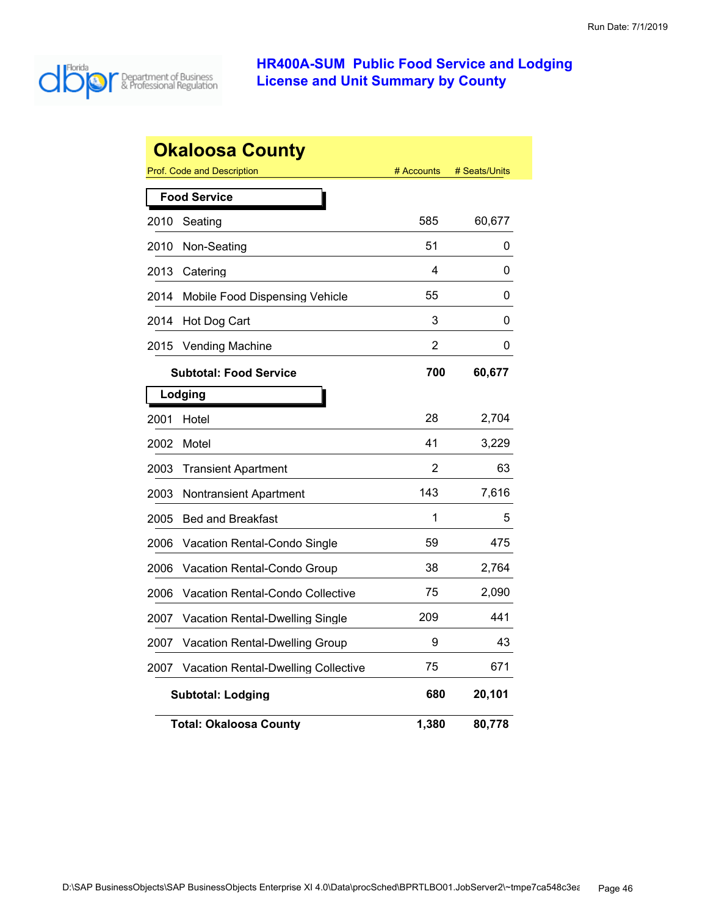# HR400A-SUM Public Food Service and Lodging License and Unit Summary by County

Run Date: 7/1/2019

## Okaloosa County

| Prof. Code and Description | | # Accounts | # Seats/Units |
|---|---|---|---|
| **Food Service** | | | |
| 2010 | Seating | 585 | 60,677 |
| 2010 | Non-Seating | 51 | 0 |
| 2013 | Catering | 4 | 0 |
| 2014 | Mobile Food Dispensing Vehicle | 55 | 0 |
| 2014 | Hot Dog Cart | 3 | 0 |
| 2015 | Vending Machine | 2 | 0 |
| | **Subtotal: Food Service** | **700** | **60,677** |
| **Lodging** | | | |
| 2001 | Hotel | 28 | 2,704 |
| 2002 | Motel | 41 | 3,229 |
| 2003 | Transient Apartment | 2 | 63 |
| 2003 | Nontransient Apartment | 143 | 7,616 |
| 2005 | Bed and Breakfast | 1 | 5 |
| 2006 | Vacation Rental-Condo Single | 59 | 475 |
| 2006 | Vacation Rental-Condo Group | 38 | 2,764 |
| 2006 | Vacation Rental-Condo Collective | 75 | 2,090 |
| 2007 | Vacation Rental-Dwelling Single | 209 | 441 |
| 2007 | Vacation Rental-Dwelling Group | 9 | 43 |
| 2007 | Vacation Rental-Dwelling Collective | 75 | 671 |
| | **Subtotal: Lodging** | **680** | **20,101** |
| | **Total: Okaloosa County** | **1,380** | **80,778** |

D:\SAP BusinessObjects\SAP BusinessObjects Enterprise XI 4.0\Data\procSched\BPRTLBO01.JobServer2\~tmpe7ca548c3ea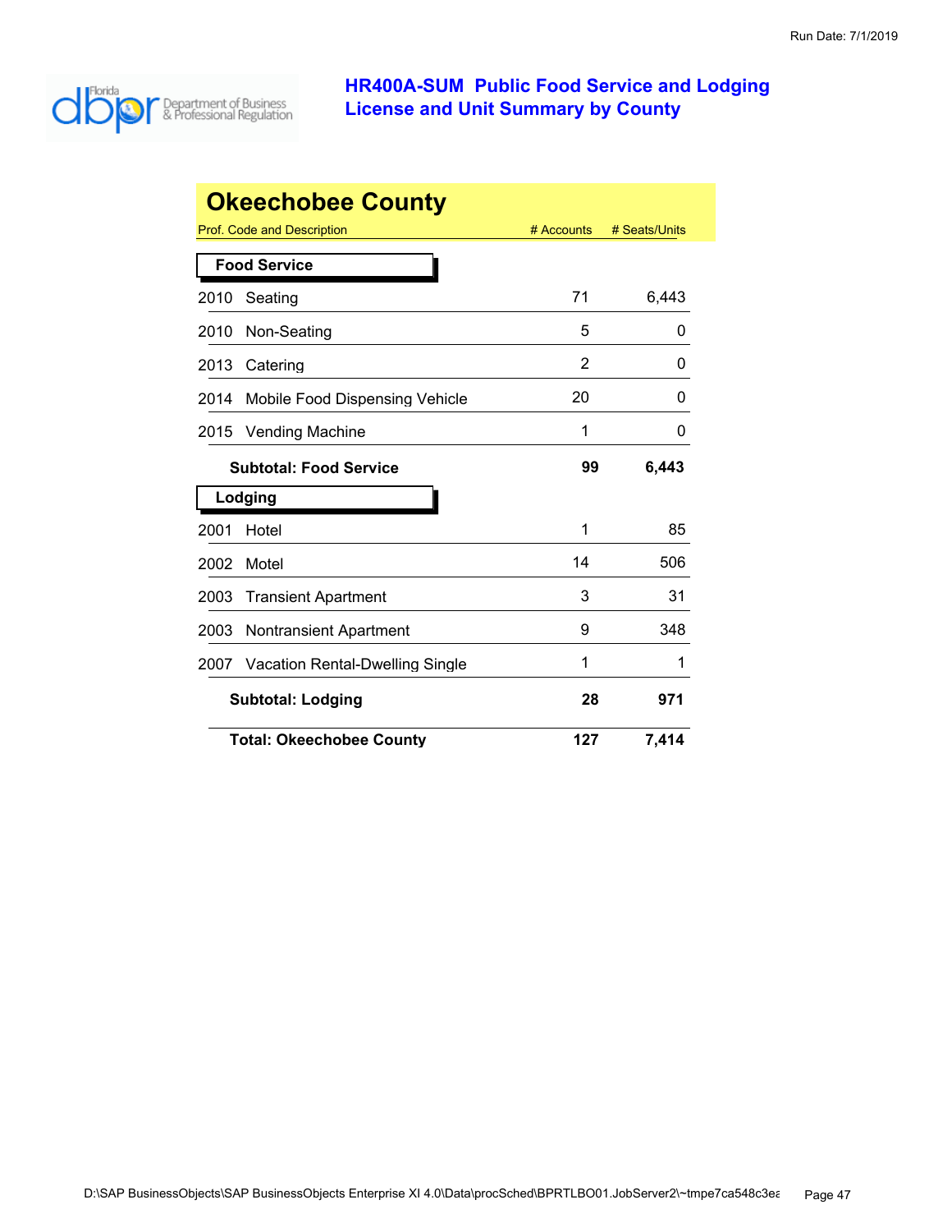Run Date: 7/1/2019

# HR400A-SUM Public Food Service and Lodging License and Unit Summary by County

## Okeechobee County

| Prof. Code and Description | # Accounts | # Seats/Units |
|---|---|---|
| **Food Service** | | |
| 2010 Seating | 71 | 6,443 |
| 2010 Non-Seating | 5 | 0 |
| 2013 Catering | 2 | 0 |
| 2014 Mobile Food Dispensing Vehicle | 20 | 0 |
| 2015 Vending Machine | 1 | 0 |
| **Subtotal: Food Service** | **99** | **6,443** |
| **Lodging** | | |
| 2001 Hotel | 1 | 85 |
| 2002 Motel | 14 | 506 |
| 2003 Transient Apartment | 3 | 31 |
| 2003 Nontransient Apartment | 9 | 348 |
| 2007 Vacation Rental-Dwelling Single | 1 | 1 |
| **Subtotal: Lodging** | **28** | **971** |
| **Total: Okeechobee County** | **127** | **7,414** |

D:\SAP BusinessObjects\SAP BusinessObjects Enterprise XI 4.0\Data\procSched\BPRTLBO01.JobServer2\~tmpe7ca548c3ea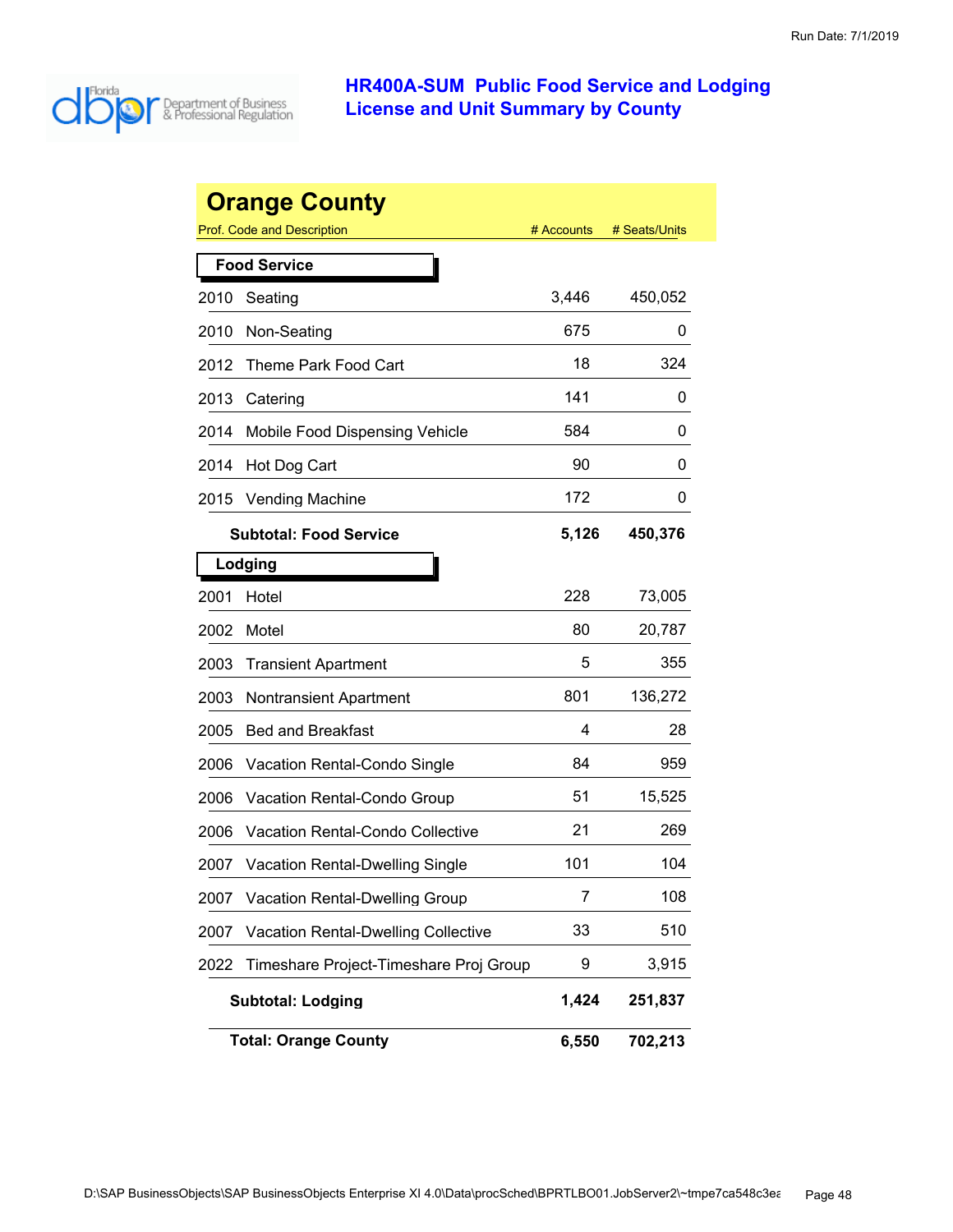Run Date: 7/1/2019

# HR400A-SUM Public Food Service and Lodging License and Unit Summary by County

## Orange County

| Prof. Code and Description | # Accounts | # Seats/Units |
|---|---|---|
| **Food Service** | | |
| 2010 Seating | 3,446 | 450,052 |
| 2010 Non-Seating | 675 | 0 |
| 2012 Theme Park Food Cart | 18 | 324 |
| 2013 Catering | 141 | 0 |
| 2014 Mobile Food Dispensing Vehicle | 584 | 0 |
| 2014 Hot Dog Cart | 90 | 0 |
| 2015 Vending Machine | 172 | 0 |
| **Subtotal: Food Service** | **5,126** | **450,376** |
| **Lodging** | | |
| 2001 Hotel | 228 | 73,005 |
| 2002 Motel | 80 | 20,787 |
| 2003 Transient Apartment | 5 | 355 |
| 2003 Nontransient Apartment | 801 | 136,272 |
| 2005 Bed and Breakfast | 4 | 28 |
| 2006 Vacation Rental-Condo Single | 84 | 959 |
| 2006 Vacation Rental-Condo Group | 51 | 15,525 |
| 2006 Vacation Rental-Condo Collective | 21 | 269 |
| 2007 Vacation Rental-Dwelling Single | 101 | 104 |
| 2007 Vacation Rental-Dwelling Group | 7 | 108 |
| 2007 Vacation Rental-Dwelling Collective | 33 | 510 |
| 2022 Timeshare Project-Timeshare Proj Group | 9 | 3,915 |
| **Subtotal: Lodging** | **1,424** | **251,837** |
| **Total: Orange County** | **6,550** | **702,213** |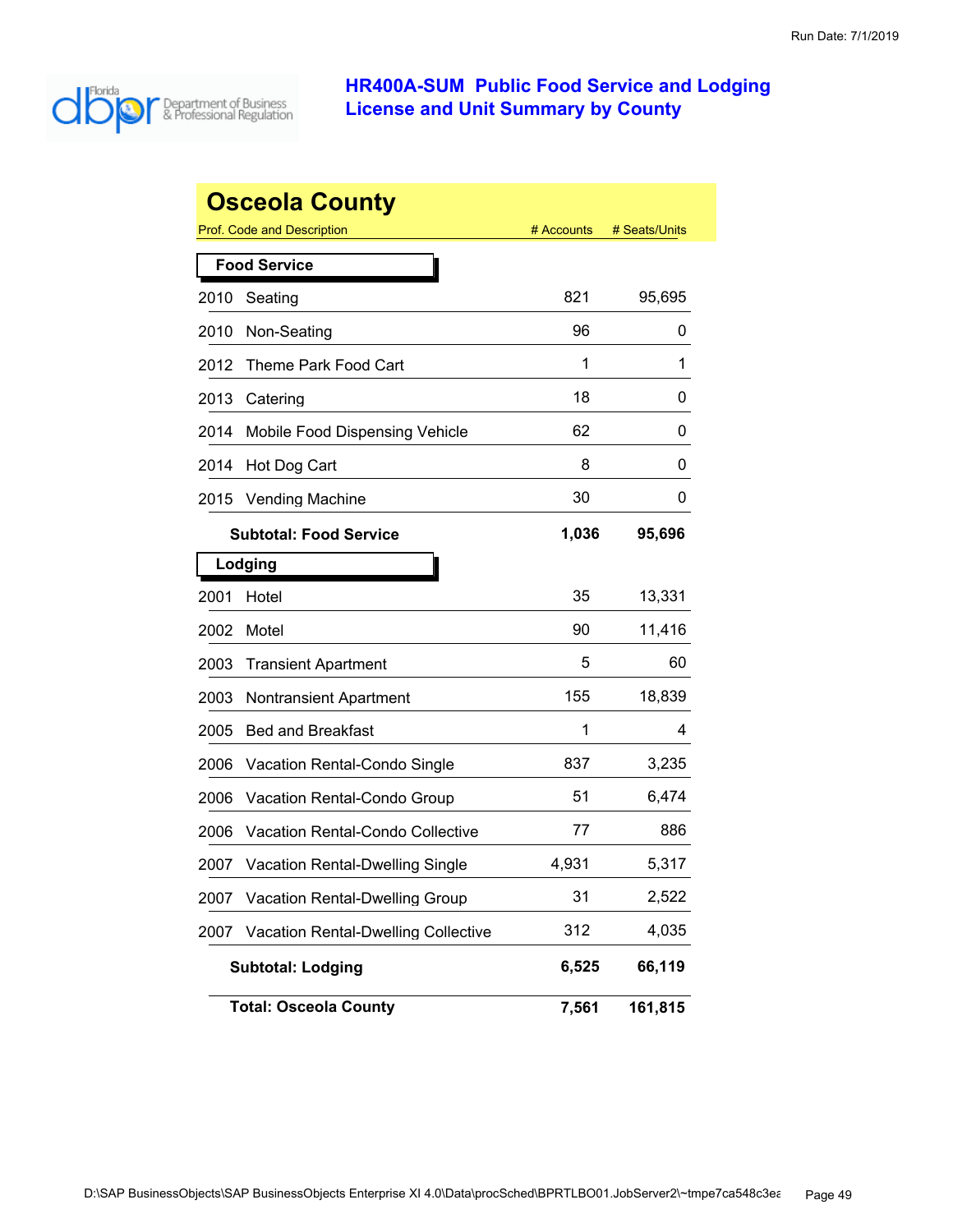# HR400A-SUM Public Food Service and Lodging License and Unit Summary by County

Run Date: 7/1/2019

## Osceola County

| Prof. Code and Description | | # Accounts | # Seats/Units |
|---|---|---|---|
| **Food Service** | | | |
| 2010 | Seating | 821 | 95,695 |
| 2010 | Non-Seating | 96 | 0 |
| 2012 | Theme Park Food Cart | 1 | 1 |
| 2013 | Catering | 18 | 0 |
| 2014 | Mobile Food Dispensing Vehicle | 62 | 0 |
| 2014 | Hot Dog Cart | 8 | 0 |
| 2015 | Vending Machine | 30 | 0 |
| | **Subtotal: Food Service** | **1,036** | **95,696** |
| **Lodging** | | | |
| 2001 | Hotel | 35 | 13,331 |
| 2002 | Motel | 90 | 11,416 |
| 2003 | Transient Apartment | 5 | 60 |
| 2003 | Nontransient Apartment | 155 | 18,839 |
| 2005 | Bed and Breakfast | 1 | 4 |
| 2006 | Vacation Rental-Condo Single | 837 | 3,235 |
| 2006 | Vacation Rental-Condo Group | 51 | 6,474 |
| 2006 | Vacation Rental-Condo Collective | 77 | 886 |
| 2007 | Vacation Rental-Dwelling Single | 4,931 | 5,317 |
| 2007 | Vacation Rental-Dwelling Group | 31 | 2,522 |
| 2007 | Vacation Rental-Dwelling Collective | 312 | 4,035 |
| | **Subtotal: Lodging** | **6,525** | **66,119** |
| | **Total: Osceola County** | **7,561** | **161,815** |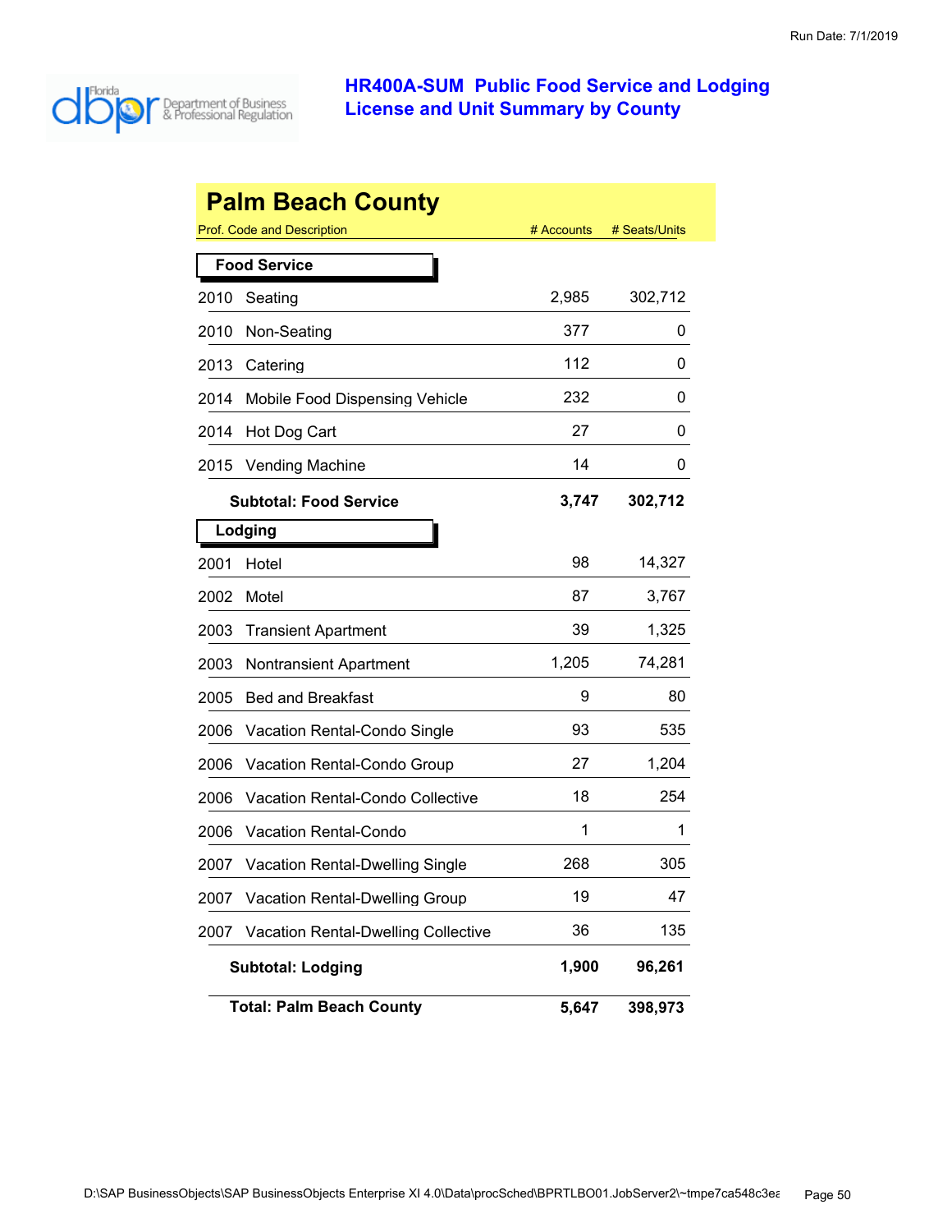# HR400A-SUM Public Food Service and Lodging License and Unit Summary by County

Run Date: 7/1/2019

## Palm Beach County

| Prof. Code and Description | | # Accounts | # Seats/Units |
|---|---|---|---|
| **Food Service** | | | |
| 2010 | Seating | 2,985 | 302,712 |
| 2010 | Non-Seating | 377 | 0 |
| 2013 | Catering | 112 | 0 |
| 2014 | Mobile Food Dispensing Vehicle | 232 | 0 |
| 2014 | Hot Dog Cart | 27 | 0 |
| 2015 | Vending Machine | 14 | 0 |
| | **Subtotal: Food Service** | **3,747** | **302,712** |
| **Lodging** | | | |
| 2001 | Hotel | 98 | 14,327 |
| 2002 | Motel | 87 | 3,767 |
| 2003 | Transient Apartment | 39 | 1,325 |
| 2003 | Nontransient Apartment | 1,205 | 74,281 |
| 2005 | Bed and Breakfast | 9 | 80 |
| 2006 | Vacation Rental-Condo Single | 93 | 535 |
| 2006 | Vacation Rental-Condo Group | 27 | 1,204 |
| 2006 | Vacation Rental-Condo Collective | 18 | 254 |
| 2006 | Vacation Rental-Condo | 1 | 1 |
| 2007 | Vacation Rental-Dwelling Single | 268 | 305 |
| 2007 | Vacation Rental-Dwelling Group | 19 | 47 |
| 2007 | Vacation Rental-Dwelling Collective | 36 | 135 |
| | **Subtotal: Lodging** | **1,900** | **96,261** |
| | **Total: Palm Beach County** | **5,647** | **398,973** |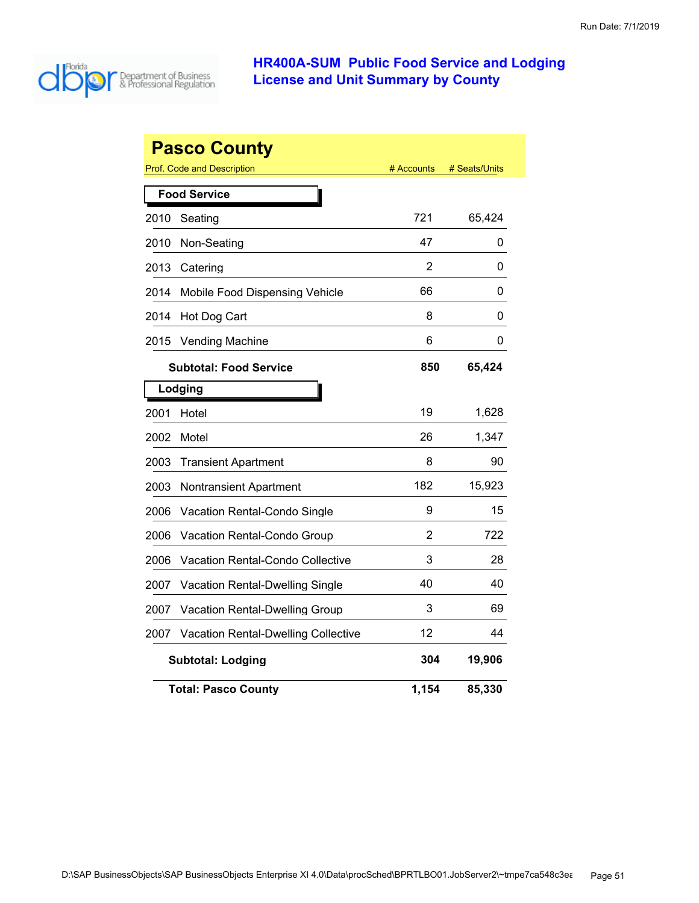Run Date: 7/1/2019

# HR400A-SUM Public Food Service and Lodging License and Unit Summary by County

## Pasco County

| Prof. Code and Description | | # Accounts | # Seats/Units |
|---|---|---|---|
| **Food Service** | | | |
| 2010 | Seating | 721 | 65,424 |
| 2010 | Non-Seating | 47 | 0 |
| 2013 | Catering | 2 | 0 |
| 2014 | Mobile Food Dispensing Vehicle | 66 | 0 |
| 2014 | Hot Dog Cart | 8 | 0 |
| 2015 | Vending Machine | 6 | 0 |
| | **Subtotal: Food Service** | **850** | **65,424** |
| **Lodging** | | | |
| 2001 | Hotel | 19 | 1,628 |
| 2002 | Motel | 26 | 1,347 |
| 2003 | Transient Apartment | 8 | 90 |
| 2003 | Nontransient Apartment | 182 | 15,923 |
| 2006 | Vacation Rental-Condo Single | 9 | 15 |
| 2006 | Vacation Rental-Condo Group | 2 | 722 |
| 2006 | Vacation Rental-Condo Collective | 3 | 28 |
| 2007 | Vacation Rental-Dwelling Single | 40 | 40 |
| 2007 | Vacation Rental-Dwelling Group | 3 | 69 |
| 2007 | Vacation Rental-Dwelling Collective | 12 | 44 |
| | **Subtotal: Lodging** | **304** | **19,906** |
| | **Total: Pasco County** | **1,154** | **85,330** |

D:\SAP BusinessObjects\SAP BusinessObjects Enterprise XI 4.0\Data\procSched\BPRTLBO01.JobServer2\~tmpe7ca548c3ea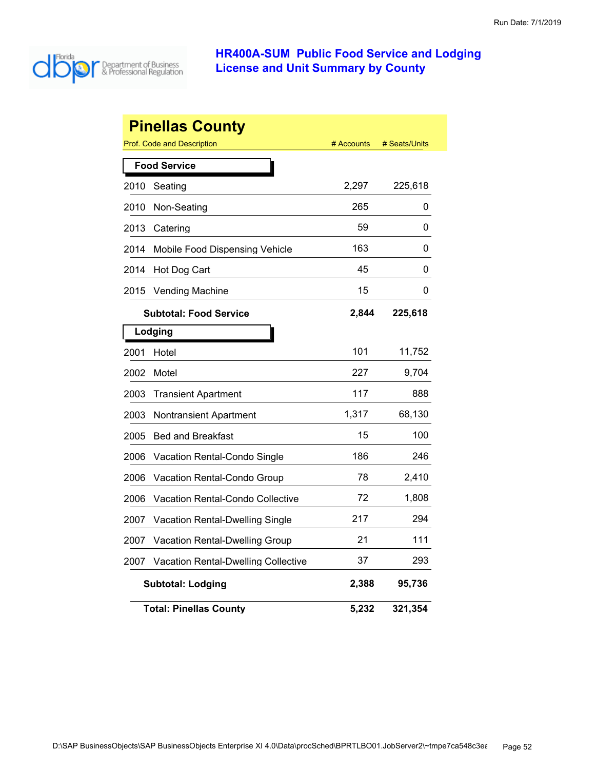# HR400A-SUM Public Food Service and Lodging License and Unit Summary by County

## Pinellas County

| Prof. Code and Description | | # Accounts | # Seats/Units |
|---|---|---|---|
| **Food Service** | | | |
| 2010 | Seating | 2,297 | 225,618 |
| 2010 | Non-Seating | 265 | 0 |
| 2013 | Catering | 59 | 0 |
| 2014 | Mobile Food Dispensing Vehicle | 163 | 0 |
| 2014 | Hot Dog Cart | 45 | 0 |
| 2015 | Vending Machine | 15 | 0 |
| | **Subtotal: Food Service** | **2,844** | **225,618** |
| **Lodging** | | | |
| 2001 | Hotel | 101 | 11,752 |
| 2002 | Motel | 227 | 9,704 |
| 2003 | Transient Apartment | 117 | 888 |
| 2003 | Nontransient Apartment | 1,317 | 68,130 |
| 2005 | Bed and Breakfast | 15 | 100 |
| 2006 | Vacation Rental-Condo Single | 186 | 246 |
| 2006 | Vacation Rental-Condo Group | 78 | 2,410 |
| 2006 | Vacation Rental-Condo Collective | 72 | 1,808 |
| 2007 | Vacation Rental-Dwelling Single | 217 | 294 |
| 2007 | Vacation Rental-Dwelling Group | 21 | 111 |
| 2007 | Vacation Rental-Dwelling Collective | 37 | 293 |
| | **Subtotal: Lodging** | **2,388** | **95,736** |
| | **Total: Pinellas County** | **5,232** | **321,354** |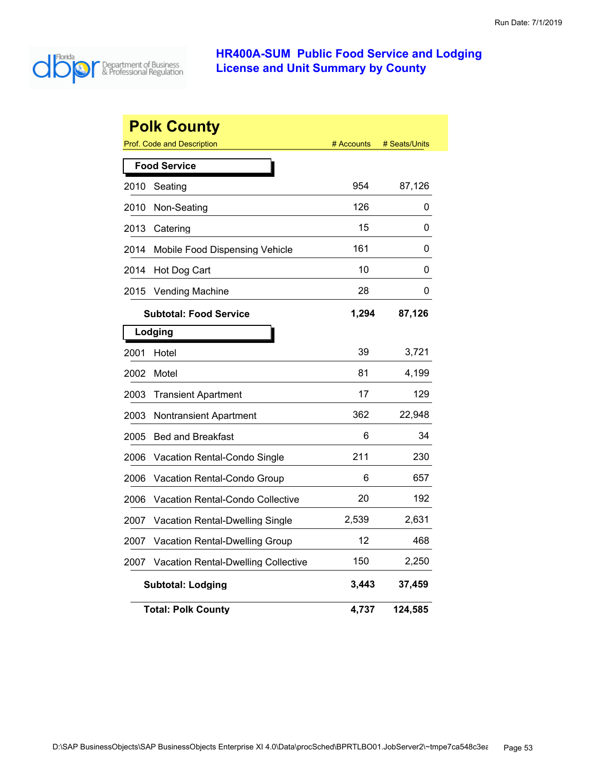# HR400A-SUM Public Food Service and Lodging License and Unit Summary by County

Run Date: 7/1/2019

## Polk County

| Prof. Code and Description | # Accounts | # Seats/Units |
|---|---|---|
| **Food Service** | | |
| 2010 Seating | 954 | 87,126 |
| 2010 Non-Seating | 126 | 0 |
| 2013 Catering | 15 | 0 |
| 2014 Mobile Food Dispensing Vehicle | 161 | 0 |
| 2014 Hot Dog Cart | 10 | 0 |
| 2015 Vending Machine | 28 | 0 |
| **Subtotal: Food Service** | **1,294** | **87,126** |
| **Lodging** | | |
| 2001 Hotel | 39 | 3,721 |
| 2002 Motel | 81 | 4,199 |
| 2003 Transient Apartment | 17 | 129 |
| 2003 Nontransient Apartment | 362 | 22,948 |
| 2005 Bed and Breakfast | 6 | 34 |
| 2006 Vacation Rental-Condo Single | 211 | 230 |
| 2006 Vacation Rental-Condo Group | 6 | 657 |
| 2006 Vacation Rental-Condo Collective | 20 | 192 |
| 2007 Vacation Rental-Dwelling Single | 2,539 | 2,631 |
| 2007 Vacation Rental-Dwelling Group | 12 | 468 |
| 2007 Vacation Rental-Dwelling Collective | 150 | 2,250 |
| **Subtotal: Lodging** | **3,443** | **37,459** |
| **Total: Polk County** | **4,737** | **124,585** |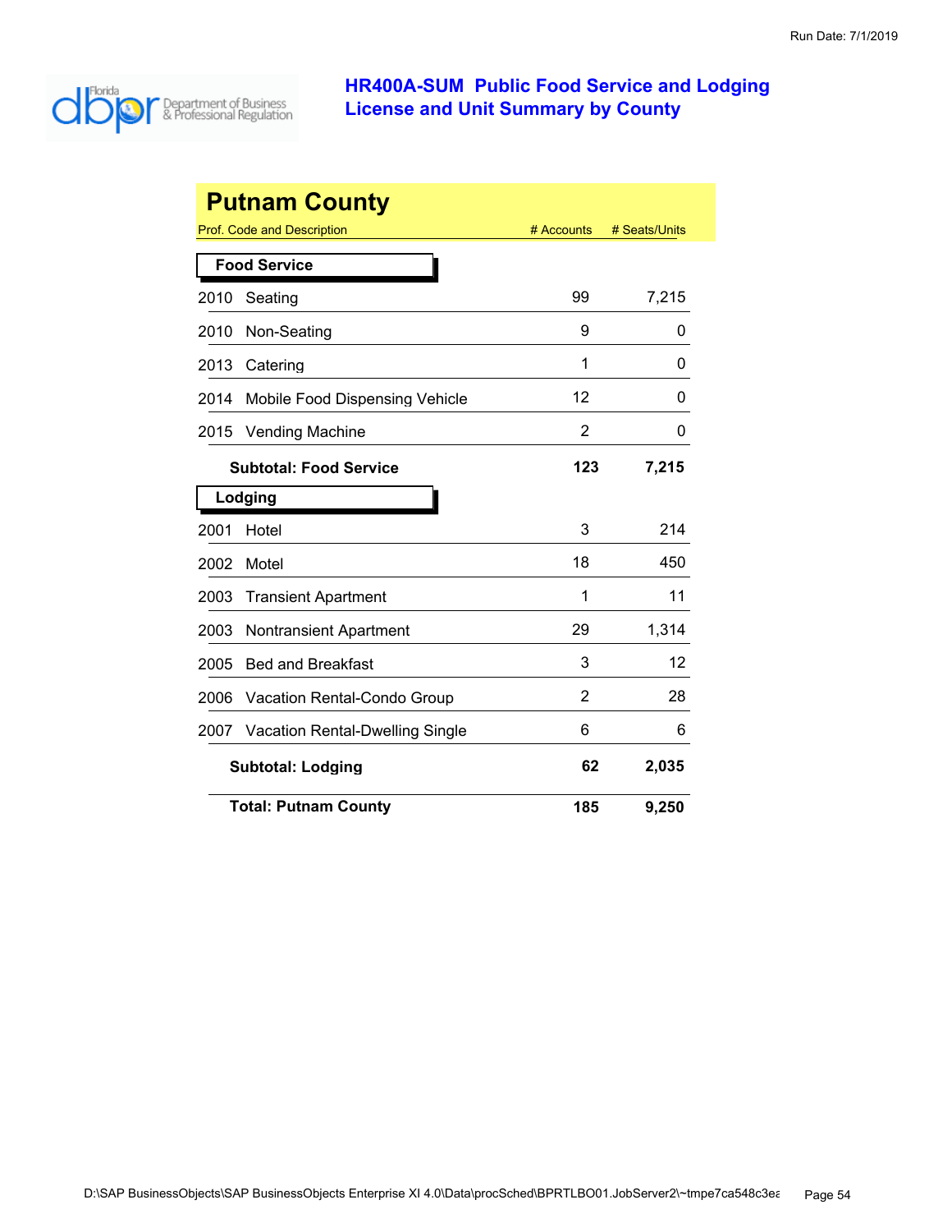# HR400A-SUM Public Food Service and Lodging License and Unit Summary by County

## Putnam County

| Prof. Code and Description | # Accounts | # Seats/Units |
|---|---|---|
| **Food Service** | | |
| 2010 Seating | 99 | 7,215 |
| 2010 Non-Seating | 9 | 0 |
| 2013 Catering | 1 | 0 |
| 2014 Mobile Food Dispensing Vehicle | 12 | 0 |
| 2015 Vending Machine | 2 | 0 |
| **Subtotal: Food Service** | **123** | **7,215** |
| **Lodging** | | |
| 2001 Hotel | 3 | 214 |
| 2002 Motel | 18 | 450 |
| 2003 Transient Apartment | 1 | 11 |
| 2003 Nontransient Apartment | 29 | 1,314 |
| 2005 Bed and Breakfast | 3 | 12 |
| 2006 Vacation Rental-Condo Group | 2 | 28 |
| 2007 Vacation Rental-Dwelling Single | 6 | 6 |
| **Subtotal: Lodging** | **62** | **2,035** |
| **Total: Putnam County** | **185** | **9,250** |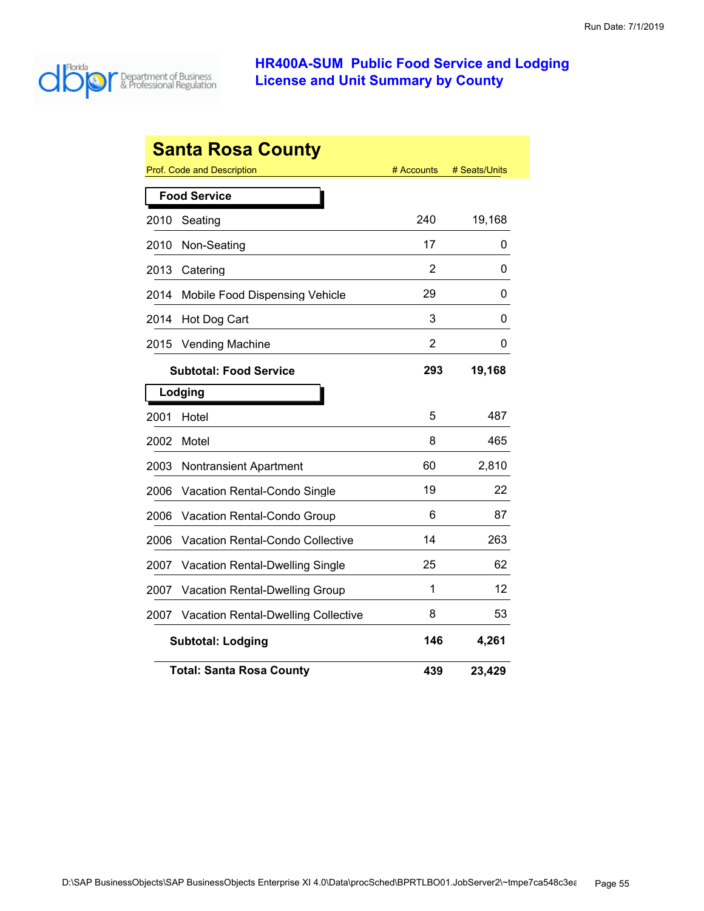# HR400A-SUM Public Food Service and Lodging License and Unit Summary by County

Run Date: 7/1/2019

## Santa Rosa County

| Prof. Code and Description | | # Accounts | # Seats/Units |
|---|---|---|---|
| **Food Service** | | | |
| 2010 | Seating | 240 | 19,168 |
| 2010 | Non-Seating | 17 | 0 |
| 2013 | Catering | 2 | 0 |
| 2014 | Mobile Food Dispensing Vehicle | 29 | 0 |
| 2014 | Hot Dog Cart | 3 | 0 |
| 2015 | Vending Machine | 2 | 0 |
| | **Subtotal: Food Service** | **293** | **19,168** |
| **Lodging** | | | |
| 2001 | Hotel | 5 | 487 |
| 2002 | Motel | 8 | 465 |
| 2003 | Nontransient Apartment | 60 | 2,810 |
| 2006 | Vacation Rental-Condo Single | 19 | 22 |
| 2006 | Vacation Rental-Condo Group | 6 | 87 |
| 2006 | Vacation Rental-Condo Collective | 14 | 263 |
| 2007 | Vacation Rental-Dwelling Single | 25 | 62 |
| 2007 | Vacation Rental-Dwelling Group | 1 | 12 |
| 2007 | Vacation Rental-Dwelling Collective | 8 | 53 |
| | **Subtotal: Lodging** | **146** | **4,261** |
| | **Total: Santa Rosa County** | **439** | **23,429** |

D:\SAP BusinessObjects\SAP BusinessObjects Enterprise XI 4.0\Data\procSched\BPRTLBO01.JobServer2\~tmpe7ca548c3ea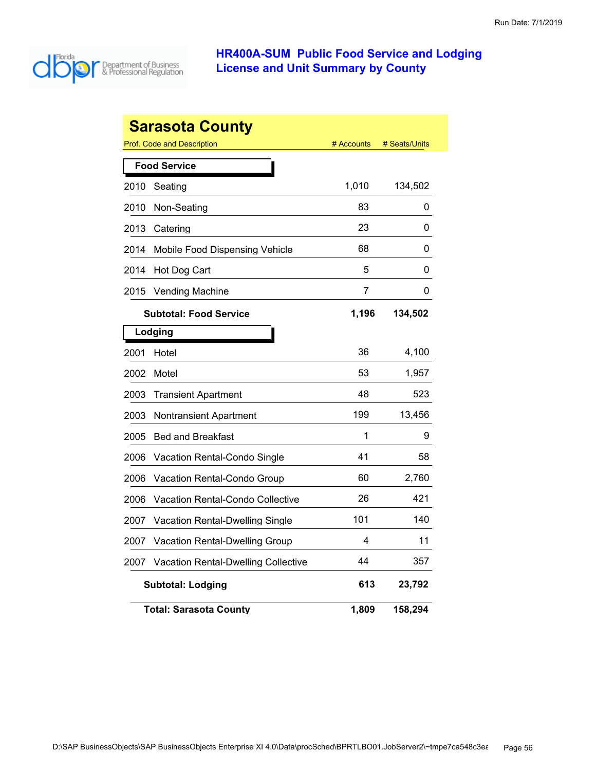# HR400A-SUM Public Food Service and Lodging License and Unit Summary by County

Run Date: 7/1/2019

## Sarasota County

| Prof. Code and Description | # Accounts | # Seats/Units |
|---|---|---|
| **Food Service** | | |
| 2010 Seating | 1,010 | 134,502 |
| 2010 Non-Seating | 83 | 0 |
| 2013 Catering | 23 | 0 |
| 2014 Mobile Food Dispensing Vehicle | 68 | 0 |
| 2014 Hot Dog Cart | 5 | 0 |
| 2015 Vending Machine | 7 | 0 |
| **Subtotal: Food Service** | **1,196** | **134,502** |
| **Lodging** | | |
| 2001 Hotel | 36 | 4,100 |
| 2002 Motel | 53 | 1,957 |
| 2003 Transient Apartment | 48 | 523 |
| 2003 Nontransient Apartment | 199 | 13,456 |
| 2005 Bed and Breakfast | 1 | 9 |
| 2006 Vacation Rental-Condo Single | 41 | 58 |
| 2006 Vacation Rental-Condo Group | 60 | 2,760 |
| 2006 Vacation Rental-Condo Collective | 26 | 421 |
| 2007 Vacation Rental-Dwelling Single | 101 | 140 |
| 2007 Vacation Rental-Dwelling Group | 4 | 11 |
| 2007 Vacation Rental-Dwelling Collective | 44 | 357 |
| **Subtotal: Lodging** | **613** | **23,792** |
| **Total: Sarasota County** | **1,809** | **158,294** |

D:\SAP BusinessObjects\SAP BusinessObjects Enterprise XI 4.0\Data\procSched\BPRTLBO01.JobServer2\~tmpe7ca548c3ea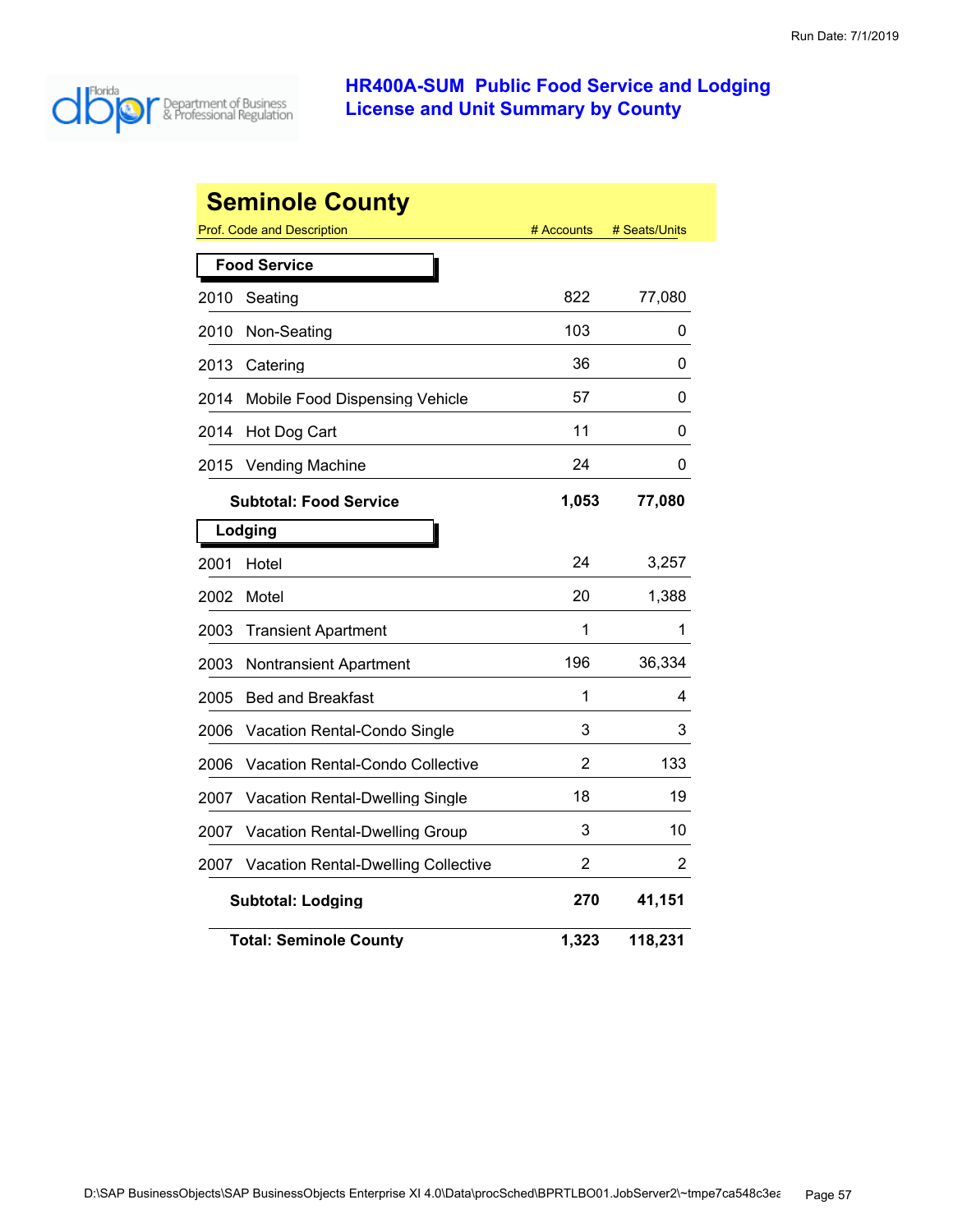# HR400A-SUM Public Food Service and Lodging License and Unit Summary by County

## Seminole County

| Prof. Code and Description | # Accounts | # Seats/Units |
|---|---|---|
| **Food Service** | | |
| 2010 Seating | 822 | 77,080 |
| 2010 Non-Seating | 103 | 0 |
| 2013 Catering | 36 | 0 |
| 2014 Mobile Food Dispensing Vehicle | 57 | 0 |
| 2014 Hot Dog Cart | 11 | 0 |
| 2015 Vending Machine | 24 | 0 |
| **Subtotal: Food Service** | **1,053** | **77,080** |
| **Lodging** | | |
| 2001 Hotel | 24 | 3,257 |
| 2002 Motel | 20 | 1,388 |
| 2003 Transient Apartment | 1 | 1 |
| 2003 Nontransient Apartment | 196 | 36,334 |
| 2005 Bed and Breakfast | 1 | 4 |
| 2006 Vacation Rental-Condo Single | 3 | 3 |
| 2006 Vacation Rental-Condo Collective | 2 | 133 |
| 2007 Vacation Rental-Dwelling Single | 18 | 19 |
| 2007 Vacation Rental-Dwelling Group | 3 | 10 |
| 2007 Vacation Rental-Dwelling Collective | 2 | 2 |
| **Subtotal: Lodging** | **270** | **41,151** |
| **Total: Seminole County** | **1,323** | **118,231** |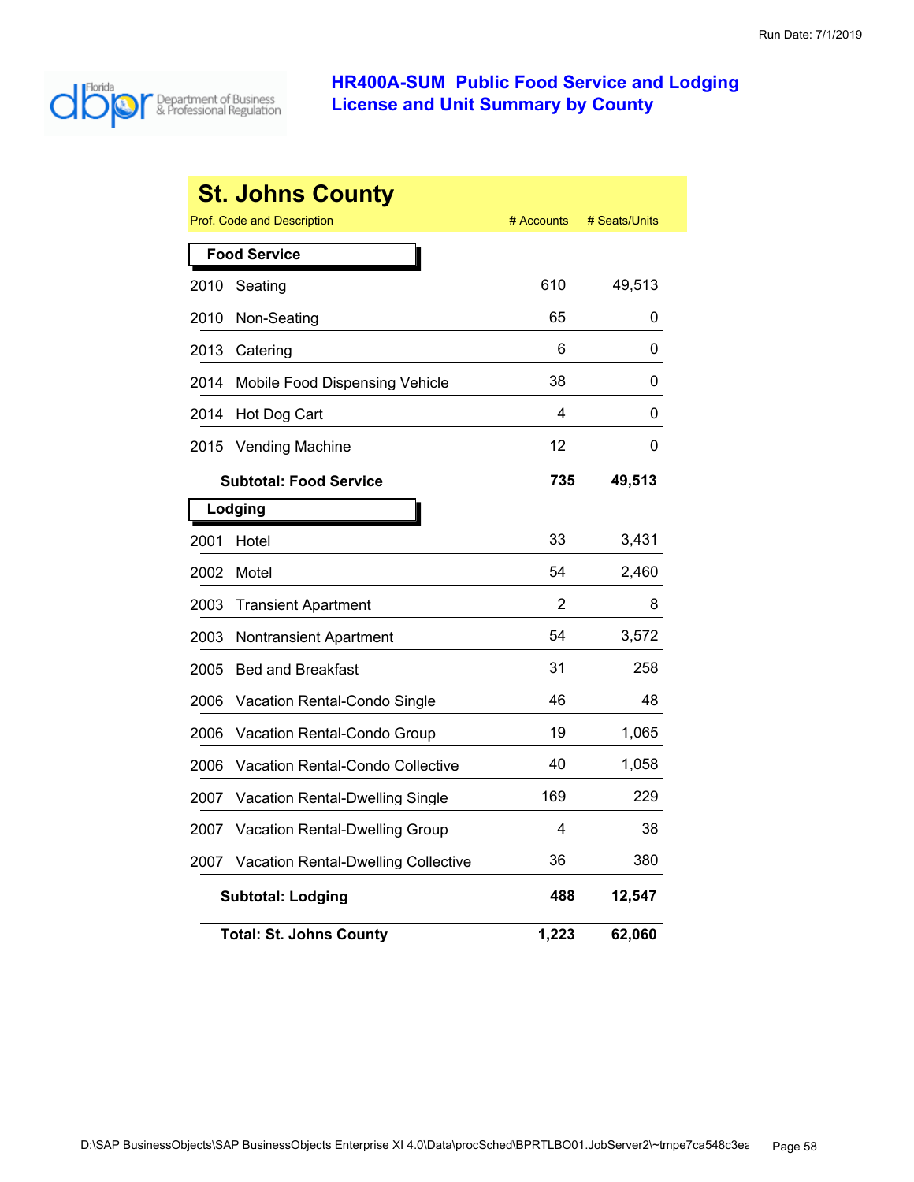Run Date: 7/1/2019

Florida Department of Business & Professional Regulation

# HR400A-SUM Public Food Service and Lodging License and Unit Summary by County

## St. Johns County

| Prof. Code and Description | | # Accounts | # Seats/Units |
|---|---|---|---|
| **Food Service** | | | |
| 2010 | Seating | 610 | 49,513 |
| 2010 | Non-Seating | 65 | 0 |
| 2013 | Catering | 6 | 0 |
| 2014 | Mobile Food Dispensing Vehicle | 38 | 0 |
| 2014 | Hot Dog Cart | 4 | 0 |
| 2015 | Vending Machine | 12 | 0 |
| | **Subtotal: Food Service** | **735** | **49,513** |
| **Lodging** | | | |
| 2001 | Hotel | 33 | 3,431 |
| 2002 | Motel | 54 | 2,460 |
| 2003 | Transient Apartment | 2 | 8 |
| 2003 | Nontransient Apartment | 54 | 3,572 |
| 2005 | Bed and Breakfast | 31 | 258 |
| 2006 | Vacation Rental-Condo Single | 46 | 48 |
| 2006 | Vacation Rental-Condo Group | 19 | 1,065 |
| 2006 | Vacation Rental-Condo Collective | 40 | 1,058 |
| 2007 | Vacation Rental-Dwelling Single | 169 | 229 |
| 2007 | Vacation Rental-Dwelling Group | 4 | 38 |
| 2007 | Vacation Rental-Dwelling Collective | 36 | 380 |
| | **Subtotal: Lodging** | **488** | **12,547** |
| | **Total: St. Johns County** | **1,223** | **62,060** |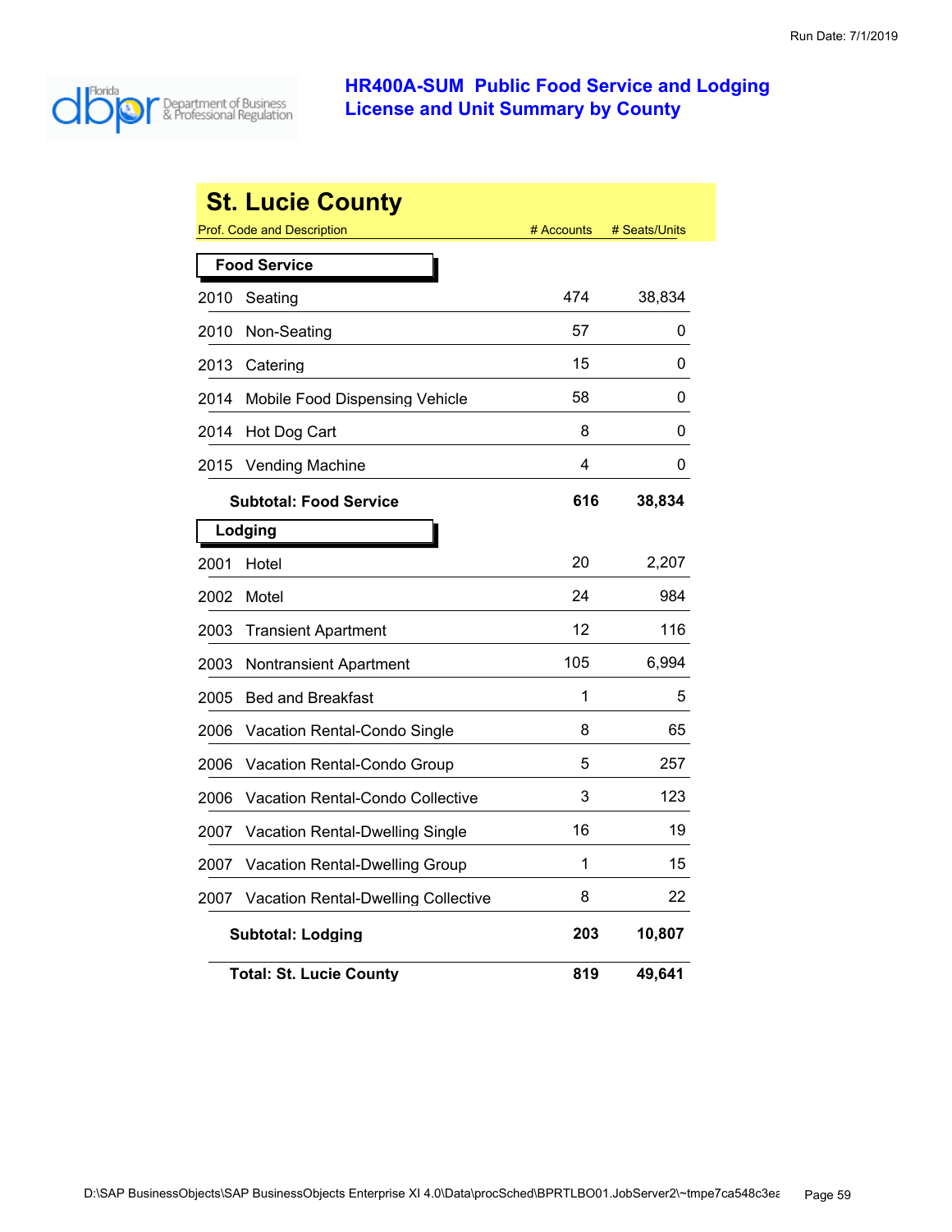Run Date: 7/1/2019

# HR400A-SUM Public Food Service and Lodging License and Unit Summary by County

## St. Lucie County

| Prof. Code and Description | # Accounts | # Seats/Units |
|---|---|---|
| **Food Service** | | |
| 2010 Seating | 474 | 38,834 |
| 2010 Non-Seating | 57 | 0 |
| 2013 Catering | 15 | 0 |
| 2014 Mobile Food Dispensing Vehicle | 58 | 0 |
| 2014 Hot Dog Cart | 8 | 0 |
| 2015 Vending Machine | 4 | 0 |
| **Subtotal: Food Service** | **616** | **38,834** |
| **Lodging** | | |
| 2001 Hotel | 20 | 2,207 |
| 2002 Motel | 24 | 984 |
| 2003 Transient Apartment | 12 | 116 |
| 2003 Nontransient Apartment | 105 | 6,994 |
| 2005 Bed and Breakfast | 1 | 5 |
| 2006 Vacation Rental-Condo Single | 8 | 65 |
| 2006 Vacation Rental-Condo Group | 5 | 257 |
| 2006 Vacation Rental-Condo Collective | 3 | 123 |
| 2007 Vacation Rental-Dwelling Single | 16 | 19 |
| 2007 Vacation Rental-Dwelling Group | 1 | 15 |
| 2007 Vacation Rental-Dwelling Collective | 8 | 22 |
| **Subtotal: Lodging** | **203** | **10,807** |
| **Total: St. Lucie County** | **819** | **49,641** |

D:\SAP BusinessObjects\SAP BusinessObjects Enterprise XI 4.0\Data\procSched\BPRTLBO01.JobServer2\~tmpe7ca548c3ea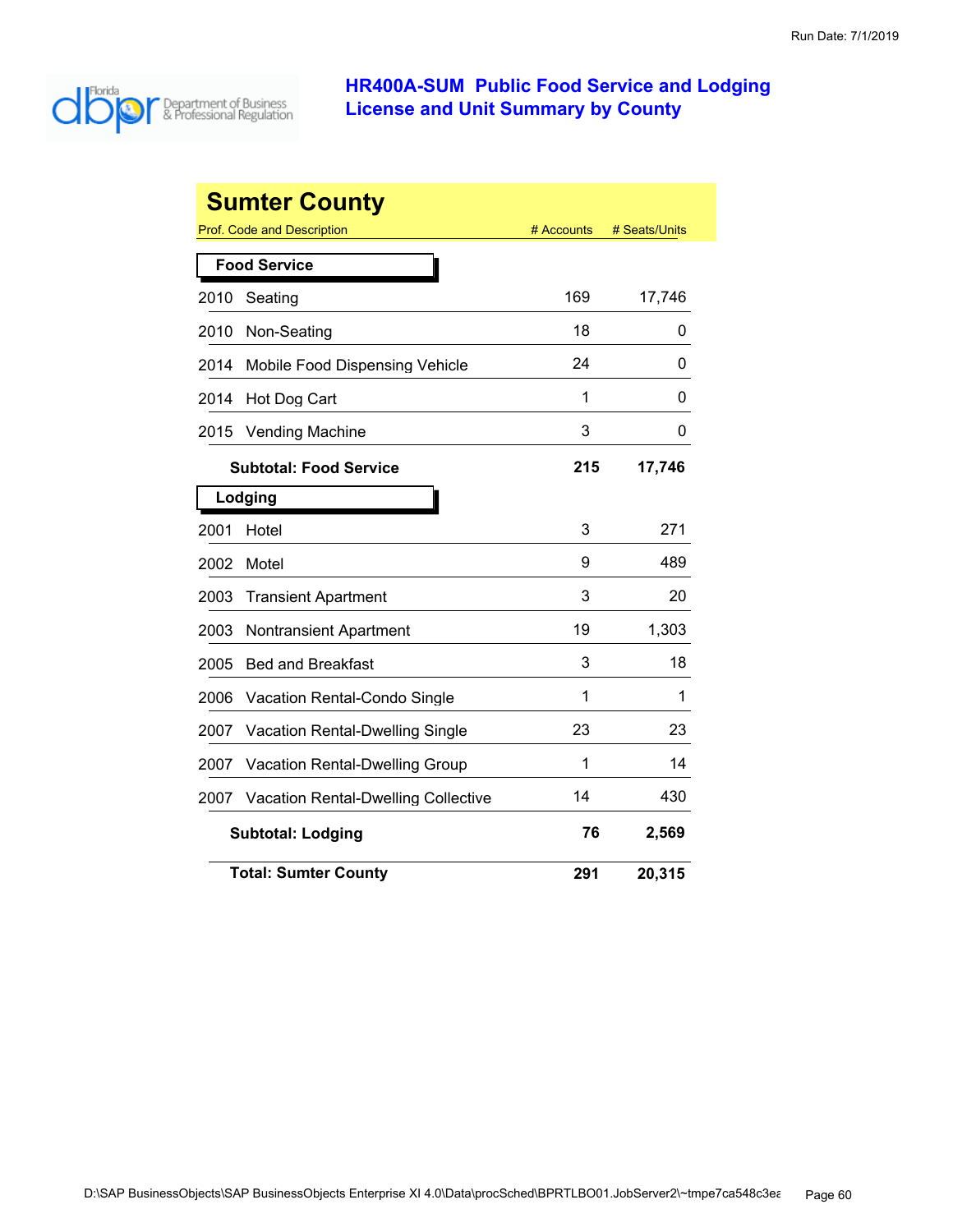Run Date: 7/1/2019

# HR400A-SUM Public Food Service and Lodging License and Unit Summary by County

## Sumter County

| Prof. Code and Description | # Accounts | # Seats/Units |
|---|---|---|
| **Food Service** | | |
| 2010 Seating | 169 | 17,746 |
| 2010 Non-Seating | 18 | 0 |
| 2014 Mobile Food Dispensing Vehicle | 24 | 0 |
| 2014 Hot Dog Cart | 1 | 0 |
| 2015 Vending Machine | 3 | 0 |
| **Subtotal: Food Service** | **215** | **17,746** |
| **Lodging** | | |
| 2001 Hotel | 3 | 271 |
| 2002 Motel | 9 | 489 |
| 2003 Transient Apartment | 3 | 20 |
| 2003 Nontransient Apartment | 19 | 1,303 |
| 2005 Bed and Breakfast | 3 | 18 |
| 2006 Vacation Rental-Condo Single | 1 | 1 |
| 2007 Vacation Rental-Dwelling Single | 23 | 23 |
| 2007 Vacation Rental-Dwelling Group | 1 | 14 |
| 2007 Vacation Rental-Dwelling Collective | 14 | 430 |
| **Subtotal: Lodging** | **76** | **2,569** |
| **Total: Sumter County** | **291** | **20,315** |

D:\SAP BusinessObjects\SAP BusinessObjects Enterprise XI 4.0\Data\procSched\BPRTLBO01.JobServer2\~tmpe7ca548c3ea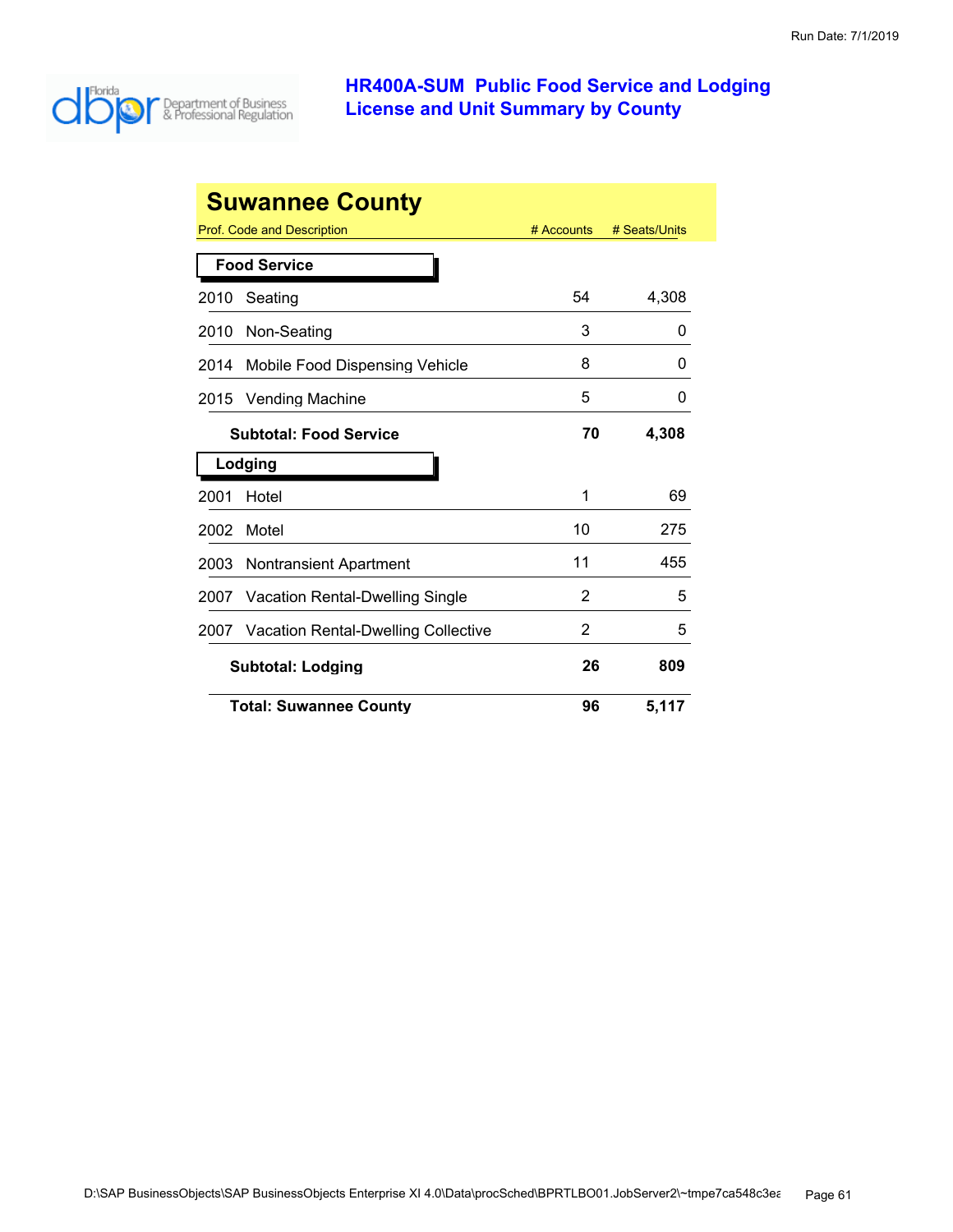Run Date: 7/1/2019

# HR400A-SUM Public Food Service and Lodging License and Unit Summary by County

## Suwannee County

| Prof. Code and Description | # Accounts | # Seats/Units |
|---|---|---|
| **Food Service** | | |
| 2010 Seating | 54 | 4,308 |
| 2010 Non-Seating | 3 | 0 |
| 2014 Mobile Food Dispensing Vehicle | 8 | 0 |
| 2015 Vending Machine | 5 | 0 |
| **Subtotal: Food Service** | **70** | **4,308** |
| **Lodging** | | |
| 2001 Hotel | 1 | 69 |
| 2002 Motel | 10 | 275 |
| 2003 Nontransient Apartment | 11 | 455 |
| 2007 Vacation Rental-Dwelling Single | 2 | 5 |
| 2007 Vacation Rental-Dwelling Collective | 2 | 5 |
| **Subtotal: Lodging** | **26** | **809** |
| **Total: Suwannee County** | **96** | **5,117** |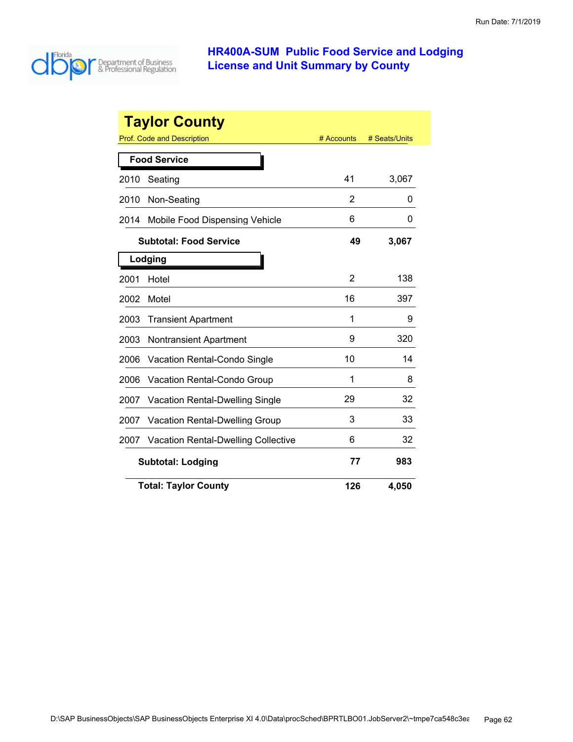Run Date: 7/1/2019

# HR400A-SUM Public Food Service and Lodging License and Unit Summary by County

## Taylor County

| Prof. Code and Description | | # Accounts | # Seats/Units |
|---|---|---|---|
| **Food Service** | | | |
| 2010 | Seating | 41 | 3,067 |
| 2010 | Non-Seating | 2 | 0 |
| 2014 | Mobile Food Dispensing Vehicle | 6 | 0 |
| | **Subtotal: Food Service** | **49** | **3,067** |
| **Lodging** | | | |
| 2001 | Hotel | 2 | 138 |
| 2002 | Motel | 16 | 397 |
| 2003 | Transient Apartment | 1 | 9 |
| 2003 | Nontransient Apartment | 9 | 320 |
| 2006 | Vacation Rental-Condo Single | 10 | 14 |
| 2006 | Vacation Rental-Condo Group | 1 | 8 |
| 2007 | Vacation Rental-Dwelling Single | 29 | 32 |
| 2007 | Vacation Rental-Dwelling Group | 3 | 33 |
| 2007 | Vacation Rental-Dwelling Collective | 6 | 32 |
| | **Subtotal: Lodging** | **77** | **983** |
| | **Total: Taylor County** | **126** | **4,050** |

D:\SAP BusinessObjects\SAP BusinessObjects Enterprise XI 4.0\Data\procSched\BPRTLBO01.JobServer2\~tmpe7ca548c3ea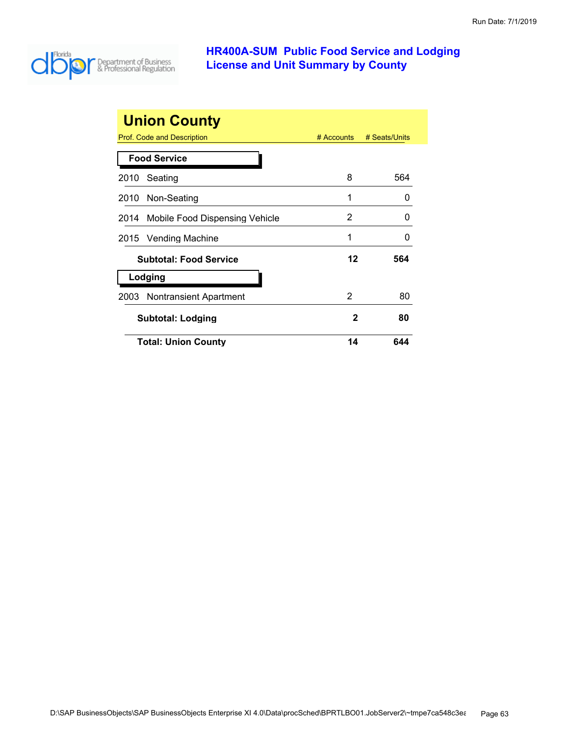Run Date: 7/1/2019

# HR400A-SUM Public Food Service and Lodging License and Unit Summary by County

## Union County

| Prof. Code and Description | # Accounts | # Seats/Units |
|---|---|---|
| **Food Service** | | |
| 2010 Seating | 8 | 564 |
| 2010 Non-Seating | 1 | 0 |
| 2014 Mobile Food Dispensing Vehicle | 2 | 0 |
| 2015 Vending Machine | 1 | 0 |
| **Subtotal: Food Service** | **12** | **564** |
| **Lodging** | | |
| 2003 Nontransient Apartment | 2 | 80 |
| **Subtotal: Lodging** | **2** | **80** |
| **Total: Union County** | **14** | **644** |

D:\SAP BusinessObjects\SAP BusinessObjects Enterprise XI 4.0\Data\procSched\BPRTLBO01.JobServer2\~tmpe7ca548c3ea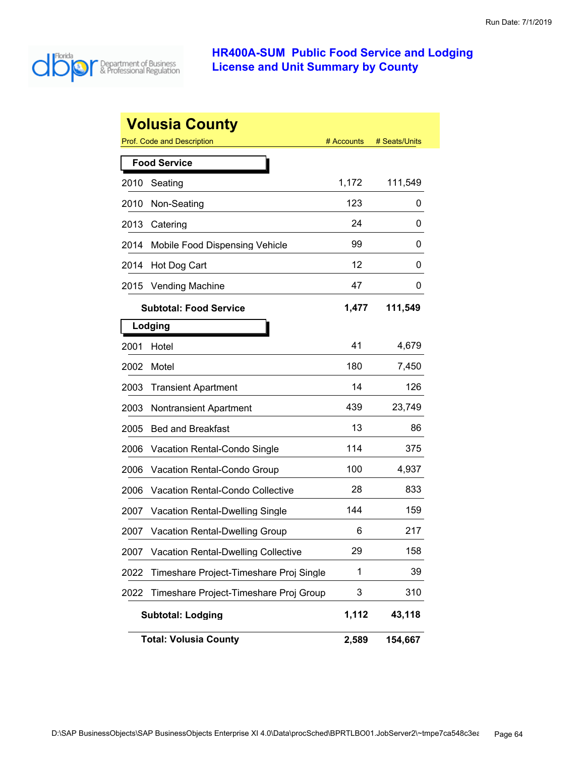# HR400A-SUM Public Food Service and Lodging License and Unit Summary by County

Run Date: 7/1/2019

## Volusia County

| Prof. Code | Description | # Accounts | # Seats/Units |
|---|---|---|---|
| **Food Service** | | | |
| 2010 | Seating | 1,172 | 111,549 |
| 2010 | Non-Seating | 123 | 0 |
| 2013 | Catering | 24 | 0 |
| 2014 | Mobile Food Dispensing Vehicle | 99 | 0 |
| 2014 | Hot Dog Cart | 12 | 0 |
| 2015 | Vending Machine | 47 | 0 |
| | **Subtotal: Food Service** | **1,477** | **111,549** |
| **Lodging** | | | |
| 2001 | Hotel | 41 | 4,679 |
| 2002 | Motel | 180 | 7,450 |
| 2003 | Transient Apartment | 14 | 126 |
| 2003 | Nontransient Apartment | 439 | 23,749 |
| 2005 | Bed and Breakfast | 13 | 86 |
| 2006 | Vacation Rental-Condo Single | 114 | 375 |
| 2006 | Vacation Rental-Condo Group | 100 | 4,937 |
| 2006 | Vacation Rental-Condo Collective | 28 | 833 |
| 2007 | Vacation Rental-Dwelling Single | 144 | 159 |
| 2007 | Vacation Rental-Dwelling Group | 6 | 217 |
| 2007 | Vacation Rental-Dwelling Collective | 29 | 158 |
| 2022 | Timeshare Project-Timeshare Proj Single | 1 | 39 |
| 2022 | Timeshare Project-Timeshare Proj Group | 3 | 310 |
| | **Subtotal: Lodging** | **1,112** | **43,118** |
| | **Total: Volusia County** | **2,589** | **154,667** |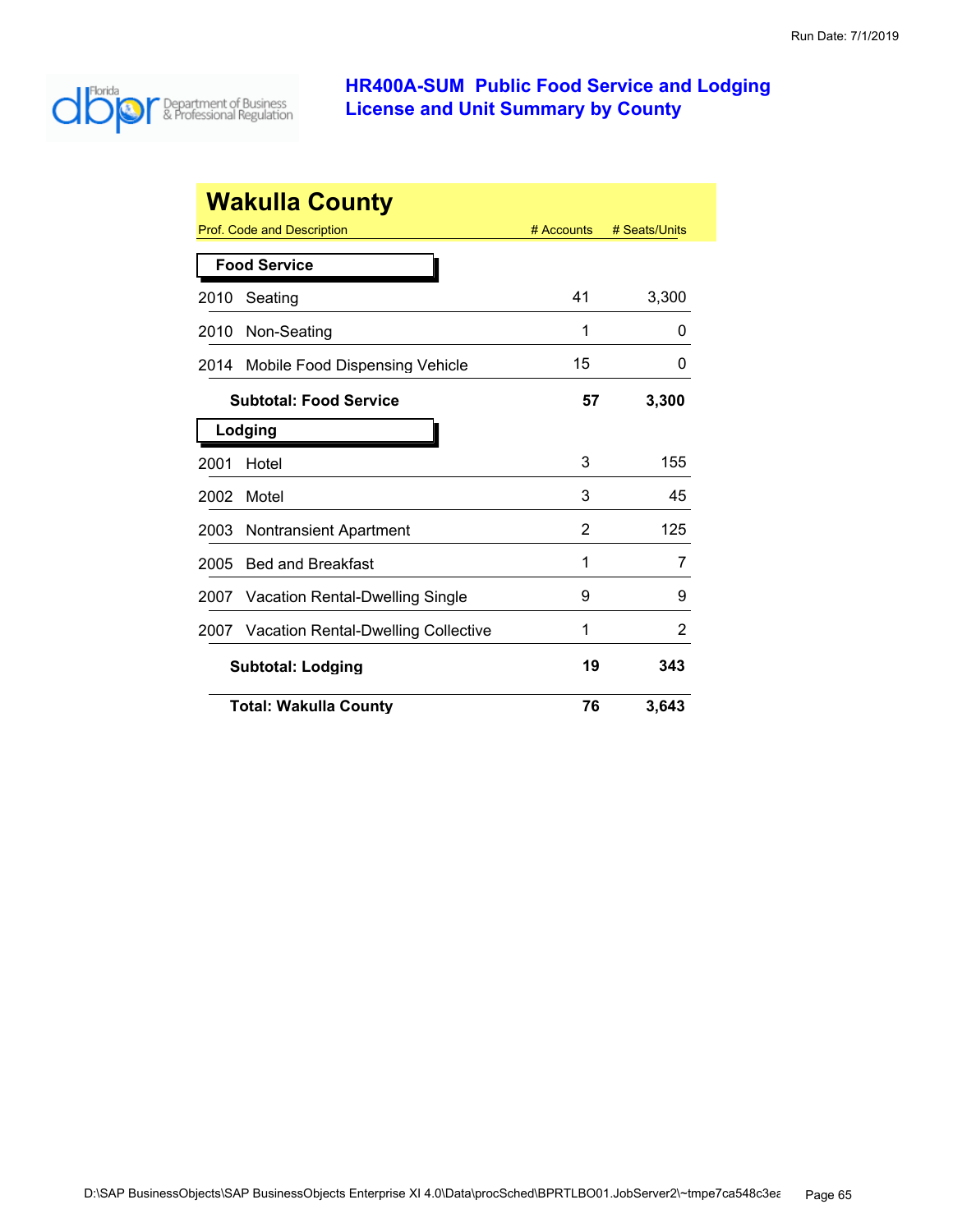# HR400A-SUM Public Food Service and Lodging License and Unit Summary by County

## Wakulla County

| Prof. Code and Description | # Accounts | # Seats/Units |
|---|---|---|
| **Food Service** | | |
| 2010 Seating | 41 | 3,300 |
| 2010 Non-Seating | 1 | 0 |
| 2014 Mobile Food Dispensing Vehicle | 15 | 0 |
| **Subtotal: Food Service** | **57** | **3,300** |
| **Lodging** | | |
| 2001 Hotel | 3 | 155 |
| 2002 Motel | 3 | 45 |
| 2003 Nontransient Apartment | 2 | 125 |
| 2005 Bed and Breakfast | 1 | 7 |
| 2007 Vacation Rental-Dwelling Single | 9 | 9 |
| 2007 Vacation Rental-Dwelling Collective | 1 | 2 |
| **Subtotal: Lodging** | **19** | **343** |
| **Total: Wakulla County** | **76** | **3,643** |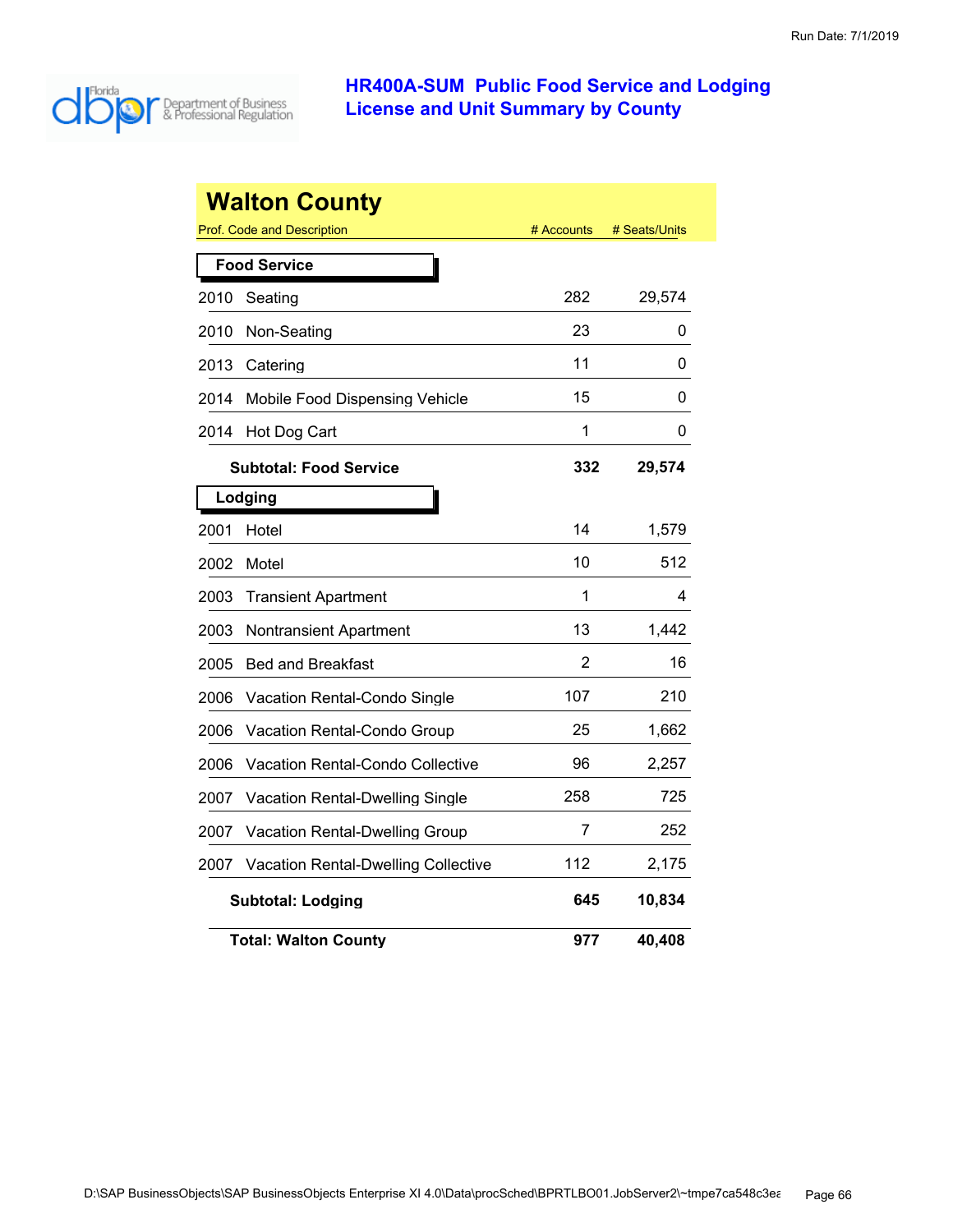Run Date: 7/1/2019

# HR400A-SUM Public Food Service and Lodging License and Unit Summary by County

## Walton County

| Prof. Code and Description | # Accounts | # Seats/Units |
|---|---|---|
| **Food Service** | | |
| 2010 Seating | 282 | 29,574 |
| 2010 Non-Seating | 23 | 0 |
| 2013 Catering | 11 | 0 |
| 2014 Mobile Food Dispensing Vehicle | 15 | 0 |
| 2014 Hot Dog Cart | 1 | 0 |
| **Subtotal: Food Service** | **332** | **29,574** |
| **Lodging** | | |
| 2001 Hotel | 14 | 1,579 |
| 2002 Motel | 10 | 512 |
| 2003 Transient Apartment | 1 | 4 |
| 2003 Nontransient Apartment | 13 | 1,442 |
| 2005 Bed and Breakfast | 2 | 16 |
| 2006 Vacation Rental-Condo Single | 107 | 210 |
| 2006 Vacation Rental-Condo Group | 25 | 1,662 |
| 2006 Vacation Rental-Condo Collective | 96 | 2,257 |
| 2007 Vacation Rental-Dwelling Single | 258 | 725 |
| 2007 Vacation Rental-Dwelling Group | 7 | 252 |
| 2007 Vacation Rental-Dwelling Collective | 112 | 2,175 |
| **Subtotal: Lodging** | **645** | **10,834** |
| **Total: Walton County** | **977** | **40,408** |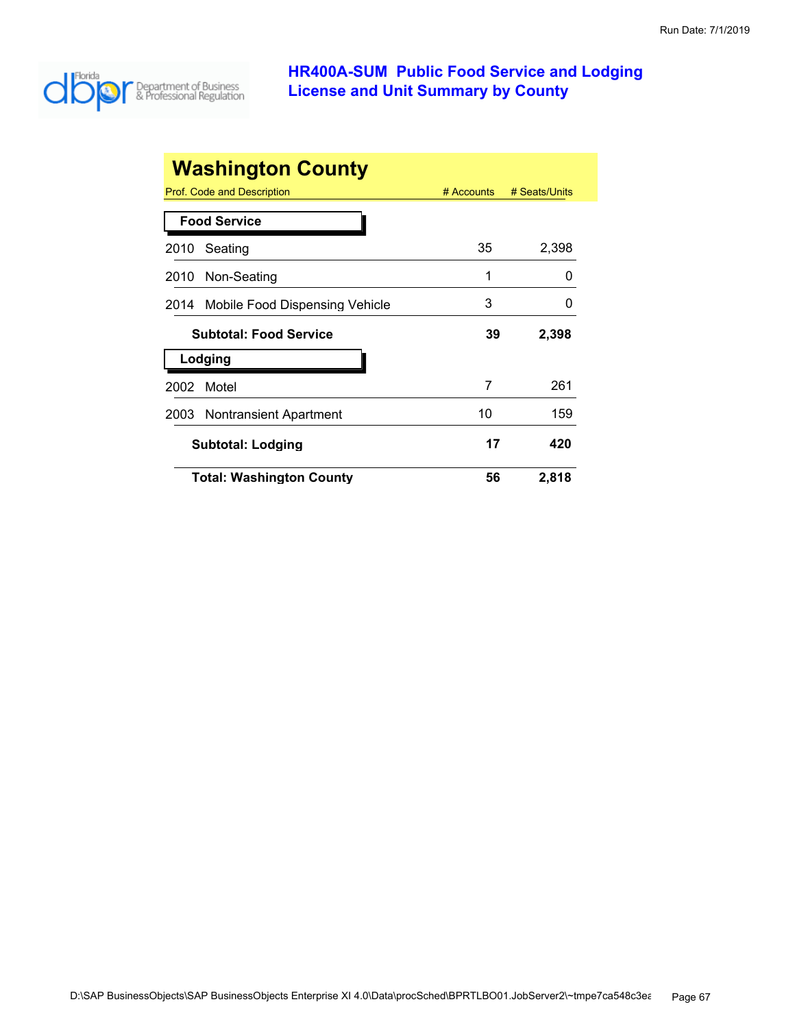# HR400A-SUM Public Food Service and Lodging License and Unit Summary by County

Run Date: 7/1/2019

## Washington County

| Prof. Code and Description | # Accounts | # Seats/Units |
|---|---|---|
| **Food Service** | | |
| 2010 Seating | 35 | 2,398 |
| 2010 Non-Seating | 1 | 0 |
| 2014 Mobile Food Dispensing Vehicle | 3 | 0 |
| **Subtotal: Food Service** | **39** | **2,398** |
| **Lodging** | | |
| 2002 Motel | 7 | 261 |
| 2003 Nontransient Apartment | 10 | 159 |
| **Subtotal: Lodging** | **17** | **420** |
| **Total: Washington County** | **56** | **2,818** |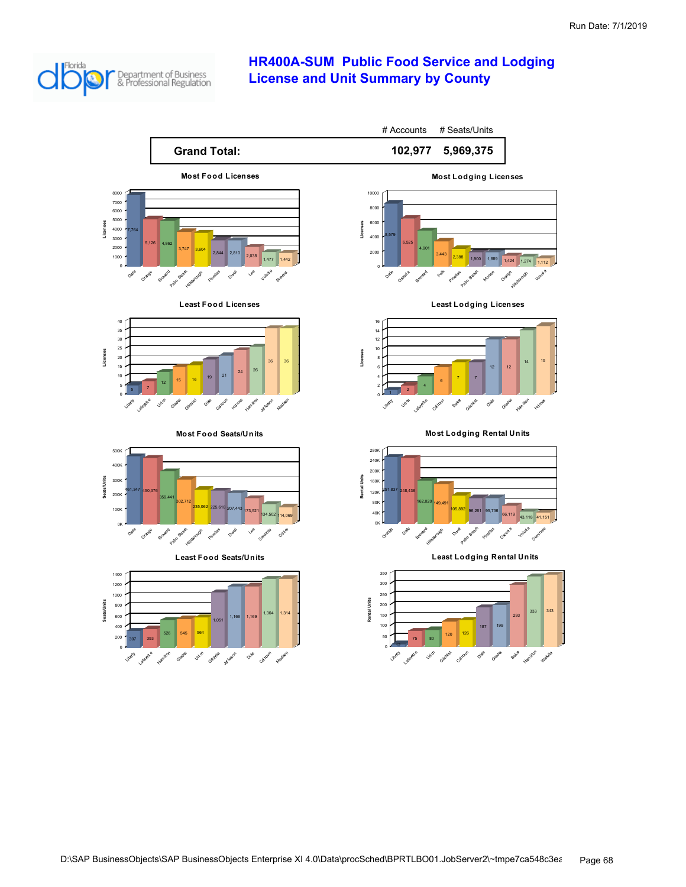Run Date: 7/1/2019

# HR400A-SUM Public Food Service and Lodging License and Unit Summary by County

| | # Accounts | # Seats/Units |
|---|---|---|
| **Grand Total:** | **102,977** | **5,969,375** |

### Most Food Licenses

Licenses

8000 7000 6000 5000 4000 3000 2000 1000 0

7,764 5,126 4,862 3,747 3,604 2,844 2,810 2,038 1,477 1,442

Dade Orange Broward Palm Beach Hillsborough Pinellas Duval Lee Volusia Brevard

### Most Lodging Licenses

Licenses

10000 8000 6000 4000 2000 0

8,579 6,525 4,901 3,443 2,388 1,900 1,889 1,424 1,274 1,112

Dade Osceola Broward Polk Pinellas Palm Beach Monroe Orange Hillsborough Volusia

### Least Food Licenses

Licenses

40 35 30 25 20 15 10 5 0

5 7 12 15 16 19 21 24 26 36 36

Liberty Lafayette Union Glades Gilchrist Dixie Calhoun Holmes Hamilton Jefferson Madison

### Least Lodging Licenses

Licenses

16 14 12 10 8 6 4 2 0

1 2 4 6 7 7 12 12 14 15

Liberty Union Lafayette Calhoun Baker Gilchrist Dixie Glades Hamilton Holmes

### Most Food Seats/Units

Seats/Units

500K 400K 300K 200K 100K 0K

461,347 450,376 359,441 302,712 235,062 225,618 207,443 173,521 134,502 114,069

Dade Orange Broward Palm Beach Hillsborough Pinellas Duval Lee Sarasota Collier

### Most Lodging Rental Units

Rental Units

280K 240K 200K 160K 120K 80K 40K 0K

251,837 248,436 162,020 149,491 105,892 96,261 95,736 66,119 43,118 41,151

Orange Dade Broward Hillsborough Duval Palm Beach Pinellas Osceola Volusia Seminole

### Least Food Seats/Units

Seats/Units

1400 1200 1000 800 600 400 200 0

307 353 526 545 564 1,051 1,166 1,169 1,304 1,314

Liberty Lafayette Hamilton Glades Union Gilchrist Jefferson Dixie Calhoun Madison

### Least Lodging Rental Units

Rental Units

350 300 250 200 150 100 50 0

12 75 80 120 126 187 199 293 333 343

Liberty Lafayette Union Gilchrist Calhoun Dixie Glades Baker Hamilton Wakulla

D:\SAP BusinessObjects\SAP BusinessObjects Enterprise XI 4.0\Data\procSched\BPRTLBO01.JobServer2\~tmpe7ca548c3ea